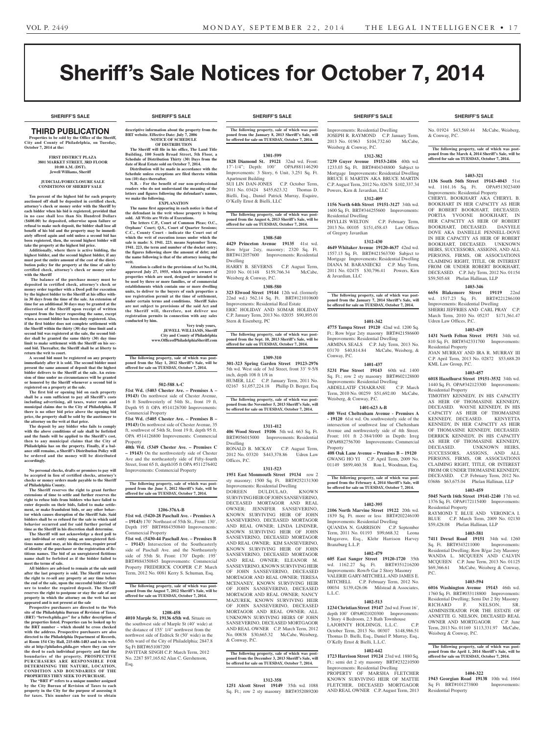# Sheriff's Sale Notices for October 7, 2014

SHERIFF'S SALE

## THIRD PUBLICATION

**Properties to be sold by the Office of the Sheriff, City and County of Philadelphia, on Tuesday, October 7, 2014 at the:**

**FIRST DISTRICT PLAZA**
**3801 MARKET STREET, 3RD FLOOR**
**10:00 A.M. (DST).**
**Jewell Williams, Sheriff**

**JUDICIAL/FORECLOSURE SALE CONDITIONS OF SHERIFF SALE**

**Ten percent of the highest bid for each property auctioned off shall be deposited in certified check, attorney's check or money order with the Sheriff by each bidder when his bid is registered, provided that in no case shall less than Six Hundred Dollars ($600.00) be deposited, otherwise upon failure or refusal to make such deposit, the bidder shall lose all benefit of his bid and the property may be immediately offered again and sold unless a second bid has been registered, then, the second highest bidder will take the property at the highest bid price.**

**Additionally, where there is active bidding, the highest bidder, and the second highest bidder, if any must post the entire amount of the cost of the distribution policy for the property at the time of sale by certified check, attorney's check or money order with the Sheriff**

**The balance of the purchase money must be deposited in certified check, attorney's check or money order together with a Deed poll for execution by the highest bidder to the Sheriff at his office within 30 days from the time of the sale. An extension of time for an additional 30 days may be granted at the discretion of the Sheriff upon receipt of written request from the buyer requesting the same, except when a second bidder has been duly registered. Also, if the first bidder does not complete settlement with the Sheriff within the thirty (30) day time limit and a second bid was registered at the sale, the second bidder shall be granted the same thirty (30) day time limit to make settlement with the Sheriff on his second bid. Thereafter, the Sheriff shall be at liberty to return the writ to court.**

**A second bid must be registered on any property immediately after it is sold. The second bidder must present the same amount of deposit that the highest bidder delivers to the Sheriff at the sale. An extension of time under no circumstances will be granted or honored by the Sheriff whenever a second bid is registered on a property at the sale.**

**The first bid or opening bid on each property shall be a sum sufficient to pay all Sheriff's costs including advertising, all taxes, water rents and municipal claims due to the City of Philadelphia. If there is no other bid price above the opening bid price, the property shall be sold by the auctioneer to the attorney on the writ at that price.**

**The deposit by any bidder who fails to comply with the above conditions of sale shall be forfeited and the funds will be applied to the Sheriff's cost, then to any municipal claims that the City of Philadelphia has on the property. Finally, if a balance still remains, a Sheriff's Distribution Policy will be ordered and the money will be distributed accordingly.**

**No personal checks, drafts or promises to pay will be accepted in lieu of certified checks, attorney's checks or money orders made payable to the Sheriff of Philadelphia County.**

**The Sheriff reserves the right to grant further extensions of time to settle and further reserves the right to refuse bids from bidders who have failed to enter deposits on their bids, failed to make settlement, or make fraudulent bids, or any other behavior which causes disruption of the Sheriff Sale. Said bidders shall be so refused for the sale in which said behavior occurred and for said further period of time as the Sheriff in his discretion shall determine.**

**The Sheriff will not acknowledge a deed poll to any individual or entity using an unregistered fictitious name and may, at his discretion, require proof of identity of the purchaser or the registration of fictitious names. The bid of an unregistered fictitious name shall be forfeited as if the bidder failed to meet the terms of sale.**

**All bidders are advised to remain at the sale until after the last property is sold. The Sheriff reserves the right to re-sell any property at any time before the end of the sale, upon the successful bidders' failure to tender the required deposit. The Sheriff reserves the right to postpone or stay the sale of any property in which the attorney on the writ has not appeared and is not present at the sale**

**Prospective purchasers are directed to the Web site of the Philadelphia Bureau of Revision of Taxes, (BRT) "brtweb.phila.gov" for a fuller description of the properties listed. Properties can be looked up by the BRT number – which should be cross checked with the address. Prospective purchasers are also directed to the Philadelphia Department of Records, at Room 154 City Hall, 215-686-1483 and to its website at http://philadox.phila.gov where they can view the deed to each individual property and find the boundaries of the property. PROSPECTIVE PURCHASERS ARE RESPONSIBLE FOR DETERMINING THE NATURE, LOCATION, CONDITION AND BOUNDARIES OF THE PROPERTIES THEY SEEK TO PURCHASE.**

**The "BRT #" refers to a unique number assigned by the City Bureau of Revision of Taxes to each property in the City for the purpose of assessing it for taxes. This number can be used to obtain descriptive information about the property from the BRT website. Effective Date: July 7, 2006**

**NOTICE OF SCHEDULE OF DISTRIBUTION**

**The Sheriff will file in his office, The Land Title Building, 100 South Broad Street, 5th Floor, a Schedule of Distribution Thirty (30) Days from the date of Real Estate sold on October 7, 2014.**

**Distribution will be made in accordance with the Schedule unless exceptions are filed thereto within ten (10) days thereafter.**

**N.B. - For the benefit of our non-professional readers who do not understand the meaning of the letters and figures following the defendant's names, we make the following.**

**EXPLANATION**

**The name first appearing in each notice is that of the defendant in the writ whose property is being sold. All Writs are Writs of Executions.**

**The letters C.P., Court of Common Pleas; O.C., Orphans' Court; Q.S., Court of Quarter Sessions; C.C., County Court - indicate the Court out of which the writ of execution issues under which the sale is made: S. 1941. 223. means September Term, 1941. 223, the term and number of the docket entry; the figures following show the amount of debt; and the name following is that of the attorney issuing the writ.**

**Attention is called to the provisions of Act No.104, approved July 27, 1955, which requires owners of properties which are used, designed or intended to be used by three or more families, or of commercial establishments which contain one or more dwelling units, to deliver to the buyers of such properties a use registration permit at the time of settlement, under certain terms and conditions. Sheriff Sales are not subject to provisions of the said Act and the Sheriff will, therefore, not deliver use registration permits in connection with any sales conducted by him.**

**Very truly yours,**
**JEWELL WILLIAMS, Sheriff**
**City and County of Philadelphia**
**www.OfficeofPhiladelphiaSheriff.com**

**The following property, sale of which was postponed from the May 1, 2012 Sheriff's Sale, will be offered for sale on TUESDAY, October 7, 2014.**

**502-588 A-C**

**51st Wd. (5403 Chester Ave. – Premises A – 19143)** On northwest side of Chester Avenue, 16 ft Southwesterly of 54th St., front 19 ft, Depth 95 ft OPA #514126700 Improvements: Commercial Property

**51st Wd. (5405 Chester Ave. – Premises B – 19143)** On northwest side of Chester Avenue, 35 ft, southwest of 54th St, front 19 ft, depth 95 ft. OPA #514126800 Improvements: Commercial Property

**40th Wd. (5349 Chester Ave. – Premises C – 19143)** On the northwesterly side of Chester Ave and the northeasterly side of Fifty-fourth Street, front 65 ft, depth105 ft OPA #511276402 Improvements: Commercial Property

**The following property, sale of which was postponed from the June 5, 2012 Sheriff's Sale, will be offered for sale on TUESDAY, October 7, 2014.**

**1206-376A-B**

**51st wd. (5420-28 Paschall Ave. - Premises A – 19143)** 170' Northeast of 55th St., Front: 130', Depth 195' BRT#884350840 Improvements: Commercial Property

**51st wd. (5430-44 Paschall Ave. – Premises B – 19143)** Intersection of the Southeasterly side of Paschall Ave. and the Northeasterly side of 55th St. Front: 170' Depth: 195' BRT#884350845 Improvements: Commercial Property FREDERICK COOPER C.P. March Term, 2012 No. 0081 Kerry S. Schuman, Esq.

**The following property, sale of which was postponed from the August 7, 2012 Sheriff's Sale, will be offered for sale on TUESDAY, October 7, 2014.**

**1208-458**

**4010 Marple St. 19136 65th wd.** Situate on the southwest side of Marple St (40' wide) at the distance of 155' 1/4" northwest from the northwest side of Erdrick St (50' wide) in the 65th ward of the City of Philadelphia; 2847.8 Sq Ft BRT#651087200
PAVITTAR SINGH C.P. March Term, 2012 No. 2287 $97,165.62 Alan C. Gershenson, Esq.

**The following property, sale of which was postponed from the January 8, 2013 Sheriff's Sale, will be offered for sale on TUESDAY, October 7, 2014.**

**1301-599**

**1828 Diamond St. 19121** 32nd wd. Front: 17'-1/4"; Depth: 100' OPA#881146290 Improvements: 3 Story, 6 Unit, 3,251 Sq. Ft. Apartment Building
SUI LIN DAN-JONES C.P. October Term, 2011 No. 03424 $455,623.32 Thomas D. Bielli, Esq., Daniel Patrick Murray, Esquire, O'Kelly Ernst & Bielli, LLC

**The following property, sale of which was postponed from the August 6, 2013 Sheriff's Sale, will be offered for sale on TUESDAY, October 7, 2014.**

**1308-540**

**4429 Princeton Avenue 19135** 41st wd. Row b/gar 2sty, masonry; 2320 Sq. Ft. BRT#412057600 Improvements: Residential Dwelling
HARRY B. SEVERNS C.P. August Term, 2010 No. 01148 $159,766.34 McCabe, Weisberg & Conway, P.C.

**1308-580**

**323 Elwood Street 19144** 12th wd. (formerly 22nd wd.) 562.14 Sq. Ft. BRT#121010600 Improvements: Residential Real Estate
ERIC HOLIDAY AND SOMAR HOLIDAY C.P. January Term, 2013 No. 02035 $90,895.01 Stern & Eisenberg, PC

**The following property, sale of which was postponed from the Sept. 10, 2013 Sheriff's Sale, will be offered for sale on TUESDAY, October 7, 2014.**

**1309-310**

**301-323 Spring Garden Street 19123-2976** 5th wd. West side of 3rd Street, front 33' 9-5/8 inch, depth 108 ft 1/8 in
HUMER, LLC C.P. January Term, 2011 No. 02167 $1,057,224.18 Phillip D. Berger, Esq

**The following property, sale of which was postponed from the November 5, 2013 Sheriff's Sale, will be offered for sale on TUESDAY, October 7, 2014.**

**1311-412**

**406 Wood Street 19106** 5th wd. 663 Sq. Ft. BRT#056015000 Improvements: Residential Dwelling
RONALD B. MCKAY C.P. August Term, 2012 No. 03320 $443,378.86 Udren Law Offices, P.C.

**1311-523**

**1951 East Monmouth Street 19134** row 2 sty masonry; 1500 Sq. Ft. BRT#252131300 Improvements: Residential Dwelling
DOREEN DULDULAO, KNOWN SURVIVING HEIR OF JOHN SANSEVERINO, DECEASED MORTAGOR AND REAL OWNER; JENNIFER SANSEVERINO, KNOWN SURVIVING HEIR OF JOHN SANSEVERINO, DECEASED MORTAGOR AND REAL OWNER; LINDA LINDNER, KNOWN SURVIVING HEIR OF JOHN SANSEVERINO, DECEASED MORTAGOR AND REAL OWNER; KIM SANSEVERINO, KNOWN SURVIVING HEIR OF JOHN SANSEVERINO, DECEASED MORTAGOR AND REAL OWNER; ELEANOR M. SANSEVERINO, KNOWN SURVIVING HEIR OF JOHN SANSEVERINO, DECEASED MORTAGOR AND REAL OWNER; TERESA MCENANEY, KNOWN SURVIVING HEIR OF JOHN SANSEVERINO, DECEASED MORTAGOR AND REAL OWNER; NANCY MAZUREK, KNOWN SURVIVING HEIR OF JOHN SANSEVERINO, DECEASED MORTAGOR AND REAL OWNER; ALL UNKNOWN SURVIVING HEIRS OF JOHN SANSEVERINO, DECEASED MORTGAGOR AND REAL OWNER C.P. March Term, 2012 No. 00838 $30,665.32 McCabe, Weisberg, & Conway, P.C.

**The following property, sale of which was postponed from the December 3, 2013 Sheriff's Sale, will be offered for sale on TUESDAY, October 7, 2014.**

**1312-358**

**1251 Alcott Street 19149** 35th wd. 1088 Sq. Ft.; row 2 sty masonry BRT#352089200 Improvements: Residential Dwelling
JOSEPH R. RAYMOND C.P. January Term, 2013 No. 01963 $104,732.60 McCabe, Weisberg & Conway, P.C.

**1312-382**

**7239 Guyer Avenue 19153-2416** 40th wd. 1233.03 Sq. Ft. BRT#404348800 Subject to Mortgage Improvements: Residential Dwelling
BRUCE E MARTIN AKA BRUCE MARTIN C.P. August Term, 2012 No. 02678 $102,337.34 Powers, Kirn & Javardian, LLC

**1312-409**

**1156 North 64th Street 19151-3127** 34th wd. 1600 Sq. Ft. BRT#344255600 Improvements: Residential Dwelling
PHYLLIS WELTON C.P. February Term, 2013 No. 00105 $151,458.43 Law Offices of Gregory Javardian

**1312-430**

**4649 Whitaker Avenue 19120-4637** 42nd wd. 1557.13 Sq. Ft. BRT#421563700 Subject to Mortgage Improvements: Residential Dwelling
DIANA M. BARANIECKI C.P. May Term, 2011 No. 02475 $30,796.41 Powers, Kirn & Javardian, LLC

**The following property, sale of which was postponed from the January 7, 2014 Sheriff's Sale, will be offered for sale on TUESDAY, October 7, 2014.**

**1401-342**

**4775 Tampa Street 19120** 42nd wd. 1200 Sq. Ft.; Row b/gar 2sty masonry BRT#421586600 Improvements: Residential Dwelling
ARMINA SEALS C.P. July Term, 2013 No. 03170 $40,814.84 McCabe, Weisberg, & Conway, P.C.

**1401-437**

**5231 Pine Street 19143** 60th wd. 1400 Sq. Ft.; row 2 sty masonry BRT#602128800 Improvements: Residential Dwelling
ABDELLATIF CHAKRANE C.P. March Term, 2010 No. 00259 $51,692.00 McCabe, Weisberg, & Conway, P.C.

**1401-623 A-B**

**400 West Cheltenham Avenue - Premises A - 19120** 61st wd. On southwesterly side of the intersection of southwest line of Cheltenham Avenue and northwesterly side of 4th Street. Front: 101 ft 2-384/1000 in Depth: Irreg OPA#882756700 Improvements: Commercial Property

**408 Oak Lane Avenue – Premises B – 19120**
GWANG HO YI C.P. April Term, 2009 No. 01149 $899,460.38 Ron L. Woodman, Esq.

**The following property, sale of which was postponed from the February 4, 2014 Sheriff's Sale, will be offered for sale on TUESDAY, October 7, 2014.**

**1402-395**

**2106 North Marvine Street 19122** 20th wd. 1839 Sq. Ft. more or less BRT#202246100 Improvements: Residential Dwelling
QUANDA N. GARRISON C.P. September Term, 2011 No. 01193 $99,668.32 Leona Mogavero, Esq., Klehr Harrison Harvey Branzburg L.L.P.

**1402-479**

**605 East Sanger Street 19120-1720** 35th wd. 1162.27 Sq. Ft. BRT#351216200 Improvements: Row/b Gar 2 Story Masonry
VALERIE GARY-MITCHELL AND JAMES E. MITCHELL C.P. February Term, 2012 No. 00034 $139,426.06 Milstead & Associates, L.L.C.

**1402-513**

**1234 Christian Street 19147** 2nd wd. Front 16', depth 100' OPA#021020300 Improvements: 3 Story 4 Bedroom, 2.5 Bath Townhouse
LAJOHNTY HOLDINGS, L.L.C. C.P. October Term, 2013 No. 00307 $148,986.51 Thomas D. Bielli, Esq., Daniel P. Murray, Esq., O'Kelly Ernst & Bielli, L.L.C.

**1402-642**

**1723 Harrison Street 19124** 23rd wd. 1880 Sq. Ft.; semi det 2 sty masonry BRT#232210500 Improvements: Residential Dwelling
PROPERTY OF MARSHA FLETCHER KNOWN SURVIVING HEIR OF MATTIE FLETCHER, DECEASED MORTGAGOR AND REAL OWNER C.P. August Term, 2013 No. 01924 $43,569.44 McCabe, Weisberg, & Conway, P.C.

**The following property, sale of which was postponed from the March 4, 2014 Sheriff's Sale, will be offered for sale on TUESDAY, October 7, 2014.**

**1403-321**

**1136 South 56th Street 19143-4043** 51st wd. 1161.16 Sq. Ft. OPA#513023400 Improvements: Residential Property
CHERYL BOOKHART AKA CHERYL B. BOOKHART IN HER CAPACITY AS HEIR OF ROBERT BOOKHART, DECEASED, PORTIA YVOONE BOOKHART, IN HER CAPACITY AS HEIR OF ROBERT BOOKHART, DECEASED. DANYELE DOVE AKA DANIELLE PENNELL-DOVE IN HER CAPACITY AS HEIR OF ROBERT BOOKHART, DECEASED. UNKNOWN HEIRS, SUCCESSORS, ASSIGNS, AND ALL PERSONS, FIRMS, OR ASSOCIATIONS CLAIMING RIGHT, TITLE, OR INTEREST FROM OR UNDER ROBERT BOOKHART, DECEASED. C.P. July Term, 2012 No. 01154 $59,505.68 Phelan Hallinan, LLP

**1403-346**

**6656 Blakemore Street 19119** 22nd wd. 1517.23 Sq. Ft. BRT#221286100 Improvements: Residential Dwelling
SHERRI JEFFRIES AND CARL PRAY C.P. March Term, 2010 No. 05237 $171,561.47 Udren Law Offices, P.C.

**1403-439**

**1431 North Felton Street 19151** 34th wd. 810 Sq. Ft. BRT#342331700 Improvements: Residential Property
JOAN MURRAY AND IRA R. MURRAY III C.P. April Term, 2013 No. 02872 $53,688.20 KML Law Group, P.C.

**1403-457**

**6018 Hazelhurst Street 19151-3532** 34th wd. 1440 Sq. Ft. OPA#342123300 Improvements: Residential Property
TIMOTHY KENNEDY, IN HIS CAPACITY AS HEIR OF THOMASINE KENNEDY, DECEASED. WAYNE KENNEDY, IN HIS CAPACITY AS HEIR OF THOMASINE KENNEDY, DECEASED. KENYETTA KENNEDY, IN HER CAPACITY AS HEIR OF THOMASINE KENNEDY, DECEASED. DERRICK KENNEDY, IN HIS CAPACITY AS HEIR OF THOMASINE KENNEDY, DECEASED. UNKNOWN HEIRS, SUCCESSORS, ASSIGNS, AND ALL PERSONS, FIRMS, OR ASSOCIATIONS CLAIMING RIGHT, TITLE, OR INTEREST FROM OR UNDER THOMASINE KENNEDY, DECEASED. C.P. February Term, 2012 No. 03686 $63,675.04 Phelan Hallinan, LLP

**1403-459**

**5045 North 16th Street 19141-2240** 17th wd. 1376 Sq. Ft. OPA#172115400 Improvements: Residential Property
RAYMOND T. BLUE AND VERONICA I. BLUE C.P. March Term, 2009 No. 02130 $59,428.08 Phelan Hallinan, LLP

**1403-581**

**7411 Drexel Road 19151** 34th wd. 1260 Sq. Ft. BRT#343211000 Improvements: Residential Dwelling; Row B/gar 2sty Masonry
WANDA L. MCQUEEN AND CALVIN MCQUEEN C.P. June Term, 2013 No. 01125 $69,366.61 McCabe, Weisberg & Conway, P.C.

**1403-594**

**6016 Washington Avenue 19143** 46th wd. 1760 Sq. Ft. BRT#033118800 Improvements: Residential Dwelling; Semi Det 2 Sty Masonry
RICHARD F. NELSON, SR. ADMINISTRATOR FOR THE ESTATE OF ANNETTE G. NELSON, DECEASED REAL OWNER AND MORTGAGOR C.P. June Term, 2013 No. 01169 $113,331.97 McCabe, Weisberg & Conway, P.C.

**The following property, sale of which was postponed from the April 1, 2014 Sheriff's Sale, will be offered for sale on TUESDAY, October 7, 2014.**

**1404-322**

**1943 Georgian Road 19138** 10th wd. 1664 Sq Ft BRT#101273800 Improvements: Residential Property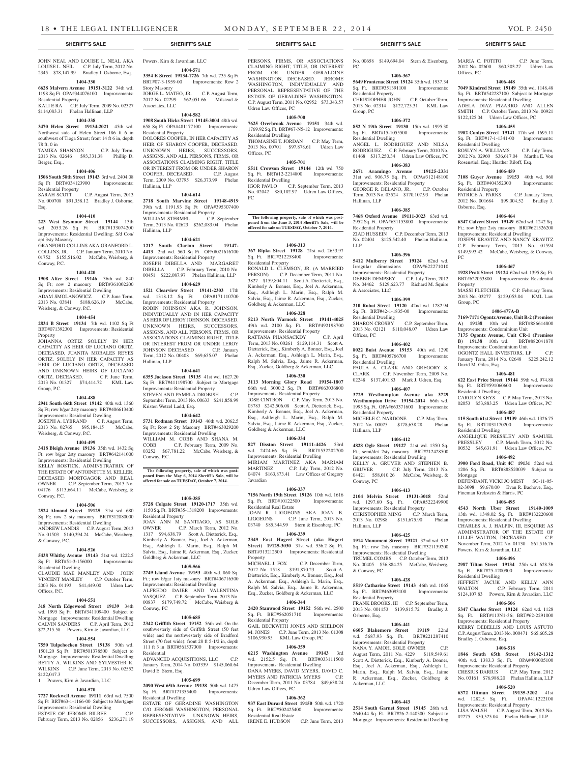JOHN NEAL AND LOUISE L. NEAL AKA LOUISE L. NEIL C.P. July Term, 2012 No. 2345 $78,147.99 Bradley J. Osborne, Esq.

**1404-330**

**6628 Malvern Avenue 19151-3122** 34th wd. 1198 Sq Ft OPA#344076100 Improvements: Residential Property

KALI E RA C.P. July Term, 2009 No. 02327 $114,083.31 Phelan Hallinan, LLP

**1404-338**

**3470 Helen Street 19134-2021** 45th wd. Northwest side of Helen Street 186 ft 6 in southwest of Tioga Street; front 14 ft 6 in, depth 78 ft, 0 in

TAMIKA SHANNON C.P. July Term, 2013 No. 02646 $93,331.38 Phillip D. Berger, Esq.,

**1404-406**

**1506 South 58th Street 19143** 3rd wd. 2404.08 Sq Ft BRT#034123900 Improvements: Residential Property

SARAH SCOTT C.P. August Term, 2013 No. 000708 $91,358.12 Bradley J. Osborne, Esq.

**1404-410**

**223 West Seymour Street 19144** 13th wd. 2053.26 Sq Ft BRT#133074200 Improvements: Residential Dwelling; S/d Con/apt 3sty Masonry

GRANFORD COLLINS AKA GRANFORD L. COLLINS, JR. C.P. January Term, 2010 No. 01752 $155,516.02 McCabe, Weisberg, & Conway, P.C.

**1404-420**

**1908 Alter Street 19146** 36th wd. 840 Sq Ft; row 2 masonry BRT#361002200 Improvements: Residential Dwelling

ADAM SMOLANOWICZ C.P. June Term, 2013 No. 03841 $188,626.19 McCabe, Weisberg, & Conway, P.C.

**1404-454**

**2834 B Street 19134** 7th wd. 1102 Sq Ft BRT#071392300 Improvements: Residential Property

JOHANNA ORTIZ SOLELY IN HER CAPACITY AS HEIR OF LUCIANO ORTIZ, DECEASED, JUANITA MORALES REYES ORTIZ, SOLELY IN HER CAPACITY AS HEIR OF LUCIANO ORTIZ, DECEASED AND UNKNOWN HEIRS OF LUCIANO ORTIZ, DECEASED. C.P. June Term, 2013 No. 01327 $74,414.72 KML Law Group, P.C.

**1404-488**

**2941 South 66th Street 19142** 40th wd. 1360 Sq Ft; row b/gar 2sty masonry BRT#406613400 Improvements: Residential Dwelling

JOSEPH A. LYBRAND C.P. August Term, 2013 No. 02765 $95,184.15 McCabe, Weisberg, & Conway, P.C.

**1404-499**

**3418 Bleigh Avenue 19136** 35th wd. 1432 Sq Ft; row b/gar 2sty masonry BRT#642141000 Improvements: Residential Dwelling

KELLY ROSTICK, ADMINSTRATRIX OF THE ESTATE OF ANTOINETTE M. KELLER, DECEASED MORTGAGOR AND REAL OWNER C.P. September Term, 2013 No. 04176 $113,664.11 McCabe, Weisberg, & Conway, P.C.

**1404-506**

**2524 Almond Street 19125** 31st wd. 680 Sq Ft; row 2 sty masonry BRT#312080000 Improvements: Residential Dwelling

ANDREW LANDIS C.P. August Term, 2013 No. 01503 $140,394.24 McCabe, Weisberg, & Conway, P.C.

**1404-526**

**5438 Whitby Avenue 19143** 51st wd. 1222.5 Sq Ft BRT#51-3-156000 Improvements: Residential Dwelling

CLAUDIE MAE MANLEY AND JOHN VINCENT MANLEY C.P. October Term, 2003 No. 01193 $41,449.00 Udren Law Offices, P.C.

**1404-551**

**318 North Edgewood Street 19139** 34th wd. 1995 Sq Ft BRT#341109400 Subject to Mortgage Improvements: Residential Dwelling

CALVIN SANDERS C.P. April Term, 2012 $72,215.58 Powers, Kirn & Javardian, LLC

**1404-554**

**7550 Tulpehocken Street 19138** 50th wd. 1501.20 Sq Ft BRT#501378500 Subject to Mortgage Improvements: Residential Dwelling

BETTY A. WILKINS AND SYLVESTER K. WILKINS C.P. June Term, 2013 No. 02552 $122,047.3

1 Powers, Kirn & Javardian, LLC

**1404-570**

**7727 Rockwell Avenue 19111** 63rd wd. 7500 Sq Ft BRT#63-1-1166-00 Subject to Mortgage Improvements: Residential Dwelling

ESTATE OF JEROME BILBEE C.P. February Term, 2013 No. 02856 $236,271.19 Powers, Kirn & Javardian, LLC

**1404-571**

**3354 E Street 19134-1726** 7th wd. 735 Sq Ft BRT#07-3-1959-00 Improvements: Row 2 Story Masonry

JORGE L. MATEO, JR. C.P. August Term, 2012 No. 02299 $62,051.66 Milstead & Associates, LLC

**1404-582**

**1908 South Hicks Street 19145-3004** 48th wd. 658 Sq Ft OPA#481177100 Improvements: Residential Property

DOLORES COOPER, IN HER CAPACITY AS HEIR OF SHARON COOPER, DECEASED. UNKNOWN HEIRS, SUCCESSORS, ASSIGNS, AND ALL PERSONS, FIRMS, OR ASSOCIATIONS CLAIMING RIGHT, TITLE OR INTEREST FROM OR UNDER SHARON COOPER, DECEASED. C.P. August Term, 2009 No. 03795 $26,373.99 Phelan Hallinan, LLP

**1404-614**

**2718 South Marvine Street 19148-4919** 39th wd. 1191.93 Sq Ft OPA#395307400 Improvements: Residential Property

WILLIAM STERMEL C.P. September Term, 2013 No. 02623 $262,083.04 Phelan Hallinan, LLP

**1404-621**

**1217 South Clarion Street 19147-4413** 2nd wd. 560 Sq Ft OPA#021616700 Improvements: Residential Property

JOSEPH DIBELLA AND MARGARET DIBELLA C.P. February Term, 2010 No. 00451 $222,087.97 Phelan Hallinan, LLP

**1404-629**

**1521 Clearview Street 19141-2303** 17th wd. 1318.12 Sq Ft OPA#171110700 Improvements: Residential Property

ROBIN JOHNSON AKA R. JOHNSON, INDIVIDUALLY AND IN HER CAPACITY AS HEIR OF LEROY JOHNSON, DECEASED. UNKNOWN HEIRS, SUCCESSORS, ASSIGNS, AND ALL PERSONS, FIRMS, OR ASSOCIATIONS CLAIMING RIGHT, TITLE OR INTEREST FROM OR UNDER LEROY JOHNSON DECEASED C.P. January Term, 2012 No. 00408 $69,655.07 Phelan Hallinan, LLP

**1404-641**

**6355 Jackson Street 19135** 41st wd. 1627.20 Sq Ft BRT#411198700 Subject to Mortgage Improvements: Residential Property

STEVEN AND PAMELA DROBISH C.P. September Term, 2013 No. 00633 $241,858.99 Kristen Wetzel Ladd, Esq.

**1404-642**

**5731 Rodman Street 19143** 46th wd. 2062.5 Sq Ft; Row 2 Sty Masonry BRT#463029200 Improvements: Residential Dwelling

WILLIAM M. COBB AND SHANA M. COBB C.P. February Term, 2009 No. 03252 $67,781.22 McCabe, Weisberg, & Conway, P.C.

**The following property, sale of which was postponed from the May 6, 2014 Sheriff's Sale, will be offered for sale on TUESDAY, October 7, 2014.**

**1405-385**

**5728 Colgate Street 19120-1717** 35th wd. 1150 Sq. Ft. BRT#35-1318200 Improvements: Residential Property

JOAN ANN M SANTIAGO, AS SOLE OWNER C.P. March Term, 2012 No. 1317 $94,638.79 Scott A. Dietterick, Esq., Kimberly A. Bonner, Esq., Joel A. Ackerman, Esq., Ashleigh L. Marin, Esq., Ralph M. Salvia, Esq., Jaime R. Ackerman, Esq., Zucker, Goldberg & Ackerman, LLC

**1405-566**

**2749 Island Avenue 19153** 40th wd. 860 Sq. Ft.; row b/gar 1sty masonry BRT#406716500 Improvements: Residential Dwelling

ALFREDO DAJER AND VALENTINA VASQUEZ C.P. September Term, 2013 No. 00837 $179,749.72 McCabe, Weisberg & Conway, PC

**1405-685**

**2342 Griffith Street 19152** 56th wd. On the southwesterly side of Griffith Street (50 feet wide) and the northwesterly side of Bradford Street (70 feet wide); front 28 ft 5-1/2 in, depth 111 ft 3 in BRT#561537300 Improvements: Residential

ADVANCED ACQUISITIONS, LLC C.P. January Term, 2014 No. 003339 $145,060.64 David E. Stern, Esq.

**1405-699**

**2090 West 65th Avenue 19138** 50th wd. 1475 Sq. Ft. BRT#171355400 Improvements: Residential Dwelling

ESTATE OF GERADINE WASHINGTON C/O JEROME WASHINGTON, PERSONAL REPRESENTATIVE. UNKNOWN HEIRS, SUCCESSORS, ASSIGNS, AND ALL PERSONS, FIRMS, OR ASSOCIATIONS CLAIMING RIGHT, TITLE, OR INTEREST FROM OR UNDER GERALDINE WASHINGTON, DECEASED. JEROME WASHINGTON, INDIVIDUALLY AND PERSONAL REPRESENTATIVE OF THE ESTATE OF GERALDINE WASHINGTON. C.P. August Term, 2011 No. 02952 $73,343.57 Udren Law Offices, PC

**1405-700**

**7625 Overbrook Avenue 19151** 34th wd. 1769.92 Sq. Ft. BRT#67-N5-12 Improvements: Residential Dwelling

THOMASINE T. JORDAN C.P. May Term, 2013 No. 00701 $97,878.61 Udren Law Offices, PC

**1405-701**

**5511 Crowson Street 19144** 12th wd. 750 Sq. Ft. BRT#12-2214800 Improvements: Residential Dwelling

IGOR PAVLO C.P. September Term, 2013 No. 02042 $80,102.97 Udren Law Offices, PC

**The following property, sale of which was postponed from the June 3, 2014 Sheriff's Sale, will be offered for sale on TUESDAY, October 7, 2014.**

**1406-313**

**367 Ripka Street 19128** 21st wd. 2653.97 Sq. Ft. BRT#212258400 Improvements: Residential Property

RONALD L. CLEMSON, JR. (A MARRIED PERSON) C.P. December Term, 2011 No. 3827 $159,804.11 Scott A. Dietterick, Esq., Kimberly A. Bonner, Esq., Joel A. Ackerman, Esq., Ashleigh L. Marin, Esq., Ralph M. Salvia, Esq., Jaime R. Ackerman, Esq., Zucker, Goldberg & Ackerman, LLC

**1406-328**

**5213 North Warnock Street 19141-4025** 49th wd. 2100 Sq. Ft. BRT#492198700 Improvements: Residential Property

RATTANA PHANSACKDY C.P. April Term, 2013 No. 00261 $129,114.31 Scott A. Dietterick, Esq., Kimberly A. Bonner, Esq., Joel A. Ackerman, Esq., Ashleigh L. Marin, Esq., Ralph M. Salvia, Esq., Jaime R. Ackerman, Esq., Zucker, Goldberg & Ackerman, LLC

**1406-330**

**3113 Morning Glory Road 19154-1807** 66th wd. 3000.2 Sq. Ft. BRT#663036800 Improvements: Residential Property

JOSE CINTRON C.P. May Term, 2013 No. 03783 $242,506.08 Scott A. Dietterick, Esq., Kimberly A. Bonner, Esq., Joel A. Ackerman, Esq., Ashleigh L. Marin, Esq., Ralph M. Salvia, Esq., Jaime R. Ackerman, Esq., Zucker, Goldberg & Ackerman, LLC

**1406-334**

**827 Disston Street 19111-4426** 53rd wd. 2424.66 Sq. Ft. BRT#532202700 Improvements: Residential Dwelling

MIRIAM MARTINEZ AKA MARIAM MARTINEZ C.P. July Term, 2012 No. 04074 $163,873.41 Law Offices of Gregory Javardian

**1406-337**

**7156 North 19th Street 19126** 10th wd. 1616 Sq. Ft. BRT#10122500 Improvements: Residential Real Estate

JOAN R. LIGGEONS AKA JOAN B. LIGGEONS C.P. June Term, 2013 No. 03740 $85,344.99 Stern & Eisenberg, PC

**1406-339**

**2349 East Hagert Street (aka Hagert Street) 19125-3030** 31st wd. 956.2 Sq. Ft. BRT#313212500 Improvements: Residential Property

MICHAEL J. FOX C.P. December Term, 2012 No. 1518 $191,870.23 Scott A. Dietterick, Esq., Kimberly A. Bonner, Esq., Joel A. Ackerman, Esq., Ashleigh L. Marin, Esq., Ralph M. Salvia, Esq., Jaime R. Ackerman, Esq., Zucker, Goldberg & Ackerman, LLC

**1406-344**

**2420 Stanwood Street 19152** 56th wd. 2500 Sq. Ft. BRT#562051710 Improvements: Residential Property

GAIL BECKWITH JONES AND SHELDON M. JONES C.P. June Term, 2013 No. 01308 $106,930.95 KML Law Group, PC

**1406-359**

**6215 Washington Avenue 19143** 3rd wd. 2152.5 Sq. Ft. BRT#033111500 Improvements: Residential Dwelling

DANA MYERS, DAVID MYERS, DAVID C. MYERS AND PATRICIA MYERS C.P. December Term, 2011 No. 03784 $49,638.24 Udren Law Offices, PC

**1406-362**

**937 East Durard Street 19150** 50th wd. 1720 Sq. Ft. BRT#502425400 Improvements: Residential Real Estate

IRENE E. HUDSON C.P. June Term, 2013 No. 00658 $149,694.04 Stern & Eisenberg, PC

**1406-367**

**5649 Frontenac Street 19124** 35th wd. 1937.34 Sq. Ft. BRT#351391100 Improvements: Residential Property

CHRISTOPHER JOHN C.P. October Term, 2013 No. 02314 $122,725.31 KML Law Group, PC

**1406-372**

**852 N 19th Street 19130** 15th wd. 1995.30 Sq. Ft. BRT#15-1055500 Improvements: Residential Dwelling

ANGEL L. RODRIGUEZ AND NILSA RODRIGUEZ C.P. February Term, 2010 No. 01468 $317,250.34 Udren Law Offices, PC

**1406-383**

**2671 Aramingo Avenue 19125-2331** 31st wd. 906.75 Sq. Ft. OPA#312148100 Improvements: Residential Property

GEORGE R. DELANO, JR. C.P. October Term, 2013 No. 03524 $170,107.93 Phelan Hallinan, LLP

**1406-385**

**7468 Oxford Avenue 19111-3023** 63rd wd. 2952 Sq. Ft. OPA#631153800 Improvements: Residential Property

ZIAD HUSSEIN C.P. December Term, 2013 No. 02404 $125,542.40 Phelan Hallinan, LLP

**1406-396**

**5412 Mulberry Street 19124** 62nd wd. Irregular dimensions OPA#622271010 Improvements: Residential Property

DEBBIE DEMPSEY C.P. July Term, 2012 No. 04462 $129,623.77 Richard M. Squire & Associates, LLC

**1406-399**

**210 Robat Street 19120** 42nd wd. 1282.94 Sq. Ft. BRT#42-1-1835-00 Improvements: Residential Dwelling

SHARON CROSBY C.P. September Term, 2013 No. 02121 $110,048.07 Udren Law Offices, PC

**1406-402**

**8022 Buist Avenue 19153** 40th wd. 1290 Sq. Ft. BRT#405766700 Improvements: Residential Dwelling

PAULA A. CLARK AND GREGORY S. CLARK C.P. November Term, 2009 No. 02248 $137,401.83 Mark J. Udren, Esq.

**1406-407**

**3729 Westhampton Avenue aka 3729 Westhampton Drive 19154-2014** 66th wd. 1995 Sq. Ft. OPA#663371600 Improvements: Residential Property

MICHELE C. NARDONE C.P. May Term, 2012 No. 00025 $178,638.28 Phelan Hallinan, LLP

**1406-412**

**4828 Ogle Street 19127** 21st wd. 1350 Sq. Ft.; semi/det 2sty masonry BRT#212428500 Improvements: Residential Dwelling

KELLY A. GRUVER AND STEPHEN B. GRUVER C.P. July Term, 2013 No. 04421 $58,010.26 McCabe, Weisberg, & Conway, PC

**1406-413**

**2104 Melvin Street 19131-3018** 52nd wd. 1297.60 Sq. Ft. OPA#522249900 Improvements: Residential Property

CHRISTOPHER MING C.P. March Term, 2013 No. 02988 $151,675.90 Phelan Hallinan, LLP

**1406-425**

**1914 Monument Street 19121** 32nd wd. 912 Sq. Ft.; row 2sty masonry BRT#321139200 Improvements: Residential Dwelling

TRUMEL COMBS C.P. October Term, 2013 No. 00405 $56,884.25 McCabe, Weisberg, & Conway, PC

**1406-428**

**5519 Catharine Street 19143** 46th wd. 1065 Sq. Ft. BRT#463093100 Improvements: Residential Property

FRANK BROOKS, III C.P. September Term, 2013 No. 001153 $139,815.72 Bradley J. Osborne, Esq.

**1406-441**

**6605 Blakemore Street 19119** 22nd wd. 5687.93 Sq. Ft. BRT#221287410 Improvements: Residential Property

NANA Y. AMOH, SOLE OWNER C.P. August Term, 2011 No. 4229 $119,549.61 Scott A. Dietterick, Esq., Kimberly A. Bonner, Esq., Joel A. Ackerman, Esq., Ashleigh L. Marin, Esq., Ralph M. Salvia, Esq., Jaime R. Ackerman, Esq., Zucker, Goldberg & Ackerman, LLC

**1406-443**

**2514 South Garnet Street 19145** 26th wd. 2640.44 Sq. Ft. BRT#26-2-140300 Subject to Mortgage Improvements: Residential Dwelling

MARIA C. POTITO C.P. June Term, 2012 No. 02600 $60,303.27 Udren Law Offices, PC

**1406-448**

**7049 Kindred Street 19149** 35th wd. 1148.48 Sq. Ft. BRT#542287100 Subject to Mortgage Improvements: Residential Dwelling

ADELA DIAZ PIZARRO AND ALLEN SMITH C.P. October Term, 2013 No. 00921 $122,125.04 Udren Law Offices, PC

**1406-455**

**1902 Conlyn Street 19141** 17th wd. 1695.11 Sq. Ft. BRT#17-1-1341-00 Improvements: Residential Dwelling

ROSLYN A. WILLIAMS C.P. July Term, 2012 No. 02960 $36,617.04 Martha E. Von Rosenstiel, Esq.; Heather Riloff, Esq.

**1406-459**

**7108 Guyer Avenue 19153** 40th wd. 960 Sq. Ft. BRT#404352300 Improvements: Residential Property

PATRICE A. PARKS C.P. January Term, 2012 No. 001684 $99,004.52 Bradley J. Osborne, Esq.

**1406-464**

**6347 Calvert Street 19149** 62nd wd. 1242 Sq. Ft.; row b/gar 2sty masonry BRT#621526200 Improvements: Residential Dwelling

JOSEPH KRAVITZ AND NANCY KRAVITZ C.P. February Term, 2013 No. 01594 $149,993.42 McCabe, Weisberg, & Conway, PC

**1406-467**

**1928 Pratt Street 19124** 62nd wd. 1395 Sq. Ft. BRT#622053800 Improvements: Residential Property

MASSI FLETCHER C.P. February Term, 2013 No. 03277 $129,053.04 KML Law Group, PC

**1406-477A-B**

**7169-7171 Ogontz Avenue, Unit R-2 (Premises A) 19138** 10th wd. BRT#888614800 Improvements: Condominium Unit

**7175 Ogontz Avenue, Unit CR-1 (Premises B) 19138** 10th wd. BRT#882041870 Improvements: Condominium Unit

OGONTZ HALL INVESTORS, LP C.P. January Term, 2014 No. 02648 $225,242.12 David M. Giles, Esq.

**1406-481**

**622 East Price Street 19144** 59th wd. 974.88 Sq. Ft. BRT#591060600 Improvements: Residential Dwelling

CAROLYN KEYS C.P. May Term, 2013 No. 02053 $53,883.25 Udren Law Offices, PC

**1406-487**

**115 South 61st Street 19139** 46th wd. 1326.75 Sq. Ft. BRT#031170200 Improvements: Residential Dwelling

ANGELIQUE PRESSLEY AND SAMUEL PRESSLEY C.P. March Term, 2012 No. 00532 $45,631.91 Udren Law Offices, PC

**1406-492**

**3900 Ford Road, Unit 4C 19131** 52nd wd. 1206 Sq. Ft. BRT#888520039 Subject to Mortgage

DEFENDANT, VICKI JO MEST SC-11-05-02-3098 $9,670.00 Evan R. Bachove, Esq., Fineman Krekstein & Harris, PC

**1406-495**

**4543 North Uber Street 19140-1009** 13th wd. 1348.02 Sq. Ft. BRT#132220600 Improvements: Residential Dwelling

CHARLES A. J. HALPIN, III, ESQUIRE AS ADMINISTRATOR OF THE ESTATE OF LILLIE WALTON, DECEASED C.P. November Term, 2012 No. 01130 $61,516.76 Powers, Kirn & Javardian, LLC

**1406-496**

**2987 Tilton Street 19134** 25th wd. 628.36 Sq. Ft. BRT#25-1200900 Improvements: Residential Dwelling

JEFFREY JACUK AND KELLY ANN WALTON C.P. February Term, 2011 $124,107.83 Powers, Kirn & Javardian, LLC

**1406-506**

**5347 Charles Street 19124** 62nd wd. 1128 Sq. Ft. BRT#113N1-36; BRT#62-2291000 Improvements: Residential Property

KERRY DEBELLIS AND LOUIS ASTUTO C.P. August Term, 2013 No. 000471 $65,605.28 Bradley J. Osborne, Esq.

**1406-518**

**1846 South 65th Street 19142-1312** 40th wd. 1383.3 Sq. Ft. OPA#403005100 Improvements: Residential Property

CRESIUS DARIUS C.P. May Term, 2012 No. 03161 $76,988.20 Phelan Hallinan, LLP

**1406-520**

**6372 Ditman Street 19135-3202** 41st wd. 1282.5 Sq. Ft. OPA#411222100 Improvements: Residential Property

LISA WALSH C.P. August Term, 2013 No. 02275 $50,525.04 Phelan Hallinan, LLP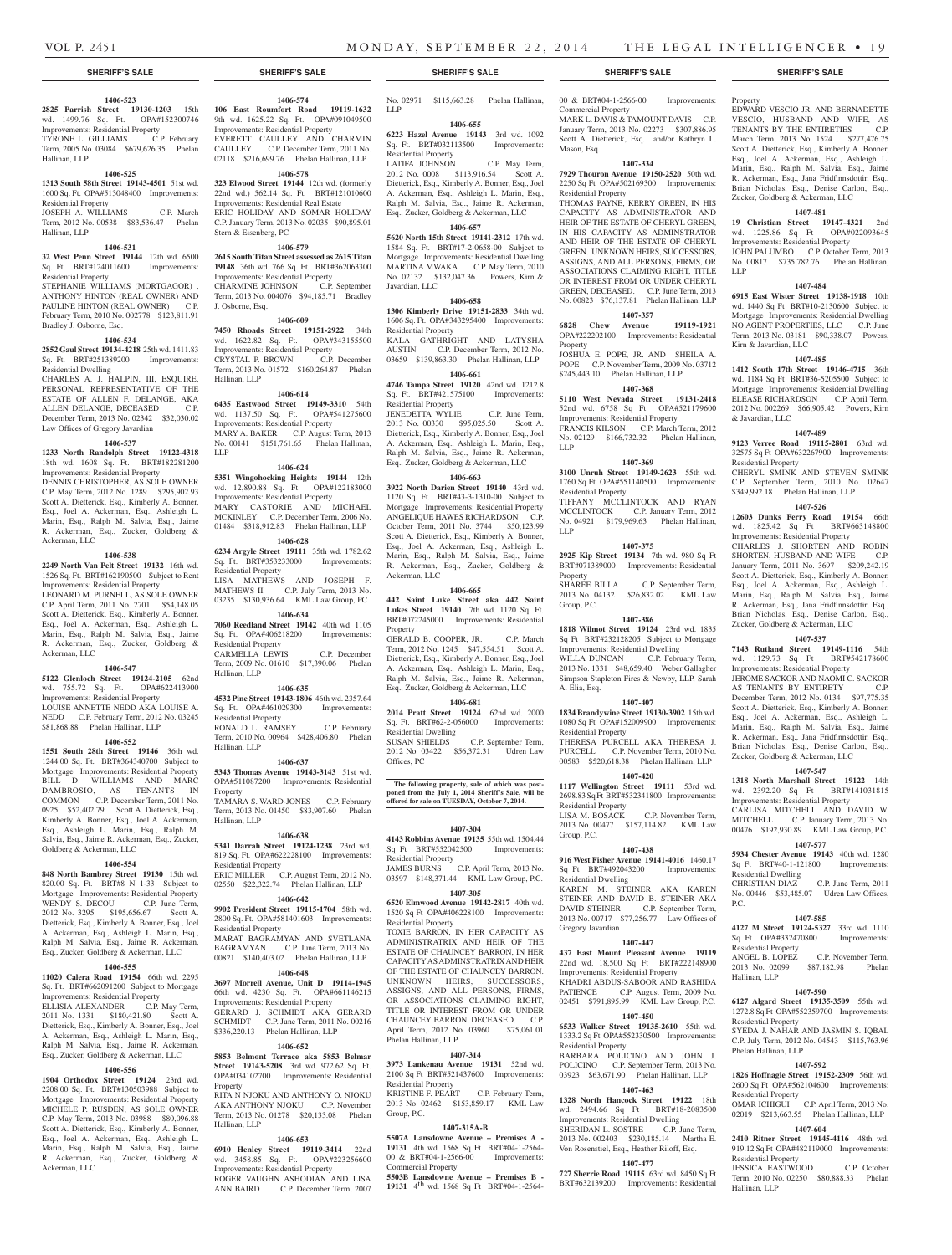## SHERIFF'S SALE

**1406-523**

**2825 Parrish Street 19130-1203** 15th wd. 1499.76 Sq. Ft. OPA#152300746 Improvements: Residential Property TYRONE L. GILLIAMS C.P. February Term, 2005 No. 03084 $679,626.35 Phelan Hallinan, LLP

**1406-525**

**1313 South 58th Street 19143-4501** 51st wd. 1600 Sq. Ft. OPA#513048400 Improvements: Residential Property JOSEPH A. WILLIAMS C.P. March Term, 2012 No. 00538 $83,536.47 Phelan Hallinan, LLP

**1406-531**

**32 West Penn Street 19144** 12th wd. 6500 Sq. Ft. BRT#124011600 Improvements: Residential Property STEPHANIE WILLIAMS (MORTGAGOR) , ANTHONY HINTON (REAL OWNER) AND PAULINE HINTON (REAL OWNER) C.P. February Term, 2010 No. 002778 $123,811.91 Bradley J. Osborne, Esq.

**1406-534**

**2852 Gaul Street 19134-4218** 25th wd. 1411.83 Sq. Ft. BRT#251389200 Improvements: Residential Dwelling CHARLES A. J. HALPIN, III, ESQUIRE, PERSONAL REPRESENTATIVE OF THE ESTATE OF ALLEN F. DELANGE, AKA ALLEN DELANGE, DECEASED C.P. December Term, 2013 No. 02342 $32,030.02 Law Offices of Gregory Javardian

**1406-537**

**1233 North Randolph Street 19122-4318** 18th wd. 1608 Sq. Ft. BRT#182281200 Improvements: Residential Property DENNIS CHRISTOPHER, AS SOLE OWNER C.P. May Term, 2012 No. 1289 $295,902.93 Scott A. Dietterick, Esq., Kimberly A. Bonner, Esq., Joel A. Ackerman, Esq., Ashleigh L. Marin, Esq., Ralph M. Salvia, Esq., Jaime R. Ackerman, Esq., Zucker, Goldberg & Ackerman, LLC

**1406-538**

**2249 North Van Pelt Street 19132** 16th wd. 1526 Sq. Ft. BRT#162190500 Subject to Rent Improvements: Residential Property LEONARD M. PURNELL, AS SOLE OWNER C.P. April Term, 2011 No. 2701 $54,148.05 Scott A. Dietterick, Esq., Kimberly A. Bonner, Esq., Joel A. Ackerman, Esq., Ashleigh L. Marin, Esq., Ralph M. Salvia, Esq., Jaime R. Ackerman, Esq., Zucker, Goldberg & Ackerman, LLC

**1406-547**

**5122 Glenloch Street 19124-2105** 62nd wd. 755.72 Sq. Ft. OPA#622413900 Improvements: Residential Property LOUISE ANNETTE NEDD AKA LOUISE A. NEDD C.P. February Term, 2012 No. 03245 $81,868.88 Phelan Hallinan, LLP

**1406-552**

**1551 South 28th Street 19146** 36th wd. 1244.00 Sq. Ft. BRT#364340700 Subject to Mortgage Improvements: Residential Property BILL D. WILLIAMS AND MARC DAMBROSIO, AS TENANTS IN COMMON C.P. December Term, 2011 No. 0925 $52,402.79 Scott A. Dietterick, Esq., Kimberly A. Bonner, Esq., Joel A. Ackerman, Esq., Ashleigh L. Marin, Esq., Ralph M. Salvia, Esq., Jaime R. Ackerman, Esq., Zucker, Goldberg & Ackerman, LLC

**1406-554**

**848 North Bambrey Street 19130** 15th wd. 820.00 Sq. Ft. BRT#8 N 1-33 Subject to Mortgage Improvements: Residential Property WENDY S. DECOU C.P. June Term, 2012 No. 3295 $195,656.67 Scott A. Dietterick, Esq., Kimberly A. Bonner, Esq., Joel A. Ackerman, Esq., Ashleigh L. Marin, Esq., Ralph M. Salvia, Esq., Jaime R. Ackerman, Esq., Zucker, Goldberg & Ackerman, LLC

**1406-555**

**11020 Calera Road 19154** 66th wd. 2295 Sq. Ft. BRT#662091200 Subject to Mortgage Improvements: Residential Property ELLISIA ALEXANDER C.P. May Term, 2011 No. 1331 $180,421.80 Scott A. Dietterick, Esq., Kimberly A. Bonner, Esq., Joel A. Ackerman, Esq., Ashleigh L. Marin, Esq., Ralph M. Salvia, Esq., Jaime R. Ackerman, Esq., Zucker, Goldberg & Ackerman, LLC

**1406-556**

**1904 Orthodox Street 19124** 23rd wd. 2208.00 Sq. Ft. BRT#130503988 Subject to Mortgage Improvements: Residential Property MICHELE P. RUSDEN, AS SOLE OWNER C.P. May Term, 2013 No. 03988 $80,096.88 Scott A. Dietterick, Esq., Kimberly A. Bonner, Esq., Joel A. Ackerman, Esq., Ashleigh L. Marin, Esq., Ralph M. Salvia, Esq., Jaime R. Ackerman, Esq., Zucker, Goldberg & Ackerman, LLC

**1406-574**

**106 East Roumfort Road 19119-1632** 9th wd. 1625.22 Sq. Ft. OPA#091049500 Improvements: Residential Property EVERETT CAULLEY AND CHARMIN CAULLEY C.P. December Term, 2011 No. 02118 $216,699.76 Phelan Hallinan, LLP

**1406-578**

**323 Elwood Street 19144** 12th wd. (formerly 22nd wd.) 562.14 Sq. Ft. BRT#121010600 Improvements: Residential Real Estate ERIC HOLIDAY AND SOMAR HOLIDAY C.P. January Term, 2013 No. 02035 $90,895.01 Stern & Eisenberg, PC

**1406-579**

**2615 South Titan Street assessed as 2615 Titan 19148** 36th wd. 766 Sq. Ft. BRT#362063300 Improvements: Residential Property CHARMINE JOHNSON C.P. September Term, 2013 No. 004076 $94,185.71 Bradley J. Osborne, Esq.

**1406-609**

**7450 Rhoads Street 19151-2922** 34th wd. 1622.82 Sq. Ft. OPA#343155500 Improvements: Residential Property CRYSTAL P. BROWN C.P. December Term, 2013 No. 01572 $160,264.87 Phelan Hallinan, LLP

**1406-614**

**6435 Eastwood Street 19149-3310** 54th wd. 1137.50 Sq. Ft. OPA#541275600 Improvements: Residential Property MARY A. BAKER C.P. August Term, 2013 No. 00141 $151,761.65 Phelan Hallinan, LLP

**1406-624**

**5351 Wingohocking Heights 19144** 12th wd. 12,890.88 Sq. Ft. OPA#122183000 Improvements: Residential Property MARY CASTORIE AND MICHAEL MCKINLEY C.P. December Term, 2006 No. 01484 $318,912.83 Phelan Hallinan, LLP

**1406-628**

**6234 Argyle Street 19111** 35th wd. 1782.62 Sq. Ft. BRT#353233000 Improvements: Residential Property LISA MATHEWS AND JOSEPH F. MATHEWS II C.P. July Term, 2013 No. 03235 $130,936.64 KML Law Group, PC

**1406-634**

**7060 Reedland Street 19142** 40th wd. 1105 Sq. Ft. OPA#406218200 Improvements: Residential Property CARMELLA LEWIS C.P. December Term, 2009 No. 01610 $17,390.06 Phelan Hallinan, LLP

**1406-635**

**4532 Pine Street 19143-1806** 46th wd. 2357.64 Sq. Ft. OPA#461029300 Improvements: Residential Property RONALD L. RAMSEY C.P. February Term, 2010 No. 00964 $428,406.80 Phelan Hallinan, LLP

**1406-637**

**5343 Thomas Avenue 19143-3143** 51st wd. OPA#511087200 Improvements: Residential Property TAMARA S. WARD-JONES C.P. February Term, 2013 No. 01450 $83,907.60 Phelan Hallinan, LLP

**1406-638**

**5341 Darrah Street 19124-1238** 23rd wd. 819 Sq. Ft. OPA#622228100 Improvements: Residential Property ERIC MILLER C.P. August Term, 2012 No. 02550 $22,322.74 Phelan Hallinan, LLP

**1406-642**

**9902 President Street 19115-1704** 58th wd. 2800 Sq. Ft. OPA#581401603 Improvements: Residential Property MARAT BAGRAMYAN AND SVETLANA BAGRAMYAN C.P. June Term, 2013 No. 00821 $140,403.02 Phelan Hallinan, LLP

**1406-648**

**3697 Morrell Avenue, Unit D 19114-1945** 66th wd. 4230 Sq. Ft. OPA#661146215 Improvements: Residential Property GERARD J. SCHMIDT AKA GERARD SCHMIDT C.P. June Term, 2011 No. 00216 $336,220.13 Phelan Hallinan, LLP

**1406-652**

**5853 Belmont Terrace aka 5853 Belmar Street 19143-5208** 3rd wd. 972.62 Sq. Ft. OPA#034102700 Improvements: Residential Property RITA N NJOKU AND ANTHONY O. NJOKU AKA ANTHONY NJOKU C.P. November Term, 2013 No. 01278 $20,133.08 Phelan Hallinan, LLP

**1406-653**

**6910 Henley Street 19119-3414** 22nd wd. 3458.85 Sq. Ft. OPA#223256600 Improvements: Residential Property ROGER VAUGHN ASHODIAN AND LISA ANN BAIRD C.P. December Term, 2007 No. 02971 $115,663.28 Phelan Hallinan, LLP

**1406-655**

**6223 Hazel Avenue 19143** 3rd wd. 1092 Sq. Ft. BRT#032113500 Improvements: Residential Property LATIFA JOHNSON C.P. May Term, 2012 No. 0008 $113,916.54 Scott A. Dietterick, Esq., Kimberly A. Bonner, Esq., Joel A. Ackerman, Esq., Ashleigh L. Marin, Esq., Ralph M. Salvia, Esq., Jaime R. Ackerman, Esq., Zucker, Goldberg & Ackerman, LLC

**1406-657**

**5620 North 15th Street 19141-2312** 17th wd. 1584 Sq. Ft. BRT#17-2-0658-00 Subject to Mortgage Improvements: Residential Dwelling MARTINA MWAKA C.P. May Term, 2010 No. 02132 $132,047.36 Powers, Kirn & Javardian, LLC

**1406-658**

**1306 Kimberly Drive 19151-2833** 34th wd. 1606 Sq. Ft. OPA#343295400 Improvements: Residential Property KALA GATHRIGHT AND LATYSHA AUSTIN C.P. December Term, 2012 No. 03659 $139,863.30 Phelan Hallinan, LLP

**1406-661**

**4746 Tampa Street 19120** 42nd wd. 1212.8 Sq. Ft. BRT#421575100 Improvements: Residential Property JENEDETTA WYLIE C.P. June Term, 2013 No. 00330 $95,025.50 Scott A. Dietterick, Esq., Kimberly A. Bonner, Esq., Joel A. Ackerman, Esq., Ashleigh L. Marin, Esq., Ralph M. Salvia, Esq., Jaime R. Ackerman, Esq., Zucker, Goldberg & Ackerman, LLC

**1406-663**

**3922 North Darien Street 19140** 43rd wd. 1120 Sq. Ft. BRT#43-3-1310-00 Subject to Mortgage Improvements: Residential Property ANGELIQUE HAWES RICHARDSON C.P. October Term, 2011 No. 3744 $50,123.99 Scott A. Dietterick, Esq., Kimberly A. Bonner, Esq., Joel A. Ackerman, Esq., Ashleigh L. Marin, Esq., Ralph M. Salvia, Esq., Jaime R. Ackerman, Esq., Zucker, Goldberg & Ackerman, LLC

**1406-665**

**442 Saint Luke Street aka 442 Saint Lukes Street 19140** 7th wd. 1120 Sq. Ft. BRT#0722245000 Improvements: Residential Property GERALD B. COOPER, JR. C.P. March Term, 2012 No. 1245 $47,554.51 Scott A. Dietterick, Esq., Kimberly A. Bonner, Esq., Joel A. Ackerman, Esq., Ashleigh L. Marin, Esq., Ralph M. Salvia, Esq., Jaime R. Ackerman, Esq., Zucker, Goldberg & Ackerman, LLC

**1406-681**

**2014 Pratt Street 19124** 62nd wd. 2000 Sq. Ft. BRT#62-2-056000 Improvements: Residential Dwelling SUSAN SHIELDS C.P. September Term, 2012 No. 03422 $56,372.31 Udren Law Offices, PC

**The following property, sale of which was postponed from the July 1, 2014 Sheriff's Sale, will be offered for sale on TUESDAY, October 7, 2014.**

**1407-304**

**4143 Robbins Avenue 19135** 55th wd. 1504.44 Sq Ft BRT#552042500 Improvements: Residential Property JAMES BURNS C.P. April Term, 2013 No. 03597 $148,371.44 KML Law Group, P.C.

**1407-305**

**6520 Elmwood Avenue 19142-2817** 40th wd. 1520 Sq Ft OPA#406228100 Improvements: Residential Property TOXIE BARRON, IN HER CAPACITY AS ADMINISTRATRIX AND HEIR OF THE ESTATE OF CHAUNCEY BARRON, IN HER CAPACITY AS ADMINSTRATRIX AND HEIR OF THE ESTATE OF CHAUNCEY BARRON. UNKNOWN HEIRS, SUCCESSORS, ASSIGNS, AND ALL PERSONS, FIRMS, OR ASSOCIATIONS CLAIMING RIGHT, TITLE OR INTEREST FROM OR UNDER CHAUNCEY BARRON, DECEASED. C.P. April Term, 2012 No. 03960 $75,061.01 Phelan Hallinan, LLP

**1407-314**

**3973 Lankenau Avenue 19131** 52nd wd. 2100 Sq Ft BRT#521437600 Improvements: Residential Property KRISTINE F. PEART C.P. February Term, 2013 No. 02462 $153,859.17 KML Law Group, P.C.

**1407-315A-B**

**5507A Lansdowne Avenue – Premises A - 19131** 4th wd. 1568 Sq Ft BRT#04-1-2564-00 & BRT#04-1-2566-00 Improvements: Commercial Property **5503B Lansdowne Avenue – Premises B - 19131** 4th wd. 1568 Sq Ft BRT#04-1-2564-00 & BRT#04-1-2566-00 Improvements: Commercial Property MARK L. DAVIS & TAMOUNT DAVIS C.P. January Term, 2013 No. 02273 $307,886.95 Scott A. Dietterick, Esq. and/or Kathryn L. Mason, Esq.

**1407-334**

**7929 Thouron Avenue 19150-2520** 50th wd. 2250 Sq Ft OPA#502169300 Improvements: Residential Property THOMAS PAYNE, KERRY GREEN, IN HIS CAPACITY AS ADMINISTRATOR AND HEIR OF THE ESTATE OF CHERYL GREEN, IN HIS CAPACITY AS ADMINSTRATOR AND HEIR OF THE ESTATE OF CHERYL GREEN. UNKNOWN HEIRS, SUCCESSORS, ASSIGNS, AND ALL PERSONS, FIRMS, OR ASSOCIATIONS CLAIMING RIGHT, TITLE OR INTEREST FROM OR UNDER CHERYL GREEN, DECEASED. C.P. June Term, 2013 No. 00823 $76,137.81 Phelan Hallinan, LLP

**1407-357**

**6828 Chew Avenue 19119-1921** OPA#222202100 Improvements: Residential Property JOSHUA E. POPE, JR. AND SHEILA A. POPE C.P. November Term, 2009 No. 03712 $245,443.10 Phelan Hallinan, LLP

**1407-368**

**5110 West Nevada Street 19131-2418** 52nd wd. 6758 Sq Ft OPA#521179600 Improvements: Residential Property FRANCIS KILSON C.P. March Term, 2012 No. 02129 $166,732.32 Phelan Hallinan, LLP

**1407-369**

**3100 Unruh Street 19149-2623** 55th wd. 1760 Sq Ft OPA#551140500 Improvements: Residential Property TIFFANY MCCLINTOCK AND RYAN MCCLINTOCK C.P. January Term, 2012 No. 04921 $179,969.63 Phelan Hallinan, LLP

**1407-375**

**2925 Kip Street 19134** 7th wd. 980 Sq Ft BRT#071389000 Improvements: Residential Property SHAREE BILLA C.P. September Term, 2013 No. 04132 $26,832.02 KML Law Group, P.C.

**1407-386**

**1818 Wilmot Street 19124** 23rd wd. 1835 Sq Ft BRT#232128205 Subject to Mortgage Improvements: Residential Dwelling WILLA DUNCAN C.P. February Term, 2013 No. 1331 $48,659.40 Weber Gallagher Simpson Stapleton Fires & Newby, LLP, Sarah A. Elia, Esq.

**1407-407**

**1834 Brandywine Street 19130-3902** 15th wd. 1080 Sq Ft OPA#152009900 Improvements: Residential Property THERESA PURCELL AKA THERESA J. PURCELL C.P. November Term, 2010 No. 00583 $520,618.38 Phelan Hallinan, LLP

**1407-420**

**1117 Wellington Street 19111** 53rd wd. 2698.83 Sq Ft BRT#532341800 Improvements: Residential Property LISA M. BOSACK C.P. November Term, 2013 No. 00477 $157,114.82 KML Law Group, P.C.

**1407-438**

**916 West Fisher Avenue 19141-4016** 1460.17 Sq Ft BRT#492043200 Improvements: Residential Dwelling KAREN M. STEINER AKA KAREN STEINER AND DAVID B. STEINER AKA DAVID STEINER C.P. September Term, 2013 No. 00717 $77,256.77 Law Offices of Gregory Javardian

**1407-447**

**437 East Mount Pleasant Avenue 19119** 22nd wd. 18,500 Sq Ft BRT#222148900 Improvements: Residential Property KHADRI ABDUS-SABOOR AND RASHIDA PATIENCE C.P. August Term, 2009 No. 02451 $791,895.99 KML Law Group, P.C.

**1407-450**

**6533 Walker Street 19135-2610** 55th wd. 1333.2 Sq Ft OPA#552330500 Improvements: Residential Property BARBARA POLICINO AND JOHN J. POLICINO C.P. September Term, 2013 No. 03923 $63,671.90 Phelan Hallinan, LLP

**1407-463**

**1328 North Hancock Street 19122** 18th wd. 2494.66 Sq Ft BRT#18-2083500 Improvements: Residential Dwelling SHERIDAN L. SOSTRE C.P. June Term, 2013 No. 002403 $230,185.14 Martha E. Von Rosenstiel, Esq., Heather Riloff, Esq.

**1407-477**

**727 Sherrie Road 19115** 63rd wd. 8450 Sq Ft BRT#632139200 Improvements: Residential Property EDWARD VESCIO JR. AND BERNADETTE VESCIO, HUSBAND AND WIFE, AS TENANTS BY THE ENTIRETIES C.P. March Term, 2013 No. 1524 $277,476.75 Scott A. Dietterick, Esq., Kimberly A. Bonner, Esq., Joel A. Ackerman, Esq., Ashleigh L. Marin, Esq., Ralph M. Salvia, Esq., Jaime R. Ackerman, Esq., Jana Fridfinnsdottir, Esq., Brian Nicholas, Esq., Denise Carlon, Esq., Zucker, Goldberg & Ackerman, LLC

**1407-481**

**19 Christian Street 19147-4321** 2nd wd. 1225.86 Sq Ft OPA#022093645 Improvements: Residential Property JOHN PALUMBO C.P. October Term, 2013 No. 00817 $735,782.76 Phelan Hallinan, LLP

**1407-484**

**6915 East Wister Street 19138-1918** 10th wd. 1440 Sq Ft BRT#10-2130600 Subject to Mortgage Improvements: Residential Dwelling NO AGENT PROPERTIES, LLC C.P. June Term, 2013 No. 03181 $90,338.07 Powers, Kirn & Javardian, LLC

**1407-485**

**1412 South 17th Street 19146-4715** 36th wd. 1184 Sq Ft BRT#36-5205500 Subject to Mortgage Improvements: Residential Dwelling ELEASE RICHARDSON C.P. April Term, 2012 No. 002269 $66,905.42 Powers, Kirn & Javardian, LLC

**1407-489**

**9123 Verree Road 19115-2801** 63rd wd. 32575 Sq Ft OPA#632267900 Improvements: Residential Property CHERYL SMINK AND STEVEN SMINK C.P. September Term, 2010 No. 02647 $349,992.18 Phelan Hallinan, LLP

**1407-526**

**12603 Dunks Ferry Road 19154** 66th wd. 1825.42 Sq Ft BRT#663148800 Improvements: Residential Property CHARLES J. SHORTEN AND ROBIN SHORTEN, HUSBAND AND WIFE C.P. January Term, 2011 No. 3697 $209,242.19 Scott A. Dietterick, Esq., Kimberly A. Bonner, Esq., Joel A. Ackerman, Esq., Ashleigh L. Marin, Esq., Ralph M. Salvia, Esq., Jaime R. Ackerman, Esq., Jana Fridfinnsdottir, Esq., Brian Nicholas, Esq., Denise Carlon, Esq., Zucker, Goldberg & Ackerman, LLC

**1407-537**

**7143 Rutland Street 19149-1116** 54th wd. 1129.73 Sq Ft BRT#542178600 Improvements: Residential Property JEROME SACKOR AND NAOMI C. SACKOR AS TENANTS BY ENTIRETY C.P. December Term, 2012 No. 0134 $97,775.35 Scott A. Dietterick, Esq., Kimberly A. Bonner, Esq., Joel A. Ackerman, Esq., Ashleigh L. Marin, Esq., Ralph M. Salvia, Esq., Jaime R. Ackerman, Esq., Jana Fridfinnsdottir, Esq., Brian Nicholas, Esq., Denise Carlon, Esq., Zucker, Goldberg & Ackerman, LLC

**1407-547**

**1318 North Marshall Street 19122** 14th wd. 2392.20 Sq Ft BRT#141031815 Improvements: Residential Property CARLISA MITCHELL AND DAVID W. MITCHELL C.P. January Term, 2013 No. 00476 $192,930.89 KML Law Group, P.C.

**1407-577**

**5934 Chester Avenue 19143** 40th wd. 1280 Sq Ft BRT#40-1-121800 Improvements: Residential Dwelling CHRISTIAN DIAZ C.P. June Term, 2011 No. 00446 $53,485.07 Udren Law Offices, P.C.

**1407-585**

**4127 M Street 19124-5327** 33rd wd. 1110 Sq Ft OPA#332470800 Improvements: Residential Property ANGEL B. LOPEZ C.P. November Term, 2013 No. 02099 $87,182.98 Phelan Hallinan, LLP

**1407-590**

**6127 Algard Street 19135-3509** 55th wd. 1272.8 Sq Ft OPA#552359700 Improvements: Residential Property SYEDA J. NAHAR AND JASMIN S. IQBAL C.P. July Term, 2012 No. 04543 $115,763.96 Phelan Hallinan, LLP

**1407-592**

**1826 Hoffnagle Street 19152-2309** 56th wd. 2600 Sq Ft OPA#562104600 Improvements: Residential Property OMAR ICHIGUI C.P. April Term, 2013 No. 02019 $213,663.55 Phelan Hallinan, LLP

**1407-604**

**2410 Ritner Street 19145-4116** 48th wd. 919.12 Sq Ft OPA#482119000 Improvements: Residential Property JESSICA EASTWOOD C.P. October Term, 2010 No. 02250 $80,888.33 Phelan Hallinan, LLP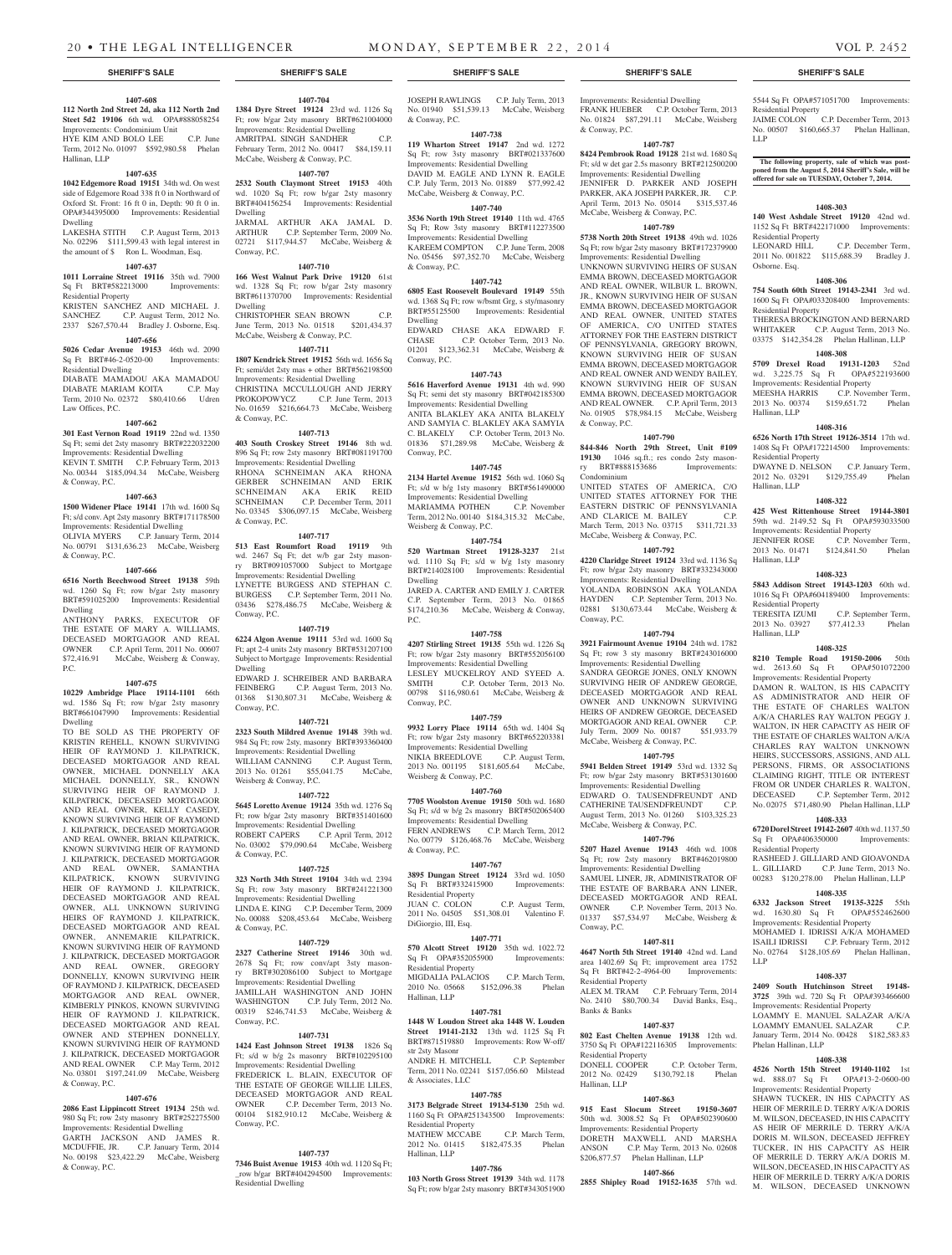**SHERIFF'S SALE**

**1407-608**

**112 North 2nd Street 2d, aka 112 North 2nd Steet 5d2 19106** 6th wd. OPA#888058254 Improvements: Condominium Unit

HYE KIM AND BOLO LEE C.P. June Term, 2012 No. 01097 $592,980.58 Phelan Hallinan, LLP

**1407-635**

**1042 Edgemore Road 19151** 34th wd. On west side of Edgemore Road 338 ft 0 in Northward of Oxford St. Front: 16 ft 0 in, Depth: 90 ft 0 in. OPA#344395000 Improvements: Residential Dwelling

LAKESHA STITH C.P. August Term, 2013 No. 02296 $111,599.43 with legal interest in the amount of $ Ron L. Woodman, Esq.

**1407-637**

**1011 Lorraine Street 19116** 35th wd. 7900 Sq Ft BRT#582213000 Improvements: Residential Property

KRISTEN SANCHEZ AND MICHAEL J. SANCHEZ C.P. August Term, 2012 No. 2337 $267,570.44 Bradley J. Osborne, Esq.

**1407-656**

**5026 Cedar Avenue 19153** 46th wd. 2090 Sq Ft BRT#46-2-0520-00 Improvements: Residential Dwelling

DIABATE MAMADOU AKA MAMADOU DIABATE MARIAM KOITA C.P. May Term, 2010 No. 02372 $80,410.66 Udren Law Offices, P.C.

**1407-662**

**301 East Vernon Road 19119** 22nd wd. 1350 Sq Ft; semi det 2sty masonry BRT#222032200 Improvements: Residential Dwelling

KEVIN T. SMITH C.P. February Term, 2013 No. 00344 $185,094.34 McCabe, Weisberg & Conway, P.C.

**1407-663**

**1500 Widener Place 19141** 17th wd. 1600 Sq Ft; s/d conv. Apt 2sty masonry BRT#171178500 Improvements: Residential Dwelling

OLIVIA MYERS C.P. January Term, 2014 No. 00791 $131,636.23 McCabe, Weisberg & Conway, P.C.

**1407-666**

**6516 North Beechwood Street 19138** 59th wd. 1260 Sq Ft; row b/gar 2sty masonry BRT#591025200 Improvements: Residential Dwelling

ANTHONY PARKS, EXECUTOR OF THE ESTATE OF MARY A. WILLIAMS, DECEASED MORTGAGOR AND REAL OWNER C.P. April Term, 2011 No. 00607 $72,416.91 McCabe, Weisberg & Conway, P.C.

**1407-675**

**10229 Ambridge Place 19114-1101** 66th wd. 1586 Sq Ft; row b/gar 2sty masonry BRT#661047990 Improvements: Residential Dwelling

TO BE SOLD AS THE PROPERTY OF KRISTIN REHELL, KNOWN SURVIVING HEIR OF RAYMOND J. KILPATRICK, DECEASED MORTGAGOR AND REAL OWNER, MICHAEL DONNELLY AKA MICHAEL DONNELLY, SR., KNOWN SURVIVING HEIR OF RAYMOND J. KILPATRICK, DECEASED MORTGAGOR AND REAL OWNER, KELLY CASEDY, KNOWN SURVIVING HEIR OF RAYMOND J. KILPATRICK, DECEASED MORTGAGOR AND REAL OWNER, BRIAN KILPATRICK, KNOWN SURVIVING HEIR OF RAYMOND J. KILPATRICK, DECEASED MORTGAGOR AND REAL OWNER, SAMANTHA KILPATRICK, KNOWN SURVIVING HEIR OF RAYMOND J. KILPATRICK, DECEASED MORTGAGOR AND REAL OWNER, ALL UNKNOWN SURIVING HEIRS OF RAYMOND J. KILPATRICK, DECEASED MORTGAGOR AND REAL OWNER, ANNEMARIE KILPATRICK, KNOWN SURVIVING HEIR OF RAYMOND J. KILPATRICK, DECEASED MORTGAGOR AND REAL OWNER, GREGORY DONNELLY, KNOWN SURVIVING HEIR OF RAYMOND J. KILPATRICK, DECEASED MORTGAGOR AND REAL OWNER, KIMBERLY PINKOS, KNOWN SURVIVING HEIR OF RAYMOND J. KILPATRICK, DECEASED MORTGAGOR AND REAL OWNER AND STEPHEN DONNELLY, KNOWN SURVIVING HEIR OF RAYMOND J. KILPATRICK, DECEASED MORTGAGOR AND REAL OWNER C.P. May Term, 2012 No. 03801 $197,241.09 McCabe, Weisberg & Conway, P.C.

**1407-676**

**2086 East Lippincott Street 19134** 25th wd. 980 Sq Ft; row 2sty masonry BRT#252275500 Improvements: Residential Dwelling

GARTH JACKSON AND JAMES R. MCDUFFIE, JR. C.P. January Term, 2014 No. 00198 $23,422.29 McCabe, Weisberg & Conway, P.C.

**1407-704**

**1384 Dyre Street 19124** 23rd wd. 1126 Sq Ft; row b/gar 2sty masonry BRT#621004000 Improvements: Residential Dwelling

AMRITPAL SINGH SANDHER C.P. February Term, 2012 No. 00417 $84,159.11 McCabe, Weisberg & Conway, P.C.

**1407-707**

**2532 South Claymont Street 19153** 40th wd. 1020 Sq Ft; row b/gar 2sty masonry BRT#404156254 Improvements: Residential Dwelling

JARMAL ARTHUR AKA JAMAL D. ARTHUR C.P. September Term, 2009 No. 02721 $117,944.57 McCabe, Weisberg & Conway, P.C.

**1407-710**

**166 West Walnut Park Drive 19120** 61st wd. 1328 Sq Ft; row b/gar 2sty masonry BRT#611370700 Improvements: Residential Dwelling

CHRISTOPHER SEAN BROWN C.P. June Term, 2013 No. 01518 $201,434.37 McCabe, Weisberg & Conway, P.C.

**1407-711**

**1807 Kendrick Street 19152** 56th wd. 1656 Sq Ft; semi/det 2sty mas + other BRT#562198500 Improvements: Residential Dwelling

CHRISTINA MCCULLOUGH AND JERRY PROKOPOWYCZ C.P. June Term, 2013 No. 01659 $216,664.73 McCabe, Weisberg & Conway, P.C.

**1407-713**

**403 South Croskey Street 19146** 8th wd. 896 Sq Ft; row 2sty masonry BRT#081191700 Improvements: Residential Dwelling

RHONA SCHNEIMAN AKA RHONA GERBER SCHNEIMAN AND ERIK SCHNEIMAN AKA ERIK REID SCHNEIMAN C.P. December Term, 2011 No. 03345 $306,097.15 McCabe, Weisberg & Conway, P.C.

**1407-717**

**513 East Roumfort Road 19119** 9th wd. 2467 Sq Ft; det w/b gar 2sty masonry BRT#091057000 Subject to Mortgage Improvements: Residential Dwelling

LYNETTE BURGESS AND STEPHAN C. BURGESS C.P. September Term, 2011 No. 03436 $278,486.75 McCabe, Weisberg & Conway, P.C.

**1407-719**

**6224 Algon Avenue 19111** 53rd wd. 1600 Sq Ft; apt 2-4 units 2sty masonry BRT#531207100 Subject to Mortgage Improvements: Residential Dwelling

EDWARD J. SCHREIBER AND BARBARA FEINBERG C.P. August Term, 2013 No. 01368 $130,807.31 McCabe, Weisberg & Conway, P.C.

**1407-721**

**2323 South Mildred Avenue 19148** 39th wd. 984 Sq Ft; row 2sty, masonry BRT#393360400 Improvements: Residential Dwelling

WILLIAM CANNING C.P. August Term, 2013 No. 01261 $55,041.75 McCabe, Weisberg & Conway, P.C.

**1407-722**

**5645 Loretto Avenue 19124** 35th wd. 1276 Sq Ft; row b/gar 2sty masonry BRT#351401600 Improvements: Residential Dwelling

ROBERT CAPERS C.P. April Term, 2012 No. 03002 $79,090.64 McCabe, Weisberg & Conway, P.C.

**1407-725**

**323 North 34th Street 19104** 34th wd. 2394 Sq Ft; row 3sty masonry BRT#241221300 Improvements: Residential Dwelling

LINDA E. KING C.P. December Term, 2009 No. 00088 $208,453.64 McCabe, Weisberg & Conway, P.C.

**1407-729**

**2327 Catherine Street 19146** 30th wd. 2678 Sq Ft; row conv/apt 3sty masonry BRT#302086100 Subject to Mortgage Improvements: Residential Dwelling

JAMILLAH WASHINGTON AND JOHN WASHINGTON C.P. July Term, 2012 No. 00319 $246,741.53 McCabe, Weisberg & Conway, P.C.

**1407-731**

**1424 East Johnson Street 19138** 1826 Sq Ft; s/d w b/g 2s masonry BRT#102295100 Improvements: Residential Dwelling

FREDERICK L. BLAIN, EXECUTOR OF THE ESTATE OF GEORGE WILLIE LILES, DECEASED MORTGAGOR AND REAL OWNER C.P. December Term, 2013 No. 00104 $182,910.12 McCabe, Weisberg & Conway, P.C.

**1407-737**

**7346 Buist Avenue 19153** 40th wd. 1120 Sq Ft; _row b/gar BRT#404294500 Improvements: Residential Dwelling

JOSEPH RAWLINGS C.P. July Term, 2013 No. 01940 $51,539.13 McCabe, Weisberg & Conway, P.C.

**1407-738**

**119 Wharton Street 19147** 2nd wd. 1272 Sq Ft; row 3sty masonry BRT#021337600 Improvements: Residential Dwelling

DAVID M. EAGLE AND LYNN R. EAGLE C.P. July Term, 2013 No. 01889 $77,992.42 McCabe, Weisberg & Conway, P.C.

**1407-740**

**3536 North 19th Street 19140** 11th wd. 4765 Sq Ft; Row 3sty masonry BRT#112273500 Improvements: Residential Dwelling

KAREEM COMPTON C.P. June Term, 2008 No. 05456 $97,352.70 McCabe, Weisberg & Conway, P.C.

**1407-742**

**6805 East Roosevelt Boulevard 19149** 55th wd. 1368 Sq Ft; row w/bsmt Grg, s sty/masonry BRT#551255500 Improvements: Residential Dwelling

EDWARD CHASE AKA EDWARD F. CHASE C.P. October Term, 2013 No. 01201 $123,362.31 McCabe, Weisberg & Conway, P.C.

**1407-743**

**5616 Haverford Avenue 19131** 4th wd. 990 Sq Ft; semi det sty masonry BRT#042185300 Improvements: Residential Dwelling

ANITA BLAKLEY AKA ANITA BLAKELY AND SAMYIA C. BLAKLEY AKA SAMYIA C. BLAKELY C.P. October Term, 2013 No. 01836 $71,289.98 McCabe, Weisberg & Conway, P.C.

**1407-745**

**2134 Hartel Avenue 19152** 56th wd. 1060 Sq Ft; s/d w b/g 1sty masonry BRT#561490000 Improvements: Residential Dwelling

MARIAMMA POTHEN C.P. November Term, 2012 No. 00140 $184,315.32 McCabe, Weisberg & Conway, P.C.

**1407-754**

**520 Wartman Street 19128-3237** 21st wd. 1110 Sq Ft; s/d w b/g 1sty masonry BRT#214028100 Improvements: Residential Dwelling

JARED A. CARTER AND EMILY J. CARTER C.P. September Term, 2013 No. 01865 $174,210.36 McCabe, Weisberg & Conway, P.C.

**1407-758**

**4207 Stirling Street 19135** 55th wd. 1226 Sq Ft; row b/gar 2sty masonry BRT#552056100 Improvements: Residential Dwelling

LESLEY MUCKELROY AND SYEED A. SMITH C.P. October Term, 2013 No. 00798 $116,980.61 McCabe, Weisberg & Conway, P.C.

**1407-759**

**9932 Lorry Place 19114** 65th wd. 1404 Sq Ft; row b/gar 2sty masonry BRT#652203381 Improvements: Residential Dwelling

NIKIA BREEDLOVE C.P. August Term, 2013 No. 001195 $181,605.64 McCabe, Weisberg & Conway, P.C.

**1407-760**

**7705 Woolston Avenue 19150** 50th wd. 1680 Sq Ft; s/d w b/g 2s masonry BRT#502065400 Improvements: Residential Dwelling

FERN ANDREWS C.P. March Term, 2012 No. 00779 $126,468.76 McCabe, Weisberg & Conway, P.C.

**1407-767**

**3895 Dungan Street 19124** 33rd wd. 1050 Sq Ft BRT#332415900 Improvements: Residential Property

JUAN C. COLON C.P. August Term, 2011 No. 04505 $51,308.01 Valentino F. DiGiorgio, III, Esq.

**1407-771**

**570 Alcott Street 19120** 35th wd. 1022.72 Sq Ft OPA#352055900 Improvements: Residential Property

MIGDALIA PALACIOS C.P. March Term, 2010 No. 05668 $152,096.38 Phelan Hallinan, LLP

**1407-781**

**1448 W Loudon Street aka 1448 W. Louden Street 19141-2132** 13th wd. 1125 Sq Ft BRT#871519880 Improvements: Row W-off/str 2sty Masonr

ANDRE H. MITCHELL C.P. September Term, 2011 No. 02241 $157,056.60 Milstead & Associates, LLC

**1407-785**

**3173 Belgrade Street 19134-5130** 25th wd. 1160 Sq Ft OPA#251343500 Improvements: Residential Property

MATHEW MCCABE C.P. March Term, 2012 No. 01415 $182,475.35 Phelan Hallinan, LLP

**1407-786**

**103 North Gross Street 19139** 34th wd. 1178 Sq Ft; row b/gar 2sty masonry BRT#343051900 Improvements: Residential Dwelling

FRANK HUEBER C.P. October Term, 2013 No. 01824 $87,291.11 McCabe, Weisberg & Conway, P.C.

**1407-787**

**8424 Pembrook Road 19128** 21st wd. 1680 Sq Ft; s/d w det gar 2.5s masonry BRT#212500200 Improvements: Residential Dwelling

JENNIFER D. PARKER AND JOSEPH PARKER, AKA JOSEPH PARKER, JR. C.P. April Term, 2013 No. 05014 $315,537.46 McCabe, Weisberg & Conway, P.C.

**1407-789**

**5738 North 20th Street 19138** 49th wd. 1026 Sq Ft; row b/gar 2sty masonry BRT#172379900 Improvements: Residential Dwelling

UNKNOWN SURVIVING HEIRS OF SUSAN EMMA BROWN, DECEASED MORTGAGOR AND REAL OWNER, WILBUR L. BROWN, JR., KNOWN SURVIVING HEIR OF SUSAN EMMA BROWN, DECEASED MORTGAGOR AND REAL OWNER, UNITED STATES OF AMERICA, C/O UNITED STATES ATTORNEY FOR THE EASTERN DISTRICT OF PENNSYLVANIA, GREGORY BROWN, KNOWN SURVIVING HEIR OF SUSAN EMMA BROWN, DECEASED MORTGAGOR AND REAL OWNER AND WENDY BAILEY, KNOWN SURVIVING HEIR OF SUSAN EMMA BROWN, DECEASED MORTGAGOR AND REAL OWNER. C.P. April Term, 2013 No. 01905 $78,984.15 McCabe, Weisberg & Conway, P.C.

**1407-790**

**844-846 North 29th Street, Unit #109 19130** 1046 sq.ft.; res condo 2sty masonry BRT#888153686 Improvements: Condominium

UNITED STATES OF AMERICA, C/O UNITED STATES ATTORNEY FOR THE EASTERN DISTRIC OF PENNSYLVANIA AND CLARICE M. BAILEY C.P. March Term, 2013 No. 03715 $311,721.33 McCabe, Weisberg & Conway, P.C.

**1407-792**

**4220 Claridge Street 19124** 33rd wd. 1136 Sq Ft; row b/gar 2sty masonry BRT#332343000 Improvements: Residential Dwelling

YOLANDA ROBINSON AKA YOLANDA HAYDEN C.P. September Term, 2013 No. 02881 $130,673.44 McCabe, Weisberg & Conway, P.C.

**1407-794**

**3921 Fairmount Avenue 19104** 24th wd. 1782 Sq Ft; row 3 sty masonry BRT#243016000 Improvements: Residential Dwelling

SANDRA GEORGE JONES, ONLY KNOWN SURVIVING HEIR OF ANDREW GEORGE, DECEASED MORTGAGOR AND REAL OWNER AND UNKNOWN SURVIVING HEIRS OF ANDREW GEORGE, DECEASED MORTGAGOR AND REAL OWNER C.P. July Term, 2009 No. 00187 $51,933.79 McCabe, Weisberg & Conway, P.C.

**1407-795**

**5941 Belden Street 19149** 53rd wd. 1332 Sq Ft; row b/gar 2sty masonry BRT#531301600 Improvements: Residential Dwelling

EDWARD O. TAUSENDFREUNDT AND CATHERINE TAUSENDFREUNDT C.P. August Term, 2013 No. 01260 $103,325.23 McCabe, Weisberg & Conway, P.C.

**1407-796**

**5207 Hazel Avenue 19143** 46th wd. 1008 Sq Ft; row 2sty masonry BRT#462019800 Improvements: Residential Dwelling

SAMUEL LINER, JR, ADMINISTRATOR OF THE ESTATE OF BARBARA ANN LINER, DECEASED MORTGAGOR AND REAL OWNER C.P. November Term, 2013 No. 01337 $57,534.97 McCabe, Weisberg & Conway, P.C.

**1407-811**

**4647 North 5th Street 19140** 42nd wd. Land area 1402.69 Sq Ft; improvement area 1752 Sq Ft BRT#42-2-4964-00 Improvements: Residential Property

ALEX M. TRAM C.P. February Term, 2014 No. 2410 $80,700.34 David Banks, Esq., Banks & Banks

**1407-837**

**802 East Chelten Avenue 19138** 12th wd. 3750 Sq Ft OPA#122116305 Improvements: Residential Property

DONELL COOPER C.P. October Term, 2012 No. 02429 $130,792.18 Phelan Hallinan, LLP

**1407-863**

**915 East Slocum Street 19150-3607** 50th wd. 3008.52 Sq Ft OPA#502390600 Improvements: Residential Property

DORETH MAXWELL AND MARSHA ANSON C.P. May Term, 2013 No. 02608 $206,877.57 Phelan Hallinan, LLP

**1407-866**

**2855 Shipley Road 19152-1635** 57th wd. 5544 Sq Ft OPA#571051700 Improvements: Residential Property

JAIME COLON C.P. December Term, 2013 No. 00507 $160,665.37 Phelan Hallinan, LLP

**The following property, sale of which was postponed from the August 5, 2014 Sheriff's Sale, will be offered for sale on TUESDAY, October 7, 2014.**

**1408-303**

**140 West Ashdale Street 19120** 42nd wd. 1152 Sq Ft BRT#422171000 Improvements: Residential Property

LEONARD HILL C.P. December Term, 2011 No. 001822 $115,688.39 Bradley J. Osborne. Esq.

**1408-306**

**754 South 60th Street 19143-2341** 3rd wd. 1600 Sq Ft OPA#033208400 Improvements: Residential Property

THERESA BROCKINGTON AND BERNARD WHITAKER C.P. August Term, 2013 No. 03375 $142,354.28 Phelan Hallinan, LLP

**1408-308**

**5709 Drexel Road 19131-1203** 52nd wd. 3,225.75 Sq Ft OPA#522193600 Improvements: Residential Property

MEESHA HARRIS C.P. November Term, 2013 No. 00374 $159,651.72 Phelan Hallinan, LLP

**1408-316**

**6526 North 17th Street 19126-3514** 17th wd. 1408 Sq Ft OPA#172214500 Improvements: Residential Property

DWAYNE D. NELSON C.P. January Term, 2012 No. 03291 $129,755.49 Phelan Hallinan, LLP

**1408-322**

**425 West Rittenhouse Street 19144-3801** 59th wd. 2149.52 Sq Ft OPA#593033500 Improvements: Residential Property

JENNIFER ROSE C.P. November Term, 2013 No. 01471 $124,841.50 Phelan Hallinan, LLP

**1408-323**

**5843 Addison Street 19143-1203** 60th wd. 1016 Sq Ft OPA#604189400 Improvements: Residential Property

TERESITA IZUMI C.P. September Term, 2013 No. 03927 $77,412.33 Phelan Hallinan, LLP

**1408-325**

**8210 Temple Road 19150-2006** 50th wd. 2613.60 Sq Ft OPA#501072200 Improvements: Residential Property

DAMON R. WALTON, IS HIS CAPACITY AS ADMINISTRATOR AND HEIR OF THE ESTATE OF CHARLES WALTON A/K/A CHARLES RAY WALTON PEGGY J. WALTON, IN HER CAPACITY AS HEIR OF THE ESTATE OF CHARLES WALTON A/K/A CHARLES RAY WALTON UNKNOWN HEIRS, SUCCESSORS, ASSIGNS, AND ALL PERSONS, FIRMS, OR ASSOCIATIONS CLAIMING RIGHT, TITLE OR INTEREST FROM OR UNDER CHARLES R. WALTON, DECEASED C.P. September Term, 2012 No. 02075 $71,480.90 Phelan Hallinan, LLP

**1408-333**

**6720 Dorel Street 19142-2607** 40th wd. 1137.50 Sq Ft OPA#406350000 Improvements: Residential Property

RASHEED J. GILLIARD AND GIOAVONDA L. GILLIARD C.P. June Term, 2013 No. 00283 $120,278.00 Phelan Hallinan, LLP

**1408-335**

**6332 Jackson Street 19135-3225** 55th wd. 1630.80 Sq Ft OPA#552462600 Improvements: Residential Property

MOHAMED I. IDRISSI A/K/A MOHAMED ISAILI IDRISSI C.P. February Term, 2012 No. 02764 $128,105.69 Phelan Hallinan, LLP

**1408-337**

**2409 South Hutchinson Street 19148-3725** 39th wd. 720 Sq Ft OPA#393466600 Improvements: Residential Property

LOAMMY E. MANUEL SALAZAR A/K/A LOAMMY EMANUEL SALAZAR C.P. January Term, 2014 No. 00428 $182,583.83 Phelan Hallinan, LLP

**1408-338**

**4526 North 15th Street 19140-1102** 1st wd. 888.07 Sq Ft OPA#13-2-0600-00 Improvements: Residential Property

SHAWN TUCKER, IN HIS CAPACITY AS HEIR OF MERRILE D. TERRY A/K/A DORIS M. WILSON, DECEASED, IN HIS CAPACITY AS HEIR OF MERRILE D. TERRY A/K/A DORIS M. WILSON, DECEASED JEFFREY TUCKER, IN HIS CAPACITY AS HEIR OF MERRILE D. TERRY A/K/A DORIS M. WILSON, DECEASED, IN HIS CAPACITY AS HEIR OF MERRILE D. TERRY A/K/A DORIS M. WILSON, DECEASED UNKNOWN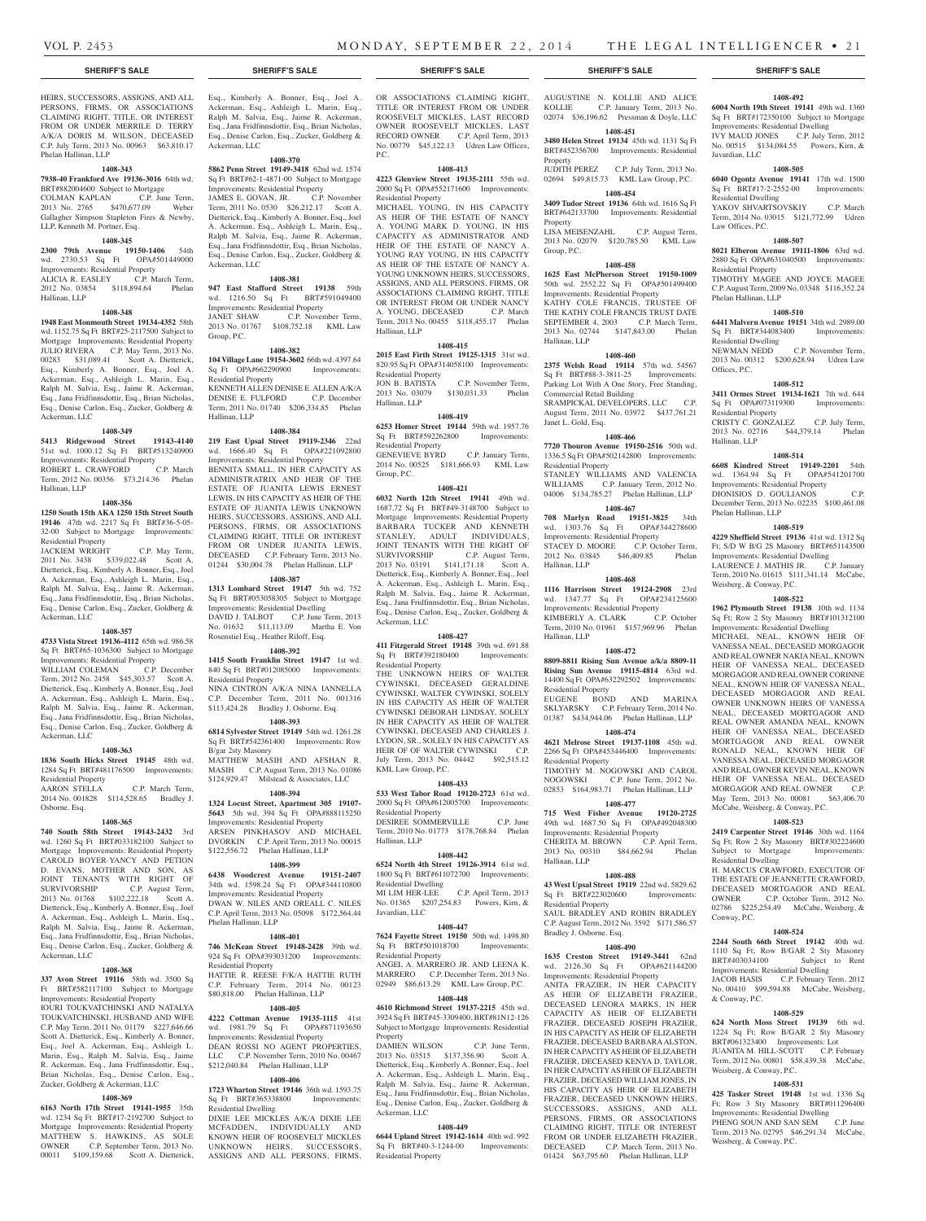HEIRS, SUCCESSORS, ASSIGNS, AND ALL PERSONS, FIRMS, OR ASSOCIATIONS CLAIMING RIGHT, TITLE, OR INTEREST FROM OR UNDER MERRILE D. TERRY A/K/A DORIS M. WILSON, DECEASED C.P. July Term, 2013 No. 00963 $63,810.17 Phelan Hallinan, LLP

**1408-343**

**7938-40 Frankford Ave 19136-3016** 64th wd. BRT#882004600 Subject to Mortgage
COLMAN KAPLAN C.P. June Term, 2013 No. 2765 $470,677.09 Weber Gallagher Simpson Stapleton Fires & Newby, LLP, Kenneth M. Portner, Esq.

**1408-345**

**2300 79th Avenue 19150-1406** 54th wd. 2730.53 Sq Ft OPA#501449000 Improvements: Residential Property
ALICIA R. EASLEY C.P. March Term, 2012 No. 03854 $118,894.64 Phelan Hallinan, LLP

**1408-348**

**1948 East Monmouth Street 19134-4352** 58th wd. 1152.75 Sq Ft BRT#25-2117500 Subject to Mortgage Improvements: Residential Property
JULIO RIVERA C.P. May Term, 2013 No. 00283 $31,089.41 Scott A. Dietterick, Esq., Kimberly A. Bonner, Esq., Joel A. Ackerman, Esq., Ashleigh L. Marin, Esq., Ralph M. Salvia, Esq., Jaime R. Ackerman, Esq., Jana Fridfinnsdottir, Esq., Brian Nicholas, Esq., Denise Carlon, Esq., Zucker, Goldberg & Ackerman, LLC

**1408-349**

**5413 Ridgewood Street 19143-4140** 51st wd. 1000.12 Sq Ft BRT#513240900 Improvements: Residential Property
ROBERT L. CRAWFORD C.P. March Term, 2012 No. 00356 $73,214.36 Phelan Hallinan, LLP

**1408-356**

**1250 South 15th AKA 1250 15th Street South 19146** 47th wd. 2217 Sq Ft BRT#36-5-05-32-00 Subject to Mortgage Improvements: Residential Property
JACKIEM WRIGHT C.P. May Term, 2011 No. 3438 $339,022.48 Scott A. Dietterick, Esq., Kimberly A. Bonner, Esq., Joel A. Ackerman, Esq., Ashleigh L. Marin, Esq., Ralph M. Salvia, Esq., Jaime R. Ackerman, Esq., Jana Fridfinnsdottir, Esq., Brian Nicholas, Esq., Denise Carlon, Esq., Zucker, Goldberg & Ackerman, LLC

**1408-357**

**4733 Vista Street 19136-4112** 65th wd. 986.58 Sq Ft BRT#65-1036300 Subject to Mortgage Improvements: Residential Property
WILLIAM COLEMAN C.P. December Term, 2012 No. 2458 $45,303.57 Scott A. Dietterick, Esq., Kimberly A. Bonner, Esq., Joel A. Ackerman, Esq., Ashleigh L. Marin, Esq., Ralph M. Salvia, Esq., Jaime R. Ackerman, Esq., Jana Fridfinnsdottir, Esq., Brian Nicholas, Esq., Denise Carlon, Esq., Zucker, Goldberg & Ackerman, LLC

**1408-363**

**1836 South Hicks Street 19145** 48th wd. 1284 Sq Ft BRT#481176500 Improvements: Residential Property
AARON STELLA C.P. March Term, 2014 No. 001828 $114,528.65 Bradley J. Osborne Esq.

**1408-365**

**740 South 58th Street 19143-2432** 3rd wd. 1260 Sq Ft BRT#033182100 Subject to Mortgage Improvements: Residential Property
CAROLD BOYER-YANCY AND PETION D. EVANS, MOTHER AND SON, AS JOINT TENANTS WITH RIGHT OF SURVIVORSHIP C.P. August Term, 2013 No. 01768 $102,222.18 Scott A. Dietterick, Esq., Kimberly A. Bonner, Esq., Joel A. Ackerman, Esq., Ashleigh L. Marin, Esq., Ralph M. Salvia, Esq., Jaime R. Ackerman, Esq., Jana Fridfinnsdottir, Esq., Brian Nicholas, Esq., Denise Carlon, Esq., Zucker, Goldberg & Ackerman, LLC

**1408-368**

**337 Avon Street 19116** 58th wd. 3500 Sq Ft BRT#582117100 Subject to Mortgage Improvements: Residential Property
IOURI TOUKVATCHINSKI AND NATALYA TOUKVATCHINSKI, HUSBAND AND WIFE C.P. May Term, 2011 No. 01179 $227,646.66 Scott A. Dietterick, Esq., Kimberly A. Bonner, Esq., Joel A. Ackerman, Esq., Ashleigh L. Marin, Esq., Ralph M. Salvia, Esq., Jaime R. Ackerman, Esq., Jana Fridfinnsdottir, Esq., Brian Nicholas, Esq., Denise Carlon, Esq., Zucker, Goldberg & Ackerman, LLC

**1408-369**

**6163 North 17th Street 19141-1955** 35th wd. 1234 Sq Ft BRT#17-2192700 Subject to Mortgage Improvements: Residential Property
MATTHEW S. HAWKINS, AS SOLE OWNER C.P. September Term, 2013 No. 00011 $109,159.68 Scott A. Dietterick, Esq., Kimberly A. Bonner, Esq., Joel A. Ackerman, Esq., Ashleigh L. Marin, Esq., Ralph M. Salvia, Esq., Jaime R. Ackerman, Esq., Jana Fridfinnsdottir, Esq., Brian Nicholas, Esq., Denise Carlon, Esq., Zucker, Goldberg & Ackerman, LLC

**1408-370**

**5862 Penn Street 19149-3418** 62nd wd. 1574 Sq Ft BRT#62-1-4871-00 Subject to Mortgage Improvements: Residential Property
JAMES E. GOVAN, JR. C.P. November Term, 2011 No. 0530 $26,212.17 Scott A. Dietterick, Esq., Kimberly A. Bonner, Esq., Joel A. Ackerman, Esq., Ashleigh L. Marin, Esq., Ralph M. Salvia, Esq., Jaime R. Ackerman, Esq., Jana Fridfinnsdottir, Esq., Brian Nicholas, Esq., Denise Carlon, Esq., Zucker, Goldberg & Ackerman, LLC

**1408-381**

**947 East Stafford Street 19138** 59th wd. 1216.50 Sq Ft BRT#591049400 Improvements: Residential Property
JANET SHAW C.P. November Term, 2013 No. 01767 $108,752.18 KML Law Group, P.C.

**1408-382**

**104 Village Lane 19154-3602** 66th wd. 4397.64 Sq Ft OPA#662290900 Improvements: Residential Property
KENNETH ALLEN DENISE E. ALLEN A/K/A DENISE E. FULFORD C.P. December Term, 2011 No. 01740 $206,334.85 Phelan Hallinan, LLP

**1408-384**

**219 East Upsal Street 19119-2346** 22nd wd. 1666.40 Sq Ft OPA#221092800 Improvements: Residential Property
BENNITA SMALL, IN HER CAPACITY AS ADMINISTRATRIX AND HEIR OF THE ESTATE OF JUANITA LEWIS ERNEST LEWIS, IN HIS CAPACITY AS HEIR OF THE ESTATE OF JUANITA LEWIS UNKNOWN HEIRS, SUCCESSORS, ASSIGNS, AND ALL PERSONS, FIRMS, OR ASSOCIATIONS CLAIMING RIGHT, TITLE OR INTEREST FROM OR UNDER JUANITA LEWIS, DECEASED C.P. February Term, 2013 No. 01244 $30,004.78 Phelan Hallinan, LLP

**1408-387**

**1313 Lombard Street 19147** 5th wd. 752 Sq Ft BRT#053058305 Subject to Mortgage Improvements: Residential Dwelling
DAVID J. TALBOT C.P. June Term, 2013 No. 01632 $11,113.09 Martha E. Von Rosenstiel Esq., Heather Riloff, Esq.

**1408-392**

**1415 South Franklin Street 19147** 1st wd. 840 Sq Ft BRT#012085000 Improvements: Residential Property
NINA CINTRON A/K/A NINA IANNELLA C.P. December Term, 2011 No. 001316 $113,424.28 Bradley J. Osborne. Esq.

**1408-393**

**6814 Sylvester Street 19149** 54th wd. 1261.28 Sq Ft BRT#542361400 Improvements: Row B/gar 2sty Masonry
MATTHEW MASIH AND AFSHAN R. MASIH C.P. August Term, 2013 No. 01086 $124,929.47 Milstead & Associates, LLC

**1408-394**

**1324 Locust Street, Apartment 305 19107-5643** 5th wd. 394 Sq Ft OPA#888115250 Improvements: Residential Property
ARSEN PINKHASOV AND MICHAEL DVORKIN C.P. April Term, 2013 No. 00015 $122,556.72 Phelan Hallinan, LLP

**1408-399**

**6438 Woodcrest Avenue 19151-2407** 34th wd. 1598.24 Sq Ft OPA#344110800 Improvements: Residential Property
DWAN W. NILES AND OREALL C. NILES C.P. April Term, 2013 No. 05098 $172,564.44 Phelan Hallinan, LLP

**1408-401**

**746 McKean Street 19148-2428** 39th wd. 924 Sq Ft OPA#393031200 Improvements: Residential Property
HATTIE R. REESE F/K/A HATTIE RUTH C.P. February Term, 2014 No. 00123 $80,818.00 Phelan Hallinan, LLP

**1408-405**

**4222 Cottman Avenue 19135-1115** 41st wd. 1981.79 Sq Ft OPA#871193650 Improvements: Residential Property
DEAN ROSSI NO AGENT PROPERTIES, LLC C.P. November Term, 2010 No. 00467 $212,040.84 Phelan Hallinan, LLP

**1408-406**

**1723 Wharton Street 19146** 36th wd. 1593.75 Sq Ft BRT#365338800 Improvements: Residential Dwelling
DIXIE LEE MICKLES A/K/A DIXIE LEE MCFADDEN, INDIVIDUALLY AND KNOWN HEIR OF ROOSEVELT MICKLES UNKNOWN HEIRS, SUCCESSORS, ASSIGNS AND ALL PERSONS, FIRMS, OR ASSOCIATIONS CLAIMING RIGHT, TITLE OR INTEREST FROM OR UNDER ROOSEVELT MICKLES, LAST RECORD OWNER ROOSEVELT MICKLES, LAST RECORD OWNER C.P. April Term, 2013 No. 00779 $45,122.13 Udren Law Offices, P.C.

**1408-413**

**4223 Glenview Street 19135-2111** 55th wd. 2000 Sq Ft OPA#552171600 Improvements: Residential Property
MICHAEL YOUNG, IN HIS CAPACITY AS HEIR OF THE ESTATE OF NANCY A. YOUNG MARK D. YOUNG, IN HIS CAPACITY AS ADMINISTRATOR AND HEIR OF THE ESTATE OF NANCY A. YOUNG RAY YOUNG, IN HIS CAPACITY AS HEIR OF THE ESTATE OF NANCY A. YOUNG UNKNOWN HEIRS, SUCCESSORS, ASSIGNS, AND ALL PERSONS, FIRMS, OR ASSOCIATIONS CLAIMING RIGHT, TITLE OR INTEREST FROM OR UNDER NANCY A. YOUNG, DECEASED C.P. March Term, 2013 No. 00455 $118,455.17 Phelan Hallinan, LLP

**1408-415**

**2015 East Firth Street 19125-1315** 31st wd. 820.95 Sq Ft OPA#314058100 Improvements: Residential Property
JON B. BATISTA C.P. November Term, 2013 No. 03079 $130,031.33 Phelan Hallinan, LLP

**1408-419**

**6253 Homer Street 19144** 59th wd. 1957.76 Sq Ft BRT#592262800 Improvements: Residential Property
GENEVIEVE BYRD C.P. January Term, 2014 No. 00525 $181,666.93 KML Law Group, P.C.

**1408-421**

**6032 North 12th Street 19141** 49th wd. 1687.72 Sq Ft BRT#49-3148700 Subject to Mortgage Improvements: Residential Property
BARBARA TUCKER AND KENNETH STANLEY, ADULT INDIVIDUALS, JOINT TENANTS WITH THE RIGHT OF SURVIVORSHIP C.P. August Term, 2013 No. 03191 $141,171.18 Scott A. Dietterick, Esq., Kimberly A. Bonner, Esq., Joel A. Ackerman, Esq., Ashleigh L. Marin, Esq., Ralph M. Salvia, Esq., Jaime R. Ackerman, Esq., Jana Fridfinnsdottir, Esq., Brian Nicholas, Esq., Denise Carlon, Esq., Zucker, Goldberg & Ackerman, LLC

**1408-427**

**411 Fitzgerald Street 19148** 39th wd. 691.88 Sq Ft BRT#392180400 Improvements: Residential Property
THE UNKNOWN HEIRS OF WALTER CYWINSKI, DECEASED GERALDINE CYWINSKI, WALTER CYWINSKI, SOLELY IN HIS CAPACITY AS HEIR OF WALTER CYWINSKI DEBORAH LINDSAY, SOLELY IN HER CAPACITY AS HEIR OF WALTER CYWINSKI, DECEASED AND CHARLES J. LYDON, SR., SOLELY IN HIS CAPACITY AS HEIR OF WALTER CYWINSKI C.P. July Term, 2013 No. 04442 $92,515.12 KML Law Group, P.C.

**1408-433**

**533 West Tabor Road 19120-2723** 61st wd. 2000 Sq Ft OPA#612005700 Improvements: Residential Property
DESIREE SOMMERVILLE C.P. June Term, 2010 No. 01773 $178,768.84 Phelan Hallinan, LLP

**1408-442**

**6524 North 4th Street 19126-3914** 61st wd. 1800 Sq Ft BRT#611072700 Improvements: Residential Dwelling
MI LIM HER-LEE C.P. April Term, 2013 No. 01365 $207,254.83 Powers, Kirn, & Javardian, LLC

**1408-447**

**7624 Fayette Street 19150** 50th wd. 1498.80 Sq Ft BRT#501018700 Improvements: Residential Property
ANGEL A. MARRERO JR. AND LEENA K. MARRERO C.P. December Term, 2013 No. 02949 $86,613.29 KML Law Group, P.C.

**1408-448**

**4610 Richmond Street 19137-2215** 45th wd. 3924 Sq Ft BRT#45-3309400, BRT#81N12-126 Subject to Mortgage Improvements: Residential Property
DAMIEN WILSON C.P. June Term, 2013 No. 03515 $137,356.90 Scott A. Dietterick, Esq., Kimberly A. Bonner, Esq., Joel A. Ackerman, Esq., Ashleigh L. Marin, Esq., Ralph M. Salvia, Esq., Jaime R. Ackerman, Esq., Jana Fridfinnsdottir, Esq., Brian Nicholas, Esq., Denise Carlon, Esq., Zucker, Goldberg & Ackerman, LLC

**1408-449**

**6644 Upland Street 19142-1614** 40th wd. 992 Sq Ft BRT#40-3-1244-00 Improvements: Residential Property
AUGUSTINE N. KOLLIE AND ALICE KOLLIE C.P. January Term, 2013 No. 02074 $36,196.62 Pressman & Doyle, LLC

**1408-451**

**3480 Helen Street 19134** 45th wd. 1131 Sq Ft BRT#452356700 Improvements: Residential Property
JUDITH PEREZ C.P. July Term, 2013 No. 02694 $49,815.73 KML Law Group, P.C.

**1408-454**

**3409 Tudor Street 19136** 64th wd. 1616 Sq Ft BRT#642133700 Improvements: Residential Property
LISA MEISENZAHL C.P. August Term, 2013 No. 02079 $120,785.50 KML Law Group, P.C.

**1408-458**

**1625 East McPherson Street 19150-1009** 50th wd. 2552.22 Sq Ft OPA#501499400 Improvements: Residential Property
KATHY COLE FRANCIS, TRUSTEE OF THE KATHY COLE FRANCIS TRUST DATE SEPTEMBER 4, 2003 C.P. March Term, 2013 No. 02744 $147,843.00 Phelan Hallinan, LLP

**1408-460**

**2375 Welsh Road 19114** 57th wd. 54567 Sq Ft BRT#88-3-3811-25 Improvements: Parking Lot With A One Story, Free Standing, Commercial Retail Building
SRAMPICKAL DEVELOPERS, LLC C.P. August Term, 2011 No. 03972 $437,761.21 Janet L. Gold, Esq.

**1408-466**

**7720 Thouron Avenue 19150-2516** 50th wd. 1336.5 Sq Ft OPA#502142800 Improvements: Residential Property
STANLEY WILLIAMS AND VALENCIA WILLIAMS C.P. January Term, 2012 No. 04006 $134,785.27 Phelan Hallinan, LLP

**1408-467**

**708 Marlyn Road 19151-3825** 34th wd. 1303.76 Sq Ft OPA#344278600 Improvements: Residential Property
STACEY D. MOORE C.P. October Term, 2012 No. 03845 $46,409.85 Phelan Hallinan, LLP

**1408-468**

**1116 Harrison Street 19124-2908** 23rd wd. 1347.77 Sq Ft OPA#234125600 Improvements: Residential Property
KIMBERLY A. CLARK C.P. October Term, 2010 No. 01961 $157,969.96 Phelan Hallinan, LLP

**1408-472**

**8809-8811 Rising Sun Avenue a/k/a 8809-11 Rising Sun Avenue 19115-4814** 63rd wd. 14400 Sq Ft OPA#632292502 Improvements: Residential Property
EUGENE BOND AND MARINA SKLYARSKY C.P. February Term, 2014 No. 01387 $434,944.06 Phelan Hallinan, LLP

**1408-474**

**4621 Melrose Street 19137-1108** 45th wd. 2266 Sq Ft OPA#453446400 Improvements: Residential Property
TIMOTHY M. NOGOWSKI AND CAROL NOGOWSKI C.P. June Term, 2012 No. 02853 $164,983.71 Phelan Hallinan, LLP

**1408-477**

**715 West Fisher Avenue 19120-2725** 49th wd. 1687.50 Sq Ft OPA#492048300 Improvements: Residential Property
CHERITA M. BROWN C.P. April Term, 2013 No. 00310 $84,662.94 Phelan Hallinan, LLP

**1408-488**

**43 West Upsal Street 19119** 22nd wd. 5829.62 Sq Ft BRT#223020600 Improvements: Residential Property
SAUL BRADLEY AND ROBIN BRADLEY C.P. August Term, 2012 No. 3592 $171,586.57 Bradley J. Osborne. Esq.

**1408-490**

**1635 Creston Street 19149-3441** 62nd wd. 2126.30 Sq Ft OPA#621144200 Improvements: Residential Property
ANITA FRAZIER, IN HER CAPACITY AS HEIR OF ELIZABETH FRAZIER, DECEASED LENORA MARKS, IN HER CAPACITY AS HEIR OF ELIZABETH FRAZIER, DECEASED JOSEPH FRAZIER, IN HIS CAPACITY AS HEIR OF ELIZABETH FRAZIER, DECEASED BARBARA ALSTON, IN HER CAPACITY AS HEIR OF ELIZABETH FRAZIER, DECEASED KENYA D. TAYLOR, IN HER CAPACITY AS HEIR OF ELIZABETH FRAZIER, DECEASED WILLIAM JONES, IN HIS CAPACITY AS HEIR OF ELIZABETH FRAZIER, DECEASED UNKNOWN HEIRS, SUCCESSORS, ASSIGNS, AND ALL PERSONS, FIRMS, OR ASSOCIATIONS CLAIMING RIGHT, TITLE OR INTEREST FROM OR UNDER ELIZABETH FRAZIER, DECEASED C.P. March Term, 2013 No. 01424 $63,795.60 Phelan Hallinan, LLP

**1408-492**

**6004 North 19th Street 19141** 49th wd. 1360 Sq Ft BRT#172350100 Subject to Mortgage Improvements: Residential Dwelling
IVY MAUD JONES C.P. July Term, 2012 No. 00515 $134,084.55 Powers, Kirn, & Javardian, LLC

**1408-505**

**6040 Ogontz Avenue 19141** 17th wd. 1500 Sq Ft BRT#17-2-2552-00 Improvements: Residential Dwelling
YAKOV SHVARTSOVSKIY C.P. March Term, 2014 No. 03015 $121,772.99 Udren Law Offices, P.C.

**1408-507**

**8021 Elberon Avenue 19111-1806** 63rd wd. 2880 Sq Ft OPA#631040500 Improvements: Residential Property
TIMOTHY MAGEE AND JOYCE MAGEE C.P. August Term, 2009 No. 03348 $116,352.24 Phelan Hallinan, LLP

**1408-510**

**6441 Malvern Avenue 19151** 34th wd. 2989.00 Sq Ft BRT#344083400 Improvements: Residential Dwelling
NEWMAN NEDD C.P. November Term, 2013 No. 00312 $200,628.94 Udren Law Offices, P.C.

**1408-512**

**3411 Ormes Street 19134-1621** 7th wd. 644 Sq Ft OPA#073119300 Improvements: Residential Property
CRISTY C. GONZALEZ C.P. July Term, 2013 No. 02716 $44,379.14 Phelan Hallinan, LLP

**1408-514**

**6608 Kindred Street 19149-2201** 54th wd. 1364.94 Sq Ft OPA#541201700 Improvements: Residential Property
DIONISIOS D. GOULIANOS C.P. December Term, 2013 No. 02235 $100,461.08 Phelan Hallinan, LLP

**1408-519**

**4229 Sheffield Street 19136** 41st wd. 1312 Sq Ft; S/D W B/G 2S Masonry BRT#651143500 Improvements: Residential Dwelling
LAURENCE J. MATHIS JR. C.P. January Term, 2010 No. 01615 $111,341.14 McCabe, Weisberg, & Conway, P.C.

**1408-522**

**1962 Plymouth Street 19138** 10th wd. 1134 Sq Ft; Row 2 Sty Masonry BRT#101312100 Improvements: Residential Dwelling
MICHAEL NEAL, KNOWN HEIR OF VANESSA NEAL, DECEASED MORGAGOR AND REAL OWNER NAKIA NEAL, KNOWN HEIR OF VANESSA NEAL, DECEASED MORGAGOR AND REAL OWNER CORINNE NEAL, KNOWN HEIR OF VANESSA NEAL, DECEASED MORGAGOR AND REAL OWNER UNKNOWN HEIRS OF VANESSA NEAL, DECEASED MORTGAGOR AND REAL OWNER AMANDA NEAL, KNOWN HEIR OF VANESSA NEAL, DECEASED MORTGAGOR AND REAL OWNER RONALD NEAL, KNOWN HEIR OF VANESSA NEAL, DECEASED MORGAGOR AND REAL OWNER KEVIN NEAL, KNOWN HEIR OF VANESSA NEAL, DECEASED MORGAGOR AND REAL OWNER C.P. May Term, 2013 No. 00081 $63,406.70 McCabe, Weisberg, & Conway, P.C.

**1408-523**

**2419 Carpenter Street 19146** 30th wd. 1164 Sq Ft; Row 2 Sty Masonry BRT#302224600 Subject to Mortgage Improvements: Residential Dwelling
H. MARCUS CRAWFORD, EXECUTOR OF THE ESTATE OF JEANNETTE CRAWFORD, DECEASED MORTGAGOR AND REAL OWNER C.P. October Term, 2012 No. 02786 $225,254.49 McCabe, Weisberg, & Conway, P.C.

**1408-524**

**2244 South 66th Street 19142** 40th wd. 1110 Sq Ft; Row B/GAR 2 Sty Masonry BRT#403034100 Subject to Rent Improvements: Residential Dwelling
JACOB HASIS C.P. February Term, 2012 No. 00410 $99,594.88 McCabe, Weisberg, & Conway, P.C.

**1408-529**

**624 North Moss Street 19139** 6th wd. 1224 Sq Ft; Row B/GAR 2 Sty Masonry BRT#061323400 Improvements: Lot
JUANITA M. HILL-SCOTT C.P. February Term, 2012 No. 00801 $58,439.38 McCabe, Weisberg, & Conway, P.C.

**1408-531**

**425 Tasker Street 19148** 1st wd. 1336 Sq Ft; Row 3 Sty Masonry BRT#011296400 Improvements: Residential Dwelling
PHENG SOUN AND SAN SEM C.P. June Term, 2013 No. 02795 $46,291.34 McCabe, Weisberg, & Conway, P.C.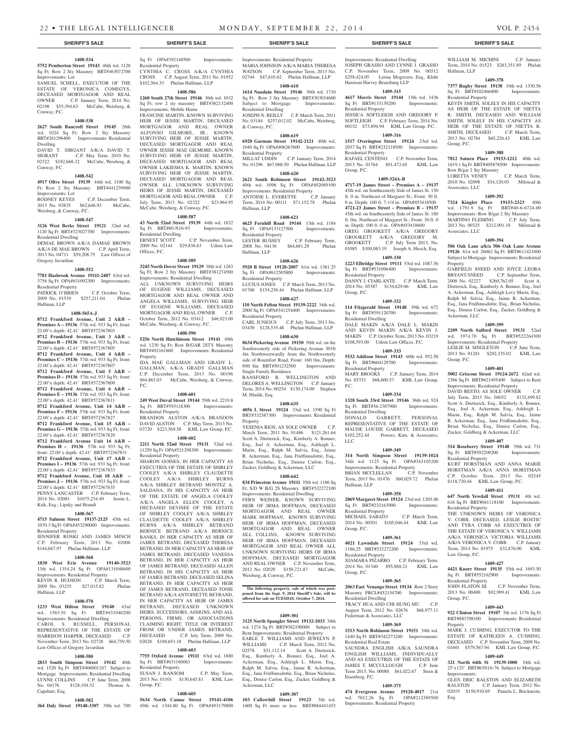## SHERIFF'S SALE

**1408-534**

**5752 Pemberton Street 19143** 46th wd. 1128 Sq Ft; Row 2 Sty Masonry BRT#463072700 Improvements: Lot

SAMUEL SCHELL, EXECUTOR OF THE ESTATE OF VERONICA COMEGYS, DECEASED MORTGAGOR AND REAL OWNER C.P. January Term, 2014 No. 02198 $55,394.63 McCabe, Weisberg, & Conway, P.C.

**1408-538**

**2627 South Bancroft Street 19145** 26th wd. 1024 Sq Ft; Row 2 Sty Masonry BRT#261296400 Improvements: Residential Dwelling

DAVID T. SIRGANT A/K/A DAVID T. SIGRANT C.P. May Term, 2010 No. 02322 $182,668.32 McCabe, Weisberg, & Conway, P.C.

**1408-542**

**4917 Olive Street 19139** 44th wd. 1100 Sq Ft; Row 2 Sty Masonry BRT#441239900 Improvements: Lot

RODNEY KEYES C.P. December Term, 2013 No. 03835 $62,646.93 McCabe, Weisberg, & Conway, P.C.

**1408-547**

**3126 West Berks Street 19121** 32nd wd. 1120 Sq Ft BRT#323027700 Improvements: Residential Dwelling

DEMAE BROWN A/K/A DAMAE BROWN A/K/A DE MAE BROWN C.P. April Term, 2013 No. 04711 $59,208.75 Law Offices of Gregory Javardian

**1408-552**

**7781 Hasbrook Avenue 19111-2407** 63rd wd. 3756 Sq Ft OPA#631092300 Improvements: Residential Property

PATRICK O'BRIEN C.P. October Term, 2009 No. 01519 $257,211.04 Phelan Hallinan, LLP

**1408-565A-J**

**8712 Frankford Avenue, Unit 2 A&B – Premises A – 19136** 57th wd. 933 Sq Ft; front: 22.00'x depth: 42.41' BRT#572367803

**8712 Frankford Avenue, Unit 3 A&B – Premises B – 19136** 57th wd. 933 Sq Ft; front: 22.00'x depth: 42.41' BRT#572367805

**8712 Frankford Avenue, Unit 4 A&B – Premises C – 19136** 57th wd. 933 Sq Ft; front: 22.00'x depth: 42.41' BRT#572367807

**8712 Frankford Avenue, Unit 5 A&B – Premises D – 19136** 57th wd. 933 Sq Ft; front: 22.00'x depth: 42.41' BRT#572367809

**8712 Frankford Avenue, Unit 6 A&B – Premises E – 19136** 57th wd. 933 Sq Ft; front: 22.00'x depth: 42.41' BRT#572367811

**8712 Frankford Avenue, Unit 14 A&B – Premises F – 19136** 57th wd. 933 Sq Ft; front: 22.00'x depth: 42.41' BRT#572367827

**8712 Frankford Avenue, Unit 15 A&B – Premises G – 19136** 57th wd. 933 Sq Ft; front: 22.00'x depth: 42.41' BRT#572367829

**8712 Frankford Avenue Unit 16 A&B – Premises H – 19136** 57th wd. 933 Sq Ft; front: 22.00'x depth: 42.41' BRT#572367831

**8712 Frankford Avenue, Unit 17 A&B – Premises I – 19136** 57th wd. 933 Sq Ft; front: 22.00'x depth: 42.41' BRT#572367833

**8712 Frankford Avenue, Unit 18 A&B – Premises J – 19136** 57th wd. 933 Sq Ft; front: 22.00'x depth: 42.41' BRT#572367835

PENNY LANCASTER C.P. February Term, 2014 No. 02081 $1075,234.49 Justin L. Krik, Esq.; Lipsky and Brandt

**1408-567**

**4715 Salmon Street 19137-2125** 45th wd. 1070.3 Sq Ft OPA#453290000 Improvements: Residential Property

JENNIFER ROSKI AND JAMES MINCH C.P. February Term, 2013 No. 02006 $144,047.97 Phelan Hallinan, LLP

**1408-568**

**1830 West Erie Avenue 19140-3523** 13th wd. 1354.24 Sq Ft OPA#131048600 Improvements: Residential Property

KEVIN R. HUDSON C.P. March Term, 2009 No. 03235 $27,015.82 Phelan Hallinan, LLP

**1408-570**

**1233 West Hilton Street 19140** 43rd wd. 1563.91 Sq Ft BRT#431040200 Improvements: Residential Dwelling

CAROL S. RUSSELL, PERSONAL REPRESENTATIVE OF THE ESTATE OF HARRISON HARPER, DECEASED C.P. November Term, 2013 No. 02728 $64,759.50 Law Offices of Gregory Javardian

**1408-580**

**2833 South Simpson Street 19142** 40th wd. 1520 Sq Ft BRT#406001247 Subject to Mortgage Improvements: Residential Dwelling

LYNNE COLLINS C.P. June Term, 2008 No. 04176 $128,194.32 Thomas A. Capehart, Esq.

**1408-582**

**364 Daly Street 19148-3307** 39th wd. 700 Sq Ft OPA#392148500 Improvements: Residential Property

CYNTHIA C. CROSS A/K/A CYNTHIA CROSS C.P. August Term, 2011 No. 01952 $102,564.33 Phelan Hallinan, LLP

**1408-586**

**1260 South 27th Street 19146** 36th wd. 1032 Sq Ft; row 2 sty masonry BRT#362132400 Improvements: Mobile Home

FRANCINE MARTIN, KNOWN SURVIVING HEIR OF JESSIE MARTIN, DECEASED MORTGAGOR AND REAL OWNER ALFONSO GILMORE, JR., KNOWN SURVIVING HEIR OF JESSIE MARTIN, DECEASED MORTGAGOR AND REAL OWNER JESSIE MAE GILMORE, KNOWN SURVIVING HEIR OF JESSIE MARTIN, DECEASED MORTGAGOR AND REAL OWNER LAKIESHA K. MARTIN, KNOWN SURVIVING HEIR OF JESSIE MARTIN, DECEASED MORTGAGOR AND REAL OWNER ALL UNKNOWN SURVIVING HEIRS OF JESSIE MARTIN, DECEASED MORTGAGOR AND REAL OWNER C.P. July Term, 2013 No. 02322 $23,964.95 McCabe, Weisberg, & Conway, P.C.

**1408-587**

**43 North 52nd Street 19139** 44th wd. 1832 Sq Ft BRT#60-N16-93 Improvements: Residential Dwelling

ERNEST SCOTT C.P. November Term, 2009 No. 02144 $29,836.63 Udren Law Offices, P.C.

**1408-589**

**3245 North Dover Street 19129** 38th wd. 1263 Sq Ft; Row 2 Sty Masonry BRT#381274500 Improvements: Residential Dwelling

ALL UNKNOWN SURVIVING HEIRS OF EUGENE WILLIAMS, DECEASED MORTGAGOR AND REAL OWNER AND ANGELA WILLIAMS, SURVIVING HEIR OF EUGENE WILLIAMS, DECEASED MORTGAGOR AND REAL OWNER C.P. October Term, 2012 No. 03412 $46,923.00 McCabe, Weisberg, & Conway, P.C.

**1408-590**

**5256 North Hutchinson Street 19141** 49th wd. 1230 Sq Ft; Row B/GAR 2STY Masonry BRT#492161600 Improvements: Residential Property

IDA MAE GALLMAN AND GRADY L. GALLMAN, A/K/A GRADY GALLMAN C.P. December Term, 2013 No. 00196 $64,863.03 McCabe, Weisberg, & Conway, P.C.

**1408-601**

**249 West Duval Street 19144** 59th wd. 2219.8 Sq Ft BRT#593118300 Improvements: Residential Property

BRANDON ALSTON A/K/A BRANDON DAVID ALSTON C.P. May Term, 2013 No. 03720 $223,569.58 KML Law Group, P.C.

**1408-602**

**2211 North 52nd Street 19131** 52nd wd. 11250 Sq Ft OPA#521298300 Improvements: Residential Property

SHARON GOINES, IN HER CAPACITY AS EXECUTRIX OF THE ESTATE OF SHIRLEY COOLEY A/K/A SHIRLEY CLAUDETTE COOLEY A/K/A SHIRLEY BURNS A/K/A SHIRLEY BETRAND MONTEZ A. SALDANA, IN HIS CAPACITY AS HEIR OF THE ESTATE OF ANGELA COOLEY A/K/A ANGELA ELLEN COOLEY, A DECEASED DEVISEE OF THE ESTATE OF SHIRLEY COOLEY A/K/A SHIRLEY CLAUDETTE COOLEY A/K/A SHIRLEY BURNS A/K/A SHIRLEY BETRAND BERNICE BETRAND A/K/A BERNICE BANKS, IN HER CAPACITY AS HEIR OF JAMES BETRAND, DECEASED THERESA BETRAND, IN HER CAPACITY AS HEIR OF JAMES BETRAND, DECEASED VANESSA BETRAND, IN HER CAPACITY AS HEIR OF JAMES BETRAND, DECEASED ALLEN BETRAND, IN HIS CAPACITY AS HEIR OF JAMES BETRAND, DECEASED SELINA BETRAND, IN HER CAPACITY AS HEIR OF JAMES BETRAND, DECEASED TONIE BETRAND A/K/A ANTOINETTE BETRAND, IN HER CAPACITY AS HEIR OF JAMES BETRAND, DECEASED UNKNOWN HEIRS, SUCCESSORS, ASSIGNS, AND ALL PERSONS, FIRMS, OR ASSOCIATIONS CLAIMING RIGHT, TITLE OR INTEREST FROM OR UNDER JAMES BETRAND, DECEASED C.P. July Term, 2009 No. 02028 $188,651.18 Phelan Hallinan, LLP

**1408-603**

**7755 Oxford Avenue 19111** 63rd wd. 1880 Sq Ft BRT#631160063 Improvements: Residential Property

SUSAN J. RANSOM C.P. May Term, 2013 No. 01101 $130,645.81 KML Law Group, P.C.

**1408-605**

**5634 North Camac Street 19141-4106** 49th wd. 1344.80 Sq Ft OPA#493179800 Improvements: Residential Property

MARIA JOHNSON A/K/A MARIA THERESA WATSON C.P. September Term, 2013 No. 02744 $47,610.62 Phelan Hallinan, LLP

**1408-610**

**1614 Naudain Street 19146** 30th wd. 1710 Sq Ft; Row 3 Sty Masonry BRT#303034600 Subject to Mortgage Improvements: Residential Dwelling

JOSEPH N. REILLY C.P. March Term, 2011 No. 03184 $257,012.02 McCabe, Weisberg, & Conway, P.C.

**1408-619**

**6920 Garman Street 19142-2121** 40th wd. 1040 Sq Ft OPA#406267600 Improvements: Residential Property

MILLAT UDDIN C.P. January Term, 2014 No. 01296 $67,968.50 Phelan Hallinan, LLP

**1408-620**

**2621 South Robinson Street 19142-3523** 40th wd. 1096 Sq Ft OPA#402089100 Improvements: Residential Property

ANTOINE L. EVERETTE C.P. January Term, 2014 No. 00111 $71,152.78 Phelan Hallinan, LLP

**1408-621**

**4625 Fernhill Road 19144** 13th wd. 1184 Sq Ft OPA#133127500 Improvements: Residential Property

LESTER BUSSEY C.P. February Term, 2008 No. 04136 $64,681.29 Phelan Hallinan, LLP

**1408-626**

**5920 B Street 19120-2007** 61st wd. 1381.25 Sq Ft OPA#612505800 Improvements: Residential Property

LUCIUS JONES C.P. March Term, 2013 No. 01760 $154,256.44 Phelan Hallinan, LLP

**1408-627**

**110 North Felton Street 19139-2222** 34th wd. 2000 Sq Ft OPA#341254400 Improvements: Residential Property

CARL JUNIOUS C.P. July Term, 2013 No. 03430 $128,535.48 Phelan Hallinan, LLP

**1408-630**

**8634 Pickering Avenue 19150** 50th wd. on the Southwesterly side of Pickering Avenue 303ft 4in Northwestwardly from the Northwesterly side of Roumfort Road. Front: 16ft 0in, Depth: 89ft 8in BRT#501232500 Improvements: Single Family Residence

RANSFORD R. WELLINGTON AND DELORES A. WELLINGTON C.P. January Term, 2014 No. 00254 $130,174.00 Stephen M. Hladik, Esq.

**1408-635**

**4056 L Street 19124** 33rd wd. 1590 Sq Ft BRT#332387300 Improvements: Residential Property

YESENIA RIOS, AS SOLE OWNER C.P. March Term, 2011 No. 01486 $121,261.64 Scott A. Dietterick, Esq., Kimberly A. Bonner, Esq., Joel A. Ackerman, Esq., Ashleigh L. Marin, Esq., Ralph M. Salvia, Esq., Jaime R. Ackerman, Esq., Jana Fridfinnsdottir, Esq., Brian Nicholas, Esq., Denise Carlon, Esq., Zucker, Goldberg & Ackerman, LLC

**1408-642**

**834 Princeton Avenue 19111** 35th wd. 1186 Sq Ft; S/D W B/G 2S Masonry BRT#532272100 Improvements: Residential Dwelling

FERN WEINER, KNOWN SURVIVING HEIR OF IRMA HOFFMAN, DECEASED MORTGAGOR AND REAL OWNER MARK HOFFMAN, KNOWN SURVIVING HEIR OF IRMA HOFFMAN, DECEASED MORTGAGOR AND REAL OWNER JILL COLLINS, KNOWN SURVIVING HEIR OF IRMA HOFFMAN, DECEASED MORTGAGOR AND REAL OWNER ALL UNKNOWN SURVIVING HEIRS OF IRMA HOFFMAN, DECEASED MORTGAGOR AND REAL OWNER C.P. November Term, 2012 No. 02029 $150,721.87 McCabe, Weisberg, & Conway, P.C.

**The following property, sale of which was postponed from the Sept. 9, 2014 Sheriff's Sale, will be offered for sale on TUESDAY, October 7, 2014.**

**1409-301**

**3125 North Spangler Street 19132-1033** 38th wd. 1274 Sq Ft BRT#382190000 Subject to Rent Improvements: Residential Property

EARLE T. WILLIAMS AND JEWELYN P. WILLIAMS C.P. March Term, 2012 No. 02578 $51,112.14 Scott A. Dietterick, Esq., Kimberly A. Bonner, Esq., Joel A. Ackerman, Esq., Ashleigh L. Marin, Esq., Ralph M. Salvia, Esq., Jaime R. Ackerman, Esq., Jana Fridfinnsdottir, Esq., Brian Nicholas, Esq., Denise Carlon, Esq., Zucker, Goldberg & Ackerman, LLC

**1409-307**

**103 Callowhill Street 19123** 5th wd. 1600 Sq Ft more or less BRT#884441453 Improvements: Residential Dwelling

JOSEPH GRASSO AND LYNNE J. GRASSO C.P. November Term, 2009 No. 00512 $258,424.05 Leona Mogavero, Esq., Klehr Harrison Harvey Branzburg LLP

**1409-315**

**4617 Morris Street 19144** 13th wd. 1436 Sq Ft BRT#133139200 Improvements: Residential Property

JESSICA SOFTLEIGH AND GREGORY P. SOFTLEIGH C.P. February Term, 2014 No. 00152 $73,894.94 KML Law Group, P.C.

**1409-316**

**1517 Overington Street 19124** 23rd wd. 2037 Sq Ft BRT#232118500 Improvements: Residential Property

RAFAEL CENTENO C.P. November Term, 2013 No. 01764 $91,472.65 KML Law Group, P.C.

**1409-324A-B**

**4717-19 James Street – Premises A – 19137** 45th wd. on Southeasterly Side of James St. 150 ft. 0 in. Northeast of Margaret St.; Front: 30 ft. 0 in. Depth: 100 ft. 7-1/4 in. OPA#453418500

**4721-23 James Street – Premises B – 19137** 45th wd. on Southeasterly Side of James St. 180 ft. 0in. Northeast of Margaret St.; Front: 30 ft. 0 in. Depth: 100 ft. 0 in. OPA#453418600

GREG GROOKETT A/K/A GREGORY GROOKETT A/K/A GREGORY M. GROOKETT C.P. July Term 2013, No. 01085 $100,083.19 Joseph A. Hirsch, Esq.

**1409-330**

**1223 Elbridge Street 19111** 53rd wd. 1087.56 Sq Ft BRT#531096400 Improvements: Residential Property

DANNY J. CIARLANTE C.P. March Term, 2014 No. 05387 $134,629.06 KML Law Group, P.C.

**1409-332**

**114 Fitzgerald Street 19148** 39th wd. 672 Sq Ft BRT#391120700 Improvements: Residential Dwelling

DALE MAKIN A/K/A DALE L. MAKIN AND KEVIN MAKIN A/K/A KEVIN J. MAKIN C.P. October Term, 2013 No. 03219 $108,593.00 Udren Law Offices, P.C.

**1409-333**

**5532 Addison Street 19143** 60th wd. 952.50 Sq Ft BRT#604129700 Improvements: Residential Property

MARY BROOKS C.P. January Term, 2014 No. 03333 $68,600.57 KML Law Group, P.C.

**1409-334**

**1328 South 33rd Street 19146** 36th wd. 924 Sq Ft BRT#36-2307900 Improvements: Residential Dwelling

DONALD GARRETT, PERSONAL REPRESENTATIVE OF THE ESTATE OF MAUDE LOUISE GARRETT, DECEASED $102,252.44 Powers, Kirn, & Associates, LLC

**1409-349**

**314 North Simpson Street 19139-1024** 34th wd. 1125 Sq Ft OPA#343105200 Improvements: Residential Property

BRIAN MCCLELLAN C.P. November Term, 2013 No. 01476 $60,029.72 Phelan Hallinan, LLP

**1409-358**

**2069 Margaret Street 19124** 23rd wd. 1203.06 Sq Ft BRT#232163900 Improvements: Residential Property

MICHAEL SABATO C.P. March Term, 2014 No. 00301 $105,046.44 KML Law Group, P.C.

**1409-361**

**4021 Lawndale Street 19124** 33rd wd. 1186.25 BRT#332272200 Improvements: Residential Property

XIAMARA PIZARRO C.P. February Term, 2014 No. 01340 $95,888.21 KML Law Group, P.C.

**1409-365**

**2063 East Venango Street 19134** Row 2 Story Masonry PRCL#452154700 Improvements: Residential Dwelling

TRACY HUA AND CHI HUNG MU C.P. August Term, 2012 No. 02676 $68,977.11 Federman & Associates, LLC

**1409-369**

**1513 North Robinson Street 19151** 34th wd. 1440 Sq Ft BRT#342273200 Improvements: Residential Real Estate

SAUNDRA ENGLISH A/K/A SAUNDRA ENGLISH WILLIAMS, INDIVIDUALLY AND AS EXECUTRIX OF THE ESTATE OF JAMES T. MCCULLOUGH C.P. June Term 2013, No. 00088 $61,022.67 Stern & Eisenberg, P.C.

**1409-375**

**474 Evergreen Avenue 19128-4017** 21st wd. 7012.26 Sq Ft OPA#212389500 Improvements: Residential Property

WILLIAM M. MICHINI C.P. January Term, 2014 No. 01523 $283,351.89 Phelan Hallinan, LLP

**1409-378**

**7377 Rugby Street 19138** 10th wd. 1330.56 Sq Ft BRT#102466800 Improvements: Residential Property

KEVIN SMITH, SOLELY IN HIS CAPACITY AS HEIR OF THE ESTATE OF NIETTA R. SMITH, DECEASED AND WILLIAM SMITH, SOLELY IN HIS CAPACITY AS HEIR OF THE ESTATE OF NIETTA R. SMITH, DECEASED C.P. March Term, 2013 No. 02784 $65,226.43 KML Law Group, P.C.

**1409-388**

**7812 Saturn Place 19153-1212** 40th wd. 1619.1 Sq Ft BRT#405878500 Improvements: Row B/gar 2 Sty Masonry

LORETTA VENEY C.P. March Term, 2010 No. 02098 $54,120.03 Milstead & Associates, LLC

**1409-392**

**7324 Kinglet Place 19153-2323** 40th wd. 1791.9 Sq Ft BRT#40-6-6724-00 Improvements: Row B/gar 2 Sty Masonry

MARTINO FLEMING C.P. July Term, 2013 No. 00325 $212,901.18 Milstead & Associates, LLC

**1409-394**

**506 Oak Lane a/k/a 506 Oak Lane Avenue 19126** 61st wd. 26062 Sq Ft BRT#611421800 Subject to Mortgage Improvements: Residential Property

GARFIELD SNEED AND JOYCE LEORA BRYANT-SNEED C.P. September Term, 2008 No. 02227 $260,762.05 Scott A. Dietterick, Esq., Kimberly A. Bonner, Esq., Joel A. Ackerman, Esq., Ashleigh Levy Marin, Esq., Ralph M. Salvia, Esq., Jaime R. Ackerman, Esq., Jana Fridfinnsdottir, Esq., Brian Nicholas, Esq., Denise Carlon, Esq., Zucker, Goldberg & Ackerman, LLC

**1409-399**

**2209 North Salford Street 19131** 52nd wd. 1974.70 Sq Ft BRT#522264300 Improvements: Residential Property

LESLIE M. SINGLETON C.P. June Term, 2013 No. 01281 $202,335.02 KML Law Group, P.C.

**1409-401**

**5002 Griscom Street 19124-2672** 62nd wd. 2386 Sq Ft BRT#621495400 Subject to Rent Improvements: Residential Property

DAVID RESTO, AS SOLE OWNER C.P. July Term, 2013 No. 04032 $132,499.82 Scott A. Dietterick, Esq., Kimberly A. Bonner, Esq., Joel A. Ackerman, Esq., Ashleigh L. Marin, Esq., Ralph M. Salvia, Esq., Jaime R. Ackerman, Esq., Jana Fridfinnsdottir, Esq., Brian Nicholas, Esq., Denise Carlon, Esq., Zucker, Goldberg & Ackerman, LLC

**1409-407**

**314 Roseberry Street 19148** 39th wd. 731 Sq Ft BRT#392209200 Improvements: Residential Property

KURT HORSTMAN AND ANNA MARIE HORSTMAN A/K/A ANNA HORSTMAN C.P. October Term, 2013 No. 02545 $118,720.44 KML Law Group, P.C.

**1409-411**

**647 North Yewdall Street 19131** 4th wd. 616 Sq Ft BRT#041118100 Improvements: Residential Property

THE UNKNOWN HEIRS OF VERONICA V. COBB, DECEASED, LESLIE BOSTIC AND TYRA COBB AS EXECUTRIX OF THE ESTATE OF VERONICA V. WILLIAMS A/K/A VERONICA VICTORIA WILLIAMS A/K/A VERONICA V. COBB C.P. January Term, 2014 No. 01975 $32,876.00 KML Law Group, P.C.

**1409-427**

**4421 Knorr Street 19135** 55th wd. 1693.50 Sq Ft BRT#552162900 Improvements: Residential Property

JOHN FLATON III C.P. November Term, 2013 No. 00400 $92,999.41 KML Law Group, P.C.

**1409-443**

**922 Clinton Street 19107** 5th wd. 1176 Sq Ft BRT#883708100 Improvements: Residential Property

MARK J. CUSHING, EXECUTOR TO THE ESTATE OF KATHLEEN A. CUSHING, DECEASED C.P. November Term, 2009 No. 01601 $579,567.94 KML Law Group, P.C.

**1409-449**

**321 North 64th St 19139-1000** 34th wd. 25'x125' BRT#63N16-76 Subject to Mortgage Improvements:

GLEN ERIC RALSTON AND ELIZABETH RALSTON C.P. January Term, 2012 No. 02019 $150,910.69 Pamela L. Bricknerm, Esq.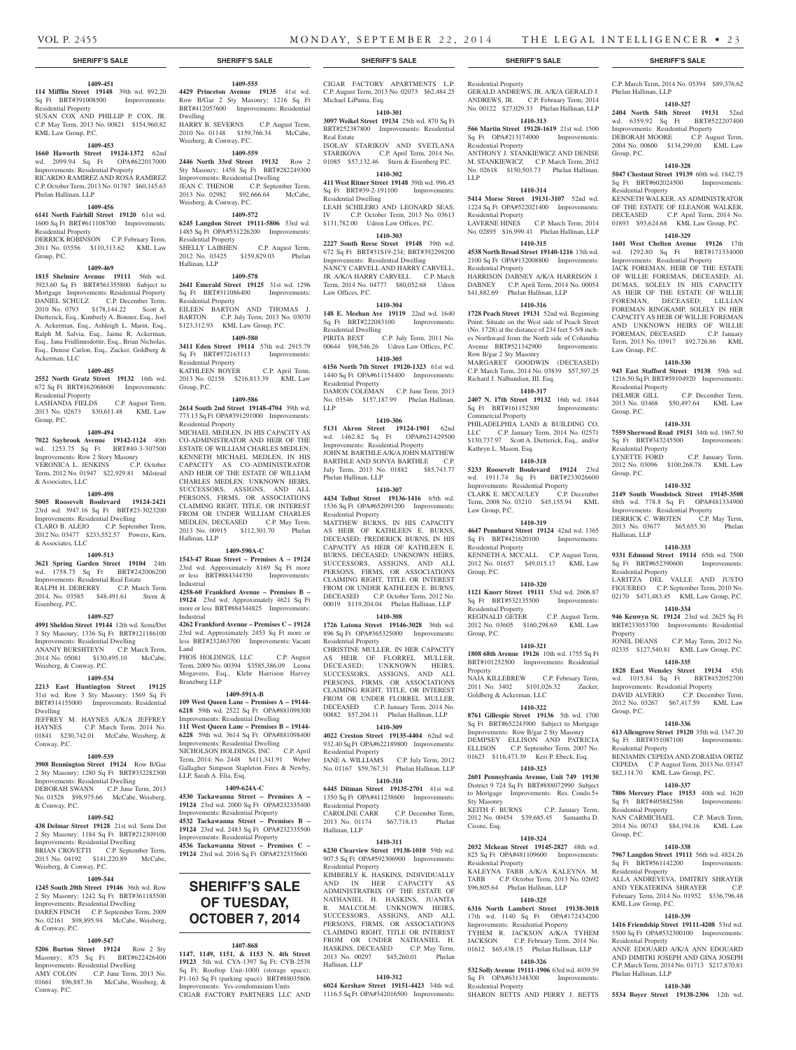## SHERIFF'S SALE

**1409-451**
**114 Mifflin Street 19148** 39th wd. 892.20 Sq Ft BRT#391008500 Improvements: Residential Property
SUSAN COX AND PHILLIP P. COX, JR. C.P. May Term, 2013 No. 00821 $154,960.82 KML Law Group, P.C.

**1409-453**
**1660 Haworth Street 19124-1372** 62nd wd. 2099.94 Sq Ft OPA#622017000 Improvements: Residential Property
RICARDO RAMIREZ AND ROSA RAMIREZ C.P. October Term, 2013 No. 01787 $60,145.63 Phelan Hallinan, LLP

**1409-456**
**6141 North Fairhill Street 19120** 61st wd. 1600 Sq Ft BRT#611108700 Improvements: Residential Property
DERRICK ROBINSON C.P. February Term, 2011 No. 03556 $110,313.62 KML Law Group, P.C.

**1409-469**
**1815 Shelmire Avenue 19111** 56th wd. 3923.60 Sq Ft BRT#561355800 Subject to Mortgage Improvements: Residential Property
DANIEL SCHULZ C.P. December Term, 2010 No. 0793 $178,144.22 Scott A. Dietterick, Esq., Kimberly A. Bonner, Esq., Joel A. Ackerman, Esq., Ashleigh L. Marin, Esq., Ralph M. Salvia, Esq., Jaime R. Ackerman, Esq., Jana Fridfinnsdottir, Esq., Brian Nicholas, Esq., Denise Carlon, Esq., Zucker, Goldberg & Ackerman, LLC

**1409-485**
**2552 North Gratz Street 19132** 16th wd. 672 Sq Ft BRT#162068600 Improvements: Residential Property
LASHANDA FIELDS C.P. August Term, 2013 No. 02673 $30,611.48 KML Law Group, P.C.

**1409-494**
**7022 Saybrook Avenue 19142-1124** 40th wd. 1253.75 Sq Ft BRT#40-3-307500 Improvements: Row 2 Story Masonry
VERONICA L. JENKINS C.P. October Term, 2012 No. 01947 $22,929.81 Milstead & Associates, LLC

**1409-498**
**5005 Roosevelt Boulevard 19124-2421** 23rd wd. 3947.16 Sq Ft BRT#23-3023200 Improvements: Residential Dwelling
CLARO B. ALEJO C.P. September Term, 2012 No. 03477 $233,552.57 Powers, Kirn, & Associates, LLC

**1409-513**
**3621 Spring Garden Street 19104** 24th wd. 1758.75 Sq Ft BRT#242006200 Improvements: Residential Real Estate
RALPH H. DEBERRY C.P. March Term 2014, No. 03585 $48,491.61 Stern & Eisenberg, P.C.

**1409-527**
**4991 Sheldon Street 19144** 12th wd. Semi/Det 3 Sty Masonry; 1336 Sq Ft BRT#121186100 Improvements: Residential Dwelling
ANANIY BURSHTEYN C.P. March Term, 2014 No. 05081 $130,495.10 McCabe, Weisberg, & Conway, P.C.

**1409-534**
**2213 East Huntington Street 19125** 31st wd. Row 3 Sty Masonry; 1569 Sq Ft BRT#314155000 Improvements: Residential Dwelling
JEFFREY M. HAYNES A/K/A JEFFREY HAYNES C.P. March Term, 2014 No. 01841 $230,742.01 McCabe, Weisberg, & Conway, P.C.

**1409-539**
**3908 Bennington Street 19124** Row B/Gar 2 Sty Masonry; 1280 Sq Ft BRT#332282300 Improvements: Residential Dwelling
DEBORAH SWANN C.P. June Term, 2013 No. 01528 $98,975.66 McCabe, Weisberg, & Conway, P.C.

**1409-542**
**438 Delmar Street 19128** 21st wd. Semi Det 2 Sty Masonry; 1184 Sq Ft BRT#212309100 Improvements: Residential Dwelling
BRIAN CROVETTI C.P. September Term, 2013 No. 04192 $141,220.89 McCabe, Weisberg, & Conway, P.C.

**1409-544**
**1245 South 20th Street 19146** 36th wd. Row 2 Sty Masonry; 1242 Sq Ft BRT#361185500 Improvements: Residential Dwelling
DAREN FINCH C.P. September Term, 2009 No. 02161 $98,895.94 McCabe, Weisberg, & Conway, P.C.

**1409-547**
**5206 Burton Street 19124** Row 2 Sty Masonry; 875 Sq Ft BRT#622426400 Improvements: Residential Dwelling
AMY COLON C.P. June Term, 2013 No. 01661 $96,887.36 McCabe, Weisberg, & Conway, P.C.

**1409-555**
**4429 Princeton Avenue 19135** 41st wd. Row B/Gar 2 Sty Masonry; 1216 Sq Ft BRT#412057600 Improvements: Residential Dwelling
HARRY B. SEVERNS C.P. August Term, 2010 No. 01148 $159,766.34 McCabe, Weisberg, & Conway, P.C.

**1409-559**
**2446 North 33rd Street 19132** Row 2 Sty Masonry; 1458 Sq Ft BRT#282249300 Improvements: Residential Dwelling
JEAN C. THENOR C.P. September Term, 2013 No. 02982 $92,666.64 McCabe, Weisberg, & Conway, P.C.

**1409-572**
**6245 Langdon Street 19111-5806** 53rd wd. 1485 Sq Ft OPA#531226200 Improvements: Residential Property
SHELLY LAIBHEN C.P. August Term, 2012 No. 03425 $159,829.03 Phelan Hallinan, LLP

**1409-578**
**2641 Emerald Street 19125** 31st wd. 1296 Sq Ft BRT#311086400 Improvements: Residential Property
EILEEN BARTON AND THOMAS J. BARTON C.P. July Term, 2013 No. 03070 $123,312.93 KML Law Group, P.C.

**1409-580**
**3411 Eden Street 19114** 57th wd. 2915.79 Sq Ft BRT#572163113 Improvements: Residential Property
KATHLEEN BOYER C.P. April Term, 2013 No. 02158 $216,813.39 KML Law Group, P.C.

**1409-586**
**2614 South 2nd Street 19148-4704** 39th wd. 773.13 Sq Ft OPA#391291000 Improvements: Residential Property
MICHAEL MEDLEN, IN HIS CAPACITY AS CO-ADMINISTRATOR AND HEIR OF THE ESTATE OF WILLIAM CHARLES MEDLEN; KENNETH MICHAEL MEDLEN, IN HIS CAPACITY AS CO-ADMINISTRATOR AND HEIR OF THE ESTATE OF WILLIAM CHARLES MEDLEN; UNKNOWN HEIRS, SUCCESSORS, ASSIGNS, AND ALL PERSONS, FIRMS, OR ASSOCIATIONS CLAIMING RIGHT, TITLE, OR INTEREST FROM OR UNDER WILLIAM CHARLES MEDLEN, DECEASED C.P. May Term, 2013 No. 00915 $112,301.70 Phelan Hallinan, LLP

**1409-590A-C**
**1543-47 Ruan Street – Premises A – 19124** 23rd wd. Approximately 8169 Sq Ft more or less BRT#884344350 Improvements: Industrial
**4258-60 Frankford Avenue – Premises B – 19124** 23rd wd. Approximately 4621 Sq Ft more or less BRT#884344825 Improvements: Industrial
**4262 Frankford Avenue – Premises C – 19124** 23rd wd. Approximately 2453 Sq Ft more or less BRT#232463700 Improvements: Vacant Land
PHOS HOLDINGS, LLC C.P. August Term, 2009 No. 00394 $3585,386.09 Leona Mogavero, Esq., Klehr Harrison Harvey Branzburg LLP

**1409-591A-B**
**109 West Queen Lane – Premises A – 19144-6218** 59th wd. 2522 Sq Ft OPA#881098300 Improvements: Residential Dwelling
**111 West Queen Lane – Premises B – 19144-6228** 59th wd. 3614 Sq Ft OPA#881098400 Improvements: Residential Dwelling
NICHOLSON HOLDINGS, INC. C.P. April Term, 2014; No. 2448 $411,341.91 Weber Gallagher Simpson Stapleton Fires & Newby, LLP, Sarah A. Elia, Esq.

**1409-624A-C**
**4530 Tackawanna Street – Premises A – 19124** 23rd wd. 2000 Sq Ft OPA#232335400 Improvements: Residential Property
**4532 Tackawanna Street – Premises B – 19124** 23rd wd. 2483 Sq Ft OPA#232335500 Improvements: Residential Property
**4536 Tackawanna Street – Premises C – 19124** 23rd wd. 2016 Sq Ft OPA#232335600

# SHERIFF'S SALE OF TUESDAY, OCTOBER 7, 2014

**1407-868**
**1147, 1149, 1151, & 1153 N. 4th Street 19123** 5th wd. CYA-1397 Sq Ft; CYB-2538 Sq Ft; Rooftop Unit-100ft (storage space); P1-163 Sq Ft (parking space) BRT#88035806 Improvements: Yes-condominium Units
CIGAR FACTORY PARTNERS LLC AND CIGAR FACTORY APARTMENTS L.P. C.P. August Term, 2013 No. 02073 $62,484.25 Michael LiPuma, Esq.

**1410-301**
**3097 Weikel Street 19134** 25th wd. 870 Sq Ft BRT#252387800 Improvements: Residential Real Estate
ISOLAV STARIKOV AND SVETLANA STARIKOVA C.P. April Term, 2014 No. 01085 $57,132.46 Stern & Eisenberg P.C.

**1410-302**
**411 West Ritner Street 19148** 39th wd. 996.45 Sq Ft BRT#39-2-191100 Improvements: Residential Dwelling
LEAH SCHILERO AND LEONARD SEAS, IV C.P. October Term, 2013 No. 03613 $131,782.00 Udren Law Offices, P.C.

**1410-303**
**2227 South Reese Street 19148** 39th wd. 672 Sq Ft BRT#31S19-234; BRT#392298200 Improvements: Residential Dwelling
NANCY CARVELL AND HARRY CARVELL, JR. A/K/A HARRY CARVELL C.P. March Term, 2014 No. 04777 $80,052.68 Udren Law Offices, P.C.

**1410-304**
**148 E. Meehan Ave 19119** 22nd wd. 1640 Sq Ft BRT#222083100 Improvements: Residential Dwelling
PIRITA BEST C.P. July Term, 2011 No. 00644 $98,546.26 Udren Law Offices, P.C.

**1410-305**
**6156 North 7th Street 19120-1323** 61st wd. 1440 Sq Ft OPA#611154400 Improvements: Residential Property
DAMON COLEMAN C.P. June Term, 2013 No. 03546 $157,187.99 Phelan Hallinan, LLP

**1410-306**
**5131 Akron Street 19124-1901** 62nd wd. 1462.82 Sq Ft OPA#621429500 Improvements: Residential Property
JOHN M. BARTHLE A/K/A JOHN MATTHEW BARTHLE AND SONYA BARTHLE C.P. July Term, 2013 No. 01882 $85,743.77 Phelan Hallinan, LLP

**1410-307**
**4434 Tolbut Street 19136-1416** 65th wd. 1536 Sq Ft OPA#652091200 Improvements: Residential Property
MATTHEW BURNS, IN HIS CAPACITY AS HEIR OF KATHLEEN E. BURNS, DECEASED; FREDERICK BURNS, IN HIS CAPACITY AS HEIR OF KATHLEEN E. BURNS, DECEASED; UNKNOWN HEIRS, SUCCESSORS, ASSIGNS, AND ALL PERSONS, FIRMS, OR ASSOCIATIONS CLAIMING RIGHT, TITLE OR INTEREST FROM OR UNDER KATHLEEN E. BURNS, DECEASED C.P. October Term, 2012 No. 00019 $119,204.04 Phelan Hallinan, LLP

**1410-308**
**1726 Latona Street 19146-3028** 36th wd. 896 Sq Ft OPA#365325000 Improvements: Residential Property
CHRISTINE MULLER, IN HER CAPACITY AS HEIR OF FLORREL MULLER, DECEASED; UNKNOWN HEIRS, SUCCESSORS, ASSIGNS, AND ALL PERSONS, FIRMS, OR ASSOCIATIONS CLAIMING RIGHT, TITLE OR INTEREST FROM OR UNDER FLORREL MULLER, DECEASED C.P. January Term, 2014 No. 00882 $57,204.11 Phelan Hallinan, LLP

**1410-309**
**4022 Creston Street 19135-4404** 62nd wd. 932.40 Sq Ft OPA#622189800 Improvements: Residential Property
JANE A. WILLIAMS C.P. July Term, 2012 No. 01167 $59,767.31 Phelan Hallinan, LLP

**1410-310**
**6445 Ditman Street 19135-2701** 41st wd. 1350 Sq Ft OPA#411238600 Improvements: Residential Property
CAROLINE CARR C.P. December Term, 2013 No. 01174 $67,718.13 Phelan Hallinan, LLP

**1410-311**
**6230 Clearview Street 19138-1010** 59th wd. 907.5 Sq Ft OPA#592306900 Improvements: Residential Property
KIMBERLY K. HASKINS, INDIVIDUALLY AND IN HER CAPACITY AS ADMINISTRATRIX OF THE ESTATE OF NATHANIEL H. HASKINS, JUANITA R. MALCOLM; UNKNOWN HEIRS, SUCCESSORS, ASSIGNS, AND ALL PERSONS, FIRMS, OR ASSOCIATIONS CLAIMING RIGHT, TITLE OR INTEREST FROM OR UNDER NATHANIEL H. HASKINS, DECEASED C.P. May Term, 2013 No. 00297 $45,260.01 Phelan Hallinan, LLP

**1410-312**
**6024 Kershaw Street 19151-4423** 34th wd. 1116.5 Sq Ft OPA#342016500 Improvements: Residential Property
GERALD ANDREWS, JR. A/K/A GERALD J. ANDREWS, JR. C.P. February Term, 2014 No. 00122 $27,029.33 Phelan Hallinan, LLP

**1410-313**
**566 Martin Street 19128-1619** 21st wd. 1500 Sq Ft OPA#213174000 Improvements: Residential Property
ANTHONY J. STANKIEWICZ AND DENISE M. STANKIEWICZ C.P. March Term, 2012 No. 02618 $150,503.73 Phelan Hallinan, LLP

**1410-314**
**5414 Morse Street 19131-3107** 52nd wd. 1224 Sq Ft OPA#522021400 Improvements: Residential Property
LAVERNE HINES C.P. March Term, 2014 No. 02895 $16,999.41 Phelan Hallinan, LLP

**1410-315**
**4538 North Broad Street 19140-1216** 13th wd. 2100 Sq Ft OPA#132008800 Improvements: Residential Property
HARRISON DABNEY A/K/A HARRISON J. DABNEY C.P. April Term, 2014 No. 00054 $41,882.69 Phelan Hallinan, LLP

**1410-316**
**1728 Peach Street 19131** 52nd wd. Beginning Point: Situate on the West side of Peach Street (No. 1728) at the distance of 234 feet 5-5/8 inches Northward from the North side of Columbia Avenue BRT#521342900 Improvements: Row B/gar 2 Sty Masonry
MARGARET GOODWIN (DECEASED) C.P. March Term, 2014 No. 03839 $57,597.25 Richard J. Nalbandian, III, Esq.

**1410-317**
**2407 N. 17th Street 19132** 16th wd. 1844 Sq Ft BRT#161152300 Improvements: Commercial Property
PHILADELPHIA LAND & BUILDING CO, LLC C.P. January Term, 2014 No. 02571 $130,737.97 Scott A. Dietterick, Esq., and/or Kathryn L. Mason, Esq.

**1410-318**
**5233 Roosevelt Boulevard 19124** 23rd wd. 1911.74 Sq Ft BRT#233026600 Improvements: Residential Property
CLARK E. MCCAULEY C.P. December Term, 2008 No. 03210 $45,155.94 KML Law Group, P.C.

**1410-319**
**4647 Pennhurst Street 19124** 42nd wd. 1365 Sq Ft BRT#421620100 Improvements: Residential Property
KENNETH A. MCCALL C.P. August Term, 2012 No. 01657 $49,015.17 KML Law Group, P.C.

**1410-320**
**1121 Knorr Street 19111** 53rd wd. 2606.87 Sq Ft BRT#532135500 Improvements: Residential Property
REGINALD GETER C.P. August Term, 2012 No. 03605 $160,298.69 KML Law Group, P.C.

**1410-321**
**1808 68th Avenue 19126** 10th wd. 1755 Sq Ft BRT#101252500 Improvements: Residential Property
NAJA KILLEBREW C.P. February Term, 2011 No. 3402 $101,026.32 Zucker, Goldberg & Ackerman, LLC

**1410-322**
**8761 Gillespie Street 19136** 5th wd. 1700 Sq Ft BRT#652243900 Subject to Mortgage Improvements: Row B/gar 2 Sty Masonry
DEMPSEY ELLISON AND PATRICIA ELLISON C.P. September Term, 2007 No. 01623 $116,473.39 Keri P. Ebeck, Esq.

**1410-323**
**2601 Pennsylvania Avenue, Unit 749 19130** District 9 724 Sq Ft BRT#888072990 Subject to Mortgage Improvements: Res. Condo.5+ Sty Masonry
KEITH F. BURNS C.P. January Term, 2012 No. 00454 $39,685.45 Samantha D. Cissne, Esq.

**1410-324**
**2032 Mckean Street 19145-2827** 48th wd. 825 Sq Ft OPA#481109600 Improvements: Residential Property
KALEYNA TABB A/K/A KALEYNA M. TABB C.P. October Term, 2013 No. 02692 $96,805.64 Phelan Hallinan, LLP

**1410-325**
**6316 North Lambert Street 19138-3018** 17th wd. 1140 Sq Ft OPA#172434200 Improvements: Residential Property
TYHEM R. JACKSON A/K/A TYHEM JACKSON C.P. February Term, 2014 No. 01612 $65,438.15 Phelan Hallinan, LLP

**1410-326**
**532 Solly Avenue 19111-1906** 63rd wd. 4039.59 Sq Ft OPA#631348300 Improvements: Residential Property
SHARON BETTS AND PERRY J. BETTS C.P. March Term, 2014 No. 05394 $89,376.62 Phelan Hallinan, LLP

**1410-327**
**2404 North 54th Street 19131** 52nd wd. 6359.92 Sq Ft BRT#522207400 Improvements: Residential Property
DEBORAH MOORE C.P. August Term, 2004 No. 00600 $134,299.00 KML Law Group, P.C.

**1410-328**
**5047 Chestnut Street 19139** 60th wd. 1842.75 Sq Ft BRT#602024500 Improvements: Residential Property
KENNETH WALKER, AS ADMINISTRATOR OF THE ESTATE OF ELEANOR WALKER, DECEASED C.P. April Term, 2014 No. 01893 $93,624.68 KML Law Group, P.C.

**1410-329**
**1601 West Cheltenham Avenue 19126** 17th wd. 1292.80 Sq Ft BRT#171334000 Improvements: Residential Property
JACK FOREMAN, HEIR OF THE ESTATE OF WILLIE FOREMAN, DECEASED; AL DUMAS, SOLELY IN HIS CAPACITY AS HEIR OF THE ESTATE OF WILLIE FOREMAN, DECEASED; LILLIAN FOREMAN RINGKAMP, SOLELY IN HER CAPACITY AS HEIR OF WILLIE FOREMAN AND UNKNOWN HEIRS OF WILLIE FOREMAN, DECEASED C.P. January Term, 2013 No. 03917 $92,726.86 KML Law Group, P.C.

**1410-330**
**943 East Stafford Street 19138** 59th wd. 1216.50 Sq Ft BRT#59104920 Improvements: Residential Property
DELMER GILL C.P. December Term, 2013 No. 03468 $50,497.64 KML Law Group, P.C.

**1410-331**
**7559 Sherwood Road 19151** 34th wd. 1867.50 Sq Ft BRT#343245500 Improvements: Residential Property
LYNETTE FORD C.P. January Term, 2012 No. 03096 $100,268.78 KML Law Group, P.C.

**1410-332**
**2149 South Woodstock Street 19145-3508** 48th wd. 778.8 Sq Ft OPA#481334900 Improvements: Residential Property
DERRICK C. WROTEN C.P. May Term, 2013 No. 03677 $65,655.30 Phelan Hallinan, LLP

**1410-333**
**9331 Edmund Street 19114** 65th wd. 7500 Sq Ft BRT#652390600 Improvements: Residential Property
LARITZA DEL VALLE AND JUSTO FIGUEREO C.P. September Term, 2010 No. 02170 $471,483.45 KML Law Group, P.C.

**1410-334**
**946 Kenwyn St. 19124** 23rd wd. 2625 Sq Ft BRT#233053700 Improvements: Residential Property
JONEL DEANS C.P. May Term, 2012 No. 02335 $127,540.81 KML Law Group, P.C.

**1410-335**
**1828 East Wensley Street 19134** 45th wd. 1015.84 Sq Ft BRT#452052700 Improvements: Residential Property
DAVID ALVERIO C.P. December Term, 2012 No. 03267 $67,417.59 KML Law Group, P.C.

**1410-336**
**613 Allengrove Street 19120** 35th wd. 1347.20 Sq Ft BRT#351087100 Improvements: Residential Property
BENJAMIN CEPEDA AND ZORAIDA ORTIZ CEPEDA C.P. August Term, 2013 No. 03347 $82,114.70 KML Law Group, P.C.

**1410-337**
**7806 Mercury Place 19153** 40th wd. 1620 Sq Ft BRT#405882586 Improvements: Residential Property
NAN CARMICHAEL C.P. March Term, 2014 No. 00743 $84,194.16 KML Law Group, P.C.

**1410-338**
**7967 Langdon Street 19111** 56th wd. 4824.26 Sq Ft BRT#561142200 Improvements: Residential Property
ALLA ANDREYEVA, DMITRIY SHRAYER AND YEKATERINA SHRAYER C.P. February Term, 2014 No. 01952 $336,796.48 KML Law Group, P.C.

**1410-339**
**1416 Friendship Street 19111-4208** 53rd wd. 5500 Sq Ft OPA#532300100 Improvements: Residential Property
ANNE EDOUARD A/K/A ANN EDOUARD AND DIMITRI JOSEPH AND GINA JOSEPH C.P. March Term, 2014 No. 01713 $217,870.81 Phelan Hallinan, LLP

**1410-340**
**5534 Boyer Street 19138-2306** 12th wd.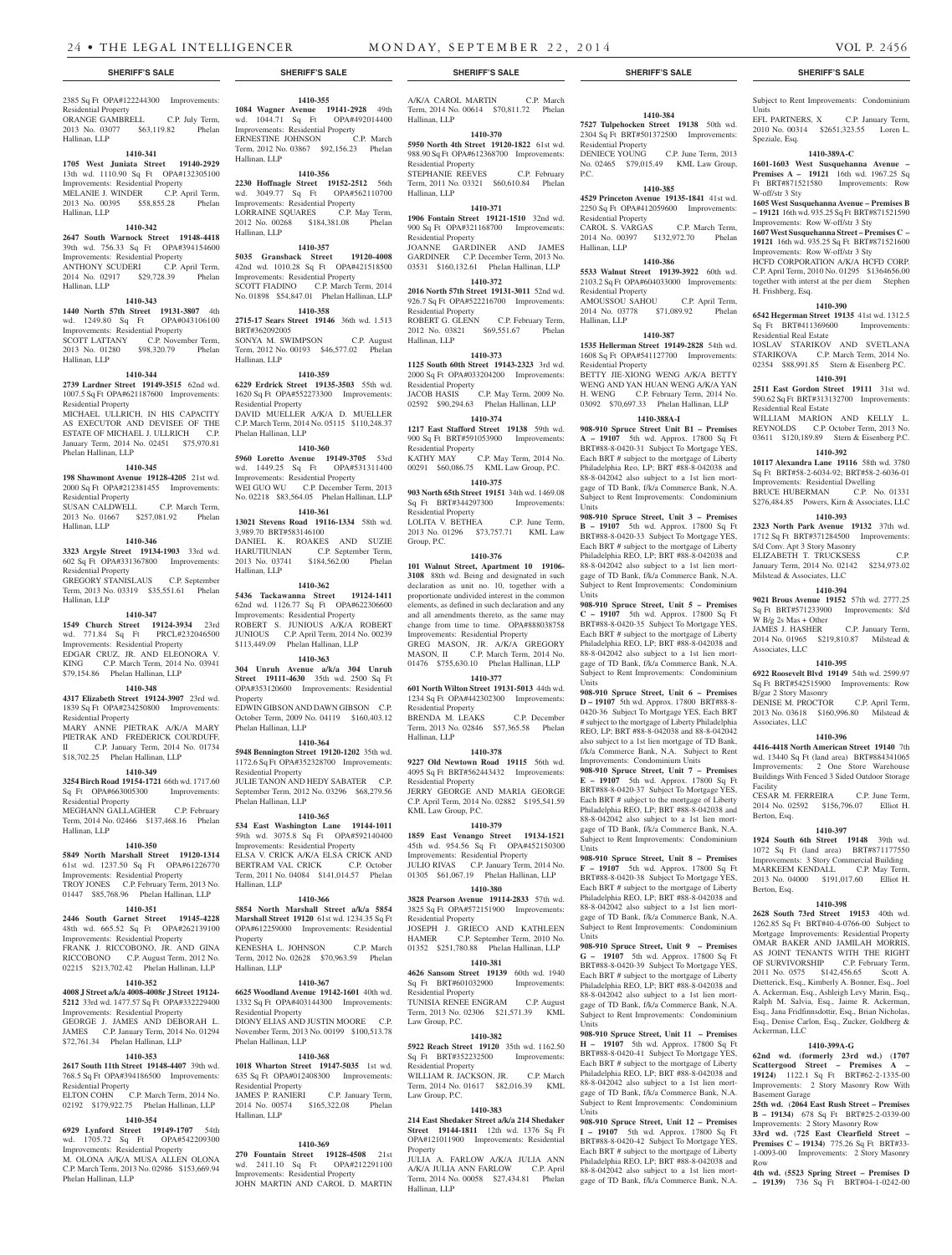2385 Sq Ft OPA#122244300 Improvements: Residential Property
ORANGE GAMBRELL C.P. July Term, 2013 No. 03077 $63,119.82 Phelan Hallinan, LLP

**1410-341**

**1705 West Juniata Street 19140-2929** 13th wd. 1110.90 Sq Ft OPA#132305100 Improvements: Residential Property
MELANIE J. WINDER C.P. April Term, 2013 No. 00395 $58,855.28 Phelan Hallinan, LLP

**1410-342**

**2647 South Warnock Street 19148-4418** 39th wd. 756.33 Sq Ft OPA#394154600 Improvements: Residential Property
ANTHONY SCUDERI C.P. April Term, 2014 No. 02917 $29,728.39 Phelan Hallinan, LLP

**1410-343**

**1440 North 57th Street 19131-3807** 4th wd. 1249.80 Sq Ft OPA#043106100 Improvements: Residential Property
SCOTT LATTANY C.P. November Term, 2013 No. 01280 $98,320.79 Phelan Hallinan, LLP

**1410-344**

**2739 Lardner Street 19149-3515** 62nd wd. 1007.5 Sq Ft OPA#621187600 Improvements: Residential Property
MICHAEL ULLRICH, IN HIS CAPACITY AS EXECUTOR AND DEVISEE OF THE ESTATE OF MICHAEL J. ULLRICH C.P. January Term, 2014 No. 02451 $75,970.81 Phelan Hallinan, LLP

**1410-345**

**198 Shawmont Avenue 19128-4205** 21st wd. 2000 Sq Ft OPA#212381455 Improvements: Residential Property
SUSAN CALDWELL C.P. March Term, 2013 No. 01667 $257,081.92 Phelan Hallinan, LLP

**1410-346**

**3323 Argyle Street 19134-1903** 33rd wd. 602 Sq Ft OPA#331367800 Improvements: Residential Property
GREGORY STANISLAUS C.P. September Term, 2013 No. 03319 $35,551.61 Phelan Hallinan, LLP

**1410-347**

**1549 Church Street 19124-3934** 23rd wd. 771.84 Sq Ft PRCL#232046500 Improvements: Residential Property
EDGAR CRUZ, JR. AND ELEONORA V. KING C.P. March Term, 2014 No. 03941 $79,154.86 Phelan Hallinan, LLP

**1410-348**

**4317 Elizabeth Street 19124-3907** 23rd wd. 1839 Sq Ft OPA#234250800 Improvements: Residential Property
MARY ANNE PIETRAK A/K/A MARY PIETRAK AND FREDERICK COURDUFF, II C.P. January Term, 2014 No. 01734 $18,702.25 Phelan Hallinan, LLP

**1410-349**

**3254 Birch Road 19154-1721** 66th wd. 1717.60 Sq Ft OPA#663005300 Improvements: Residential Property
MEGHANN GALLAGHER C.P. February Term, 2014 No. 02466 $137,468.16 Phelan Hallinan, LLP

**1410-350**

**5849 North Marshall Street 19120-1314** 61st wd. 1237.50 Sq Ft OPA#61226770 Improvements: Residential Property
TROY JONES C.P. February Term, 2013 No. 01447 $85,768.96 Phelan Hallinan, LLP

**1410-351**

**2446 South Garnet Street 19145-4228** 48th wd. 665.52 Sq Ft OPA#262139100 Improvements: Residential Property
FRANK J. RICCOBONO, JR. AND GINA RICCOBONO C.P. August Term, 2012 No. 02215 $213,702.42 Phelan Hallinan, LLP

**1410-352**

**4008 J Street a/k/a 4008-4008r J Street 19124-5212** 33rd wd. 1477.57 Sq Ft OPA#332229400 Improvements: Residential Property
GEORGE J. JAMES AND DEBORAH L. JAMES C.P. January Term, 2014 No. 01294 $72,761.34 Phelan Hallinan, LLP

**1410-353**

**2617 South 11th Street 19148-4407** 39th wd. 768.5 Sq Ft OPA#394186500 Improvements: Residential Property
ELTON COHN C.P. March Term, 2014 No. 02192 $179,922.75 Phelan Hallinan, LLP

**1410-354**

**6929 Lynford Street 19149-1707** 54th wd. 1705.72 Sq Ft OPA#542209300 Improvements: Residential Property
M. OLONA A/K/A MUSA ALLEN OLONA C.P. March Term, 2013 No. 02986 $153,669.94 Phelan Hallinan, LLP

**1410-355**

**1084 Wagner Avenue 19141-2928** 49th wd. 1044.71 Sq Ft OPA#492014400 Improvements: Residential Property
ERNESTINE JOHNSON C.P. March Term, 2012 No. 03867 $92,156.23 Phelan Hallinan, LLP

**1410-356**

**2230 Hoffnagle Street 19152-2512** 56th wd. 3049.77 Sq Ft OPA#562110700 Improvements: Residential Property
LORRAINE SQUARES C.P. May Term, 2012 No. 00268 $184,381.08 Phelan Hallinan, LLP

**1410-357**

**5035 Gransback Street 19120-4008** 42nd wd. 1010.28 Sq Ft OPA#421518500 Improvements: Residential Property
SCOTT FIADINO C.P. March Term, 2014 No. 01898 $54,847.01 Phelan Hallinan, LLP

**1410-358**

**2715-17 Sears Street 19146** 36th wd. 1.513 BRT#362092005
SONYA M. SWIMPSON C.P. August Term, 2012 No. 00193 $46,577.02 Phelan Hallinan, LLP

**1410-359**

**6229 Erdrick Street 19135-3503** 55th wd. 1620 Sq Ft OPA#552273300 Improvements: Residential Property
DAVID MUELLER A/K/A D. MUELLER C.P. March Term, 2014 No. 05115 $110,248.37 Phelan Hallinan, LLP

**1410-360**

**5960 Loretto Avenue 19149-3705** 53rd wd. 1449.25 Sq Ft OPA#531311400 Improvements: Residential Property
WEI GUO WU C.P. December Term, 2013 No. 02218 $83,564.05 Phelan Hallinan, LLP

**1410-361**

**13021 Stevens Road 19116-1334** 58th wd. 3,989.70 BRT#583146100
DANIEL K. ROAKES AND SUZIE HARUTIUNIAN C.P. September Term, 2013 No. 03741 $184,562.00 Phelan Hallinan, LLP

**1410-362**

**5436 Tackawanna Street 19124-1411** 62nd wd. 1126.77 Sq Ft OPA#622306600 Improvements: Residential Property
ROBERT S. JUNIOUS A/K/A ROBERT JUNIOUS C.P. April Term, 2014 No. 00239 $113,449.09 Phelan Hallinan, LLP

**1410-363**

**304 Unruh Avenue a/k/a 304 Unruh Street 19111-4630** 35th wd. 2500 Sq Ft OPA#353120600 Improvements: Residential Property
EDWIN GIBSON AND DAWN GIBSON C.P. October Term, 2009 No. 04119 $160,403.12 Phelan Hallinan, LLP

**1410-364**

**5948 Bennington Street 19120-1202** 35th wd. 1172.6 Sq Ft OPA#352328700 Improvements: Residential Property
JULIE TANON AND HEDY SABATER C.P. September Term, 2012 No. 03296 $68,279.56 Phelan Hallinan, LLP

**1410-365**

**534 East Washington Lane 19144-1011** 59th wd. 3075.8 Sq Ft OPA#592140400 Improvements: Residential Property
ELSA V. CRICK A/K/A ELSA CRICK AND BERTRAM VAL CRICK C.P. October Term, 2011 No. 04084 $141,014.57 Phelan Hallinan, LLP

**1410-366**

**5854 North Marshall Street a/k/a 5854 Marshall Street 19120** 61st wd. 1234.35 Sq Ft OPA#612259000 Improvements: Residential Property
KENESHA L. JOHNSON C.P. March Term, 2012 No. 02628 $70,963.59 Phelan Hallinan, LLP

**1410-367**

**6625 Woodland Avenue 19142-1601** 40th wd. 1332 Sq Ft OPA#403144300 Improvements: Residential Property
DIONY ELIAS AND JUSTIN MOORE C.P. November Term, 2013 No. 00199 $100,513.78 Phelan Hallinan, LLP

**1410-368**

**1018 Wharton Street 19147-5035** 1st wd. 635 Sq Ft OPA#012408300 Improvements: Residential Property
JAMES P. RANIERI C.P. January Term, 2014 No. 00574 $165,322.08 Phelan Hallinan, LLP

**1410-369**

**270 Fountain Street 19128-4508** 21st wd. 2411.10 Sq Ft OPA#212291100 Improvements: Residential Property
JOHN MARTIN AND CAROL D. MARTIN A/K/A CAROL MARTIN C.P. March Term, 2014 No. 00614 $70,811.72 Phelan Hallinan, LLP

**1410-370**

**5950 North 4th Street 19120-1822** 61st wd. 988.90 Sq Ft OPA#612368700 Improvements: Residential Property
STEPHANIE REEVES C.P. February Term, 2011 No. 03321 $60,610.84 Phelan Hallinan, LLP

**1410-371**

**1906 Fontain Street 19121-1510** 32nd wd. 900 Sq Ft OPA#321168700 Improvements: Residential Property
JOANNE GARDINER AND JAMES GARDINER C.P. December Term, 2013 No. 03531 $160,132.61 Phelan Hallinan, LLP

**1410-372**

**2016 North 57th Street 19131-3011** 52nd wd. 926.7 Sq Ft OPA#522216700 Improvements: Residential Property
ROBERT G. GLENN C.P. February Term, 2012 No. 03821 $69,551.67 Phelan Hallinan, LLP

**1410-373**

**1125 South 60th Street 19143-2323** 3rd wd. 2000 Sq Ft OPA#033204200 Improvements: Residential Property
JACOB HASIS C.P. May Term, 2009 No. 02592 $90,294.63 Phelan Hallinan, LLP

**1410-374**

**1217 East Stafford Street 19138** 59th wd. 900 Sq Ft BRT#591053900 Improvements: Residential Property
KATHY MAY C.P. May Term, 2014 No. 00291 $60,086.75 KML Law Group, P.C.

**1410-375**

**903 North 65th Street 19151** 34th wd. 1469.08 Sq Ft BRT#344297300 Improvements: Residential Property
LOLITA V. BETHEA C.P. June Term, 2013 No. 01296 $73,757.71 KML Law Group, P.C.

**1410-376**

**101 Walnut Street, Apartment 10 19106-3108** 88th wd. Being and designated in such declaration as unit no. 10, together with a proportionate undivided interest in the common elements, as defined in such declaration and any and all amendments thereto, as the same may change from time to time. OPA#888038758 Improvements: Residential Property
GREG MASON, JR. A/K/A GREGORY MASON, II C.P. March Term, 2014 No. 01476 $755,630.10 Phelan Hallinan, LLP

**1410-377**

**601 North Wilton Street 19131-5013** 44th wd. 1234 Sq Ft OPA#442302300 Improvements: Residential Property
BRENDA M. LEAKS C.P. December Term, 2013 No. 02846 $57,365.58 Phelan Hallinan, LLP

**1410-378**

**9227 Old Newtown Road 19115** 56th wd. 4095 Sq Ft BRT#562443432 Improvements: Residential Property
JERRY GEORGE AND MARIA GEORGE C.P. April Term, 2014 No. 02882 $195,541.59 KML Law Group, P.C.

**1410-379**

**1859 East Venango Street 19134-1521** 45th wd. 954.56 Sq Ft OPA#452150300 Improvements: Residential Property
JULIO RIVAS C.P. January Term, 2014 No. 01305 $61,067.19 Phelan Hallinan, LLP

**1410-380**

**3828 Pearson Avenue 19114-2833** 57th wd. 3825 Sq Ft OPA#572151900 Improvements: Residential Property
JOSEPH J. GRIECO AND KATHLEEN HAMER C.P. September Term, 2010 No. 01352 $251,780.88 Phelan Hallinan, LLP

**1410-381**

**4626 Sansom Street 19139** 60th wd. 1940 Sq Ft BRT#601032900 Improvements: Residential Property
TUNISIA RENEE ENGRAM C.P. August Term, 2013 No. 02306 $21,571.39 KML Law Group, P.C.

**1410-382**

**5922 Reach Street 19120** 35th wd. 1162.50 Sq Ft BRT#352232500 Improvements: Residential Property
WILLIAM R. JACKSON, JR. C.P. March Term, 2014 No. 01617 $82,016.39 KML Law Group, P.C.

**1410-383**

**214 East Shedaker Street a/k/a 214 Shedaker Street 19144-1811** 12th wd. 1376 Sq Ft OPA#121011900 Improvements: Residential Property
JULIA A. FARLOW A/K/A JULIA ANN A/K/A JULIA ANN FARLOW C.P. April Term, 2014 No. 00058 $27,434.81 Phelan Hallinan, LLP

**1410-384**

**7527 Tulpehocken Street 19138** 50th wd. 2304 Sq Ft BRT#501372500 Improvements: Residential Property
DENIECE YOUNG C.P. June Term, 2013 No. 02465 $79,015.49 KML Law Group, P.C.

**1410-385**

**4529 Princeton Avenue 19135-1841** 41st wd. 2250 Sq Ft OPA#412059600 Improvements: Residential Property
CAROL S. VARGAS C.P. March Term, 2014 No. 00397 $132,972.70 Phelan Hallinan, LLP

**1410-386**

**5533 Walnut Street 19139-3922** 60th wd. 2103.2 Sq Ft OPA#604033000 Improvements: Residential Property
AMOUSSOU SAHOU C.P. April Term, 2014 No. 03778 $71,089.92 Phelan Hallinan, LLP

**1410-387**

**1535 Hellerman Street 19149-2828** 54th wd. 1608 Sq Ft OPA#541127700 Improvements: Residential Property
BETTY JIE-XIONG WENG A/K/A BETTY WENG AND YAN HUAN WENG A/K/A YAN H. WENG C.P. February Term, 2014 No. 03092 $70,697.33 Phelan Hallinan, LLP

**1410-388A-I**

**908-910 Spruce Street Unit B1 – Premises A – 19107** 5th wd. Approx. 17800 Sq Ft BRT#88-8-0420-31 Subject To Mortgage YES, Each BRT # subject to the mortgage of Liberty Philadelphia Reo, LP; BRT #88-8-042038 and 88-8-042042 also subject to a 1st lien mortgage of TD Bank, f/k/a Commerce Bank, N.A. Subject to Rent Improvements: Condominium Units

**908-910 Spruce Street, Unit 3 – Premises B – 19107** 5th wd. Approx. 17800 Sq Ft BRT#88-8-0420-33 Subject To Mortgage YES, Each BRT # subject to the mortgage of Liberty Philadelphia REO, LP; BRT #88-8-042038 and 88-8-042042 also subject to a 1st lien mortgage of TD Bank, f/k/a Commerce Bank, N.A. Subject to Rent Improvements: Condominium Units

**908-910 Spruce Street, Unit 5 – Premises C – 19107** 5th wd. Approx. 17800 Sq Ft BRT#88-8-0420-35 Subject To Mortgage YES, Each BRT # subject to the mortgage of Liberty Philadelphia REO, LP; BRT #88-8-042038 and 88-8-042042 also subject to a 1st lien mortgage of TD Bank, f/k/a Commerce Bank, N.A. Subject to Rent Improvements: Condominium Units

**908-910 Spruce Street, Unit 6 – Premises D – 19107** 5th wd. Approx. 17800 BRT#88-8-0420-36 Subject To Mortgage YES, Each BRT # subject to the mortgage of Liberty Philadelphia REO, LP; BRT #88-8-042038 and 88-8-042042 also subject to a 1st lien mortgage of TD Bank, f/k/a Commerce Bank, N.A. Subject to Rent Improvements: Condominium Units

**908-910 Spruce Street, Unit 7 – Premises E – 19107** 5th wd. Approx. 17800 Sq Ft BRT#88-8-0420-37 Subject To Mortgage YES, Each BRT # subject to the mortgage of Liberty Philadelphia REO, LP; BRT #88-8-042038 and 88-8-042042 also subject to a 1st lien mortgage of TD Bank, f/k/a Commerce Bank, N.A. Subject to Rent Improvements: Condominium Units

**908-910 Spruce Street, Unit 8 – Premises F – 19107** 5th wd. Approx. 17800 Sq Ft BRT#88-8-0420-38 Subject To Mortgage YES, Each BRT # subject to the mortgage of Liberty Philadelphia REO, LP; BRT #88-8-042038 and 88-8-042042 also subject to a 1st lien mortgage of TD Bank, f/k/a Commerce Bank, N.A. Subject to Rent Improvements: Condominium Units

**908-910 Spruce Street, Unit 9 – Premises G – 19107** 5th wd. Approx. 17800 Sq Ft BRT#88-8-0420-39 Subject To Mortgage YES, Each BRT # subject to the mortgage of Liberty Philadelphia REO, LP; BRT #88-8-042038 and 88-8-042042 also subject to a 1st lien mortgage of TD Bank, f/k/a Commerce Bank, N.A. Subject to Rent Improvements: Condominium Units

**908-910 Spruce Street, Unit 11 – Premises H – 19107** 5th wd. Approx. 17800 Sq Ft BRT#88-8-0420-41 Subject To Mortgage YES, Each BRT # subject to the mortgage of Liberty Philadelphia REO, LP; BRT #88-8-042038 and 88-8-042042 also subject to a 1st lien mortgage of TD Bank, f/k/a Commerce Bank, N.A. Subject to Rent Improvements: Condominium Units

**908-910 Spruce Street, Unit 12 – Premises I – 19107** 5th wd. Approx. 17800 Sq Ft BRT#88-8-0420-42 Subject To Mortgage YES, Each BRT # subject to the mortgage of Liberty Philadelphia REO, LP; BRT #88-8-042038 and 88-8-042042 also subject to a 1st lien mortgage of TD Bank, f/k/a Commerce Bank, N.A. Subject to Rent Improvements: Condominium Units
EFL PARTNERS, X C.P. January Term, 2010 No. 00314 $2651,323.55 Loren L. Speziale, Esq.

**1410-389A-C**

**1601-1603 West Susquehanna Avenue – Premises A – 19121** 16th wd. 1967.25 Sq Ft BRT#871521580 Improvements: Row W-off/str 3 Sty

**1605 West Susquehanna Avenue – Premises B – 19121** 16th wd. 935.25 Sq Ft BRT#871521590 Improvements: Row W-off/str 3 Sty

**1607 West Susquehanna Street – Premises C – 19121** 16th wd. 935.25 Sq Ft BRT#871521600 Improvements: Row W-off/str 3 Sty
HCFD CORPORATION A/K/A HCFD CORP. C.P. April Term, 2010 No. 01295 $1364656.00 together with interst at the per diem Stephen H. Frishberg, Esq.

**1410-390**

**6542 Hegerman Street 19135** 41st wd. 1312.5 Sq Ft BRT#411369600 Improvements: Residential Real Estate
IOSLAV STARIKOV AND SVETLANA STARIKOVA C.P. March Term, 2014 No. 02354 $88,991.85 Stern & Eisenberg P.C.

**1410-391**

**2511 East Gordon Street 19111** 31st wd. 590.62 Sq Ft BRT#313132700 Improvements: Residential Real Estate
WILLIAM MARION AND KELLY L. REYNOLDS C.P. October Term, 2013 No. 03611 $120,189.89 Stern & Eisenberg P.C.

**1410-392**

**10117 Alexandra Lane 19116** 58th wd. 3780 Sq Ft BRT#58-2-6034-92; BRT#58-2-6036-01 Improvements: Residential Dwelling
BRUCE HUBERMAN C.P. No. 01331 $276,484.85 Powers, Kirn & Associates, LLC

**1410-393**

**2323 North Park Avenue 19132** 37th wd. 1712 Sq Ft BRT#371284500 Improvements: S/d Conv. Apt 3 Story Masonry
ELIZABETH T. TRUCKSESS C.P. January Term, 2014 No. 02142 $234,973.02 Milstead & Associates, LLC

**1410-394**

**9021 Brous Avenue 19152** 57th wd. 2777.25 Sq Ft BRT#571233900 Improvements: S/d W B/g 2s Mas + Other
JAMES J. HASHER C.P. January Term, 2014 No. 01965 $219,810.87 Milstead & Associates, LLC

**1410-395**

**6922 Roosevelt Blvd 19149** 54th wd. 2599.97 Sq Ft BRT#542515900 Improvements: Row B/gar 2 Story Masonry
DENISE M. PROCTOR C.P. April Term, 2013 No. 03618 $160,996.80 Milstead & Associates, LLC

**1410-396**

**4416-4418 North American Street 19140** 7th wd. 13440 Sq Ft (land area) BRT#884341065 Improvements: 2 One Store Warehouse Buildings With Fenced 3 Sided Outdoor Storage Facility
CESAR M. FERREIRA C.P. June Term, 2014 No. 02592 $156,796.07 Elliot H. Berton, Esq.

**1410-397**

**1924 South 6th Street 19148** 39th wd. 1072 Sq Ft (land area) BRT#871177550 Improvements: 3 Story Commercial Building
MARKEEM KENDALL C.P. May Term, 2013 No. 04000 $191,017.60 Elliot H. Berton, Esq.

**1410-398**

**2628 South 73rd Street 19153** 40th wd. 1262.85 Sq Ft BRT#40-4-0766-00 Subject to Mortgage Improvements: Residential Property
OMAR BAKER AND JAMILAH MORRIS, AS JOINT TENANTS WITH THE RIGHT OF SURVIVORSHIP C.P. February Term, 2011 No. 0575 $142,456.65 Scott A. Dietterick, Esq., Kimberly A. Bonner, Esq., Joel A. Ackerman, Esq., Ashleigh Levy Marin, Esq., Ralph M. Salvia, Esq., Jaime R. Ackerman, Esq., Jana Fridfinnsdottir, Esq., Brian Nicholas, Esq., Denise Carlon, Esq., Zucker, Goldberg & Ackerman, LLC

**1410-399A-G**

**62nd wd. (formerly 23rd wd.) (1707 Scattergood Street – Premises A – 19124)** 1122.1 Sq Ft BRT#62-2-1335-00 Improvements: 2 Story Masonry Row With Basement Garage

**25th wd. (2064 East Rush Street – Premises B – 19134)** 678 Sq Ft BRT#25-2-0339-00 Improvements: 2 Story Masonry Row

**33rd wd. (725 East Clearfield Street – Premises C – 19134)** 775.26 Sq Ft BRT#33-1-0093-00 Improvements: 2 Story Masonry Row

**4th wd. (5523 Spring Street – Premises D – 19139)** 736 Sq Ft BRT#04-1-0242-00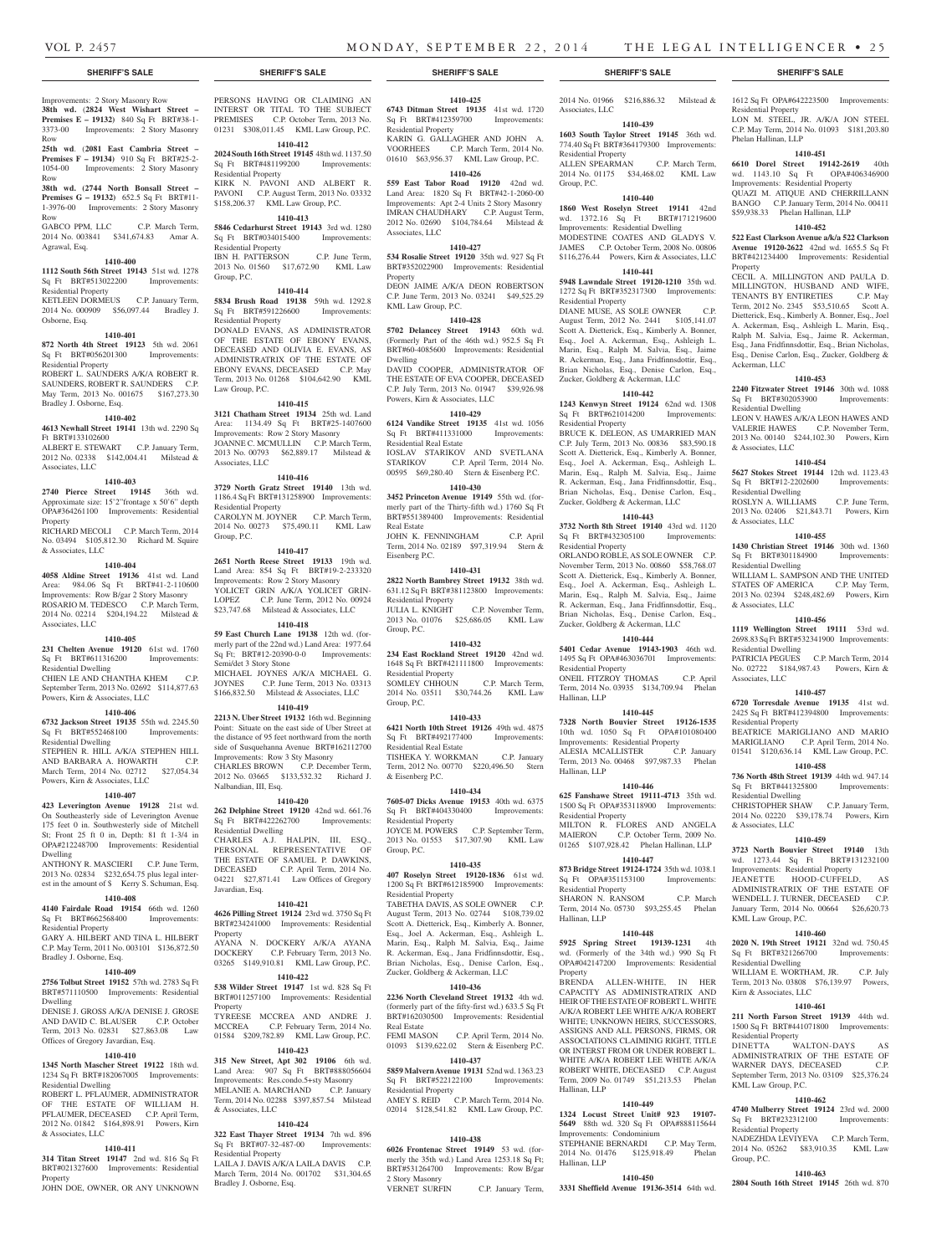## SHERIFF'S SALE

Improvements: 2 Story Masonry Row

**38th wd. (2824 West Wishart Street – Premises E – 19132)** 840 Sq Ft BRT#38-1-3373-00 Improvements: 2 Story Masonry Row

**25th wd. (2081 East Cambria Street – Premises F – 19134)** 910 Sq Ft BRT#25-2-1054-00 Improvements: 2 Story Masonry Row

**38th wd. (2744 North Bonsall Street – Premises G – 19132)** 652.5 Sq Ft BRT#11-1-3976-00 Improvements: 2 Story Masonry Row

GABCO PPM, LLC C.P. March Term, 2014 No. 003841 $341,674.83 Amar A. Agrawal, Esq.

**1410-400**

**1112 South 56th Street 19143** 51st wd. 1278 Sq Ft BRT#513022200 Improvements: Residential Property

KETLEEN DORMEUS C.P. January Term, 2014 No. 000909 $56,097.44 Bradley J. Osborne, Esq.

**1410-401**

**872 North 4th Street 19123** 5th wd. 2061 Sq Ft BRT#056201300 Improvements: Residential Property

ROBERT L. SAUNDERS A/K/A ROBERT R. SAUNDERS, ROBERT R. SAUNDERS C.P. May Term, 2013 No. 001675 $167,273.30 Bradley J. Osborne, Esq.

**1410-402**

**4613 Newhall Street 19141** 13th wd. 2290 Sq Ft BRT#133102600

ALBERT E. STEWART C.P. January Term, 2012 No. 02338 $142,004.41 Milstead & Associates, LLC

**1410-403**

**2740 Pierce Street 19145** 36th wd. Approximate size: 15'2"frontage x 50'6" depth OPA#364261100 Improvements: Residential Property

RICHARD MECOLI C.P. March Term, 2014 No. 03494 $105,812.30 Richard M. Squire & Associates, LLC

**1410-404**

**4058 Aldine Street 19136** 41st wd. Land Area: 984.06 Sq Ft BRT#41-2-110600 Improvements: Row B/gar 2 Story Masonry

ROSARIO M. TEDESCO C.P. March Term, 2014 No. 02214 $204,194.22 Milstead & Associates, LLC

**1410-405**

**231 Chelten Avenue 19120** 61st wd. 1760 Sq Ft BRT#611316200 Improvements: Residential Dwelling

CHIEN LE AND CHANTHA KHEM C.P. September Term, 2013 No. 02692 $114,877.63 Powers, Kirn & Associates, LLC

**1410-406**

**6732 Jackson Street 19135** 55th wd. 2245.50 Sq Ft BRT#552468100 Improvements: Residential Dwelling

STEPHEN R. HILL A/K/A STEPHEN HILL AND BARBARA A. HOWARTH C.P. March Term, 2014 No. 02712 $27,054.34 Powers, Kirn & Associates, LLC

**1410-407**

**423 Leverington Avenue 19128** 21st wd. On Southeasterly side of Leverington Avenue 175 feet 0 in. Southwesterly side of Mitchell St; Front 25 ft 0 in, Depth: 81 ft 1-3/4 in OPA#212248700 Improvements: Residential Dwelling

ANTHONY R. MASCIERI C.P. June Term, 2013 No. 02834 $232,654.75 plus legal interest in the amount of $ Kerry S. Schuman, Esq.

**1410-408**

**4140 Fairdale Road 19154** 66th wd. 1260 Sq Ft BRT#662568400 Improvements: Residential Property

GARY A. HILBERT AND TINA L. HILBERT C.P. May Term, 2011 No. 003101 $136,872.50 Bradley J. Osborne, Esq.

**1410-409**

**2756 Tolbut Street 19152** 57th wd. 2783 Sq Ft BRT#571110500 Improvements: Residential Dwelling

DENISE J. GROSS A/K/A DENISE J. GROSE AND DAVID C. BLAUSER C.P. October Term, 2013 No. 02831 $27,863.08 Law Offices of Gregory Javardian, Esq.

**1410-410**

**1345 North Mascher Street 19122** 18th wd. 1234 Sq Ft BRT#182067005 Improvements: Residential Dwelling

ROBERT L. PFLAUMER, ADMINISTRATOR OF THE ESTATE OF WILLIAM H. PFLAUMER, DECEASED C.P. April Term, 2012 No. 01842 $164,898.91 Powers, Kirn & Associates, LLC

**1410-411**

**314 Titan Street 19147** 2nd wd. 816 Sq Ft BRT#021327600 Improvements: Residential Property

JOHN DOE, OWNER, OR ANY UNKNOWN PERSONS HAVING OR CLAIMING AN INTERST OR TITAL TO THE SUBJECT PREMISES C.P. October Term, 2013 No. 01231 $308,011.45 KML Law Group, P.C.

**1410-412**

**2024 South 16th Street 19145** 48th wd. 1137.50 Sq Ft BRT#481199200 Improvements: Residential Property

KIRK N. PAVONI AND ALBERT R. PAVONI C.P. August Term, 2013 No. 03332 $158,206.37 KML Law Group, P.C.

**1410-413**

**5846 Cedarhurst Street 19143** 3rd wd. 1280 Sq Ft BRT#034015400 Improvements: Residential Property

IBN H. PATTERSON C.P. June Term, 2013 No. 01560 $17,672.90 KML Law Group, P.C.

**1410-414**

**5834 Brush Road 19138** 59th wd. 1292.8 Sq Ft BRT#591226600 Improvements: Residential Property

DONALD EVANS, AS ADMINISTRATOR OF THE ESTATE OF EBONY EVANS, DECEASED AND OLIVIA E. EVANS, AS ADMINISTRATRIX OF THE ESTATE OF EBONY EVANS, DECEASED C.P. May Term, 2013 No. 01268 $104,642.90 KML Law Group, P.C.

**1410-415**

**3121 Chatham Street 19134** 25th wd. Land Area: 1134.49 Sq Ft BRT#25-1407600 Improvements: Row 2 Story Masonry

JOANNE C. MCMULLIN C.P. March Term, 2013 No. 00793 $62,889.17 Milstead & Associates, LLC

**1410-416**

**3729 North Gratz Street 19140** 13th wd. 1186.4 Sq Ft BRT#131258900 Improvements: Residential Property

CAROLYN M. JOYNER C.P. March Term, 2014 No. 00273 $75,490.11 KML Law Group, P.C.

**1410-417**

**2651 North Reese Street 19133** 19th wd. Land Area: 854 Sq Ft BRT#19-2-233320 Improvements: Row 2 Story Masonry

YOLICET GRIN A/K/A YOLICET GRIN-LOPEZ C.P. June Term, 2012 No. 00924 $23,747.68 Milstead & Associates, LLC

**1410-418**

**59 East Church Lane 19138** 12th wd. (formerly part of the 22nd wd.) Land Area: 1977.64 Sq Ft; BRT#12-20390-0-0 Improvements: Semi/det 3 Story Stone

MICHAEL JOYNES A/K/A MICHAEL G. JOYNES C.P. June Term, 2013 No. 03313 $166,832.50 Milstead & Associates, LLC

**1410-419**

**2213 N. Uber Street 19132** 16th wd. Beginning Point: Situate on the east side of Uber Street at the distance of 95 feet northward from the north side of Susquehanna Avenue BRT#162112700 Improvements: Row 3 Sty Masonry

CHARLES BROWN C.P. December Term, 2012 No. 03665 $133,532.32 Richard J. Nalbandian, III, Esq.

**1410-420**

**262 Delphine Street 19120** 42nd wd. 661.76 Sq Ft BRT#422262700 Improvements: Residential Dwelling

CHARLES A.J. HALPIN, III, ESQ., PERSONAL REPRESENTATIVE OF THE ESTATE OF SAMUEL P. DAWKINS, DECEASED C.P. April Term, 2014 No. 04221 $27,871.41 Law Offices of Gregory Javardian, Esq.

**1410-421**

**4626 Pilling Street 19124** 23rd wd. 3750 Sq Ft BRT#234241000 Improvements: Residential Property

AYANA N. DOCKERY A/K/A AYANA DOCKERY C.P. February Term, 2013 No. 03265 $149,910.81 KML Law Group, P.C.

**1410-422**

**538 Wilder Street 19147** 1st wd. 828 Sq Ft BRT#011257100 Improvements: Residential Property

TYREESE MCCREA AND ANDRE J. MCCREA C.P. February Term, 2014 No. 01584 $209,782.89 KML Law Group, P.C.

**1410-423**

**315 New Street, Apt 302 19106** 6th wd. Land Area: 907 Sq Ft BRT#888056604 Improvements: Res.condo.5+sty Masonry

MELANIE A. MARCHAND C.P. January Term, 2014 No. 02288 $397,857.54 Milstead & Associates, LLC

**1410-424**

**322 East Thayer Street 19134** 7th wd. 896 Sq Ft BRT#07-32-487-00 Improvements: Residential Property

LAILA J. DAVIS A/K/A LAILA DAVIS C.P. March Term, 2014 No. 001702 $31,304.65 Bradley J. Osborne, Esq.

**1410-425**

**6743 Ditman Street 19135** 41st wd. 1720 Sq Ft BRT#412359700 Improvements: Residential Property

KARIN G. GALLAGHER AND JOHN A. VOORHEES C.P. March Term, 2014 No. 01610 $63,956.37 KML Law Group, P.C.

**1410-426**

**559 East Tabor Road 19120** 42nd wd. Land Area: 1820 Sq Ft BRT#42-1-2060-00 Improvements: Apt 2-4 Units 2 Story Masonry

IMRAN CHAUDHARY C.P. August Term, 2012 No. 02690 $104,784.64 Milstead & Associates, LLC

**1410-427**

**534 Rosalie Street 19120** 35th wd. 927 Sq Ft BRT#352022900 Improvements: Residential Property

DEON JAIME A/K/A DEON ROBERTSON C.P. June Term, 2013 No. 03241 $49,525.29 KML Law Group, P.C.

**1410-428**

**5702 Delancey Street 19143** 60th wd. (Formerly Part of the 46th wd.) 952.5 Sq Ft BRT#60-4085600 Improvements: Residential Dwelling

DAVID COOPER, ADMINISTRATOR OF THE ESTATE OF EVA COOPER, DECEASED C.P. July Term, 2013 No. 01947 $39,926.98 Powers, Kirn & Associates, LLC

**1410-429**

**6124 Vandike Street 19135** 41st wd. 1056 Sq Ft BRT#411331000 Improvements: Residential Real Estate

IOSLAV STARIKOV AND SVETLANA STARIKOV C.P. April Term, 2014 No. 00595 $69,280.40 Stern & Eisenberg P.C.

**1410-430**

**3452 Princeton Avenue 19149** 55th wd. (formerly part of the Thirty-fifth wd.) 1760 Sq Ft BRT#551389400 Improvements: Residential Real Estate

JOHN K. FENNINGHAM C.P. April Term, 2014 No. 02189 $97,319.94 Stern & Eisenberg P.C.

**1410-431**

**2822 North Bambrey Street 19132** 38th wd. 631.12 Sq Ft BRT#381123800 Improvements: Residential Property

JULIA L. KNIGHT C.P. November Term, 2013 No. 01076 $25,686.05 KML Law Group, P.C.

**1410-432**

**234 East Rockland Street 19120** 42nd wd. 1648 Sq Ft BRT#421111800 Improvements: Residential Property

SOMLEY CHHOUN C.P. March Term, 2014 No. 03511 $30,744.26 KML Law Group, P.C.

**1410-433**

**6421 North 10th Street 19126** 49th wd. 4875 Sq Ft BRT#492177400 Improvements: Residential Real Estate

TISHEKA Y. WORKMAN C.P. January Term, 2012 No. 00770 $220,496.50 Stern & Eisenberg P.C.

**1410-434**

**7605-07 Dicks Avenue 19153** 40th wd. 6375 Sq Ft BRT#404330400 Improvements: Residential Property

JOYCE M. POWERS C.P. September Term, 2013 No. 01553 $17,307.90 KML Law Group, P.C.

**1410-435**

**407 Roselyn Street 19120-1836** 61st wd. 1200 Sq Ft BRT#612185900 Improvements: Residential Property

TABETHA DAVIS, AS SOLE OWNER C.P. August Term, 2013 No. 02744 $108,739.02 Scott A. Dietterick, Esq., Kimberly A. Bonner, Esq., Joel A. Ackerman, Esq., Ashleigh L. Marin, Esq., Ralph M. Salvia, Esq., Jaime R. Ackerman, Esq., Jana Fridfinnsdottir, Esq., Brian Nicholas, Esq., Denise Carlon, Esq., Zucker, Goldberg & Ackerman, LLC

**1410-436**

**2236 North Cleveland Street 19132** 4th wd. (formerly part of the fifty-first wd.) 633.5 Sq Ft BRT#162030500 Improvements: Residential Real Estate

FEMI MASON C.P. April Term, 2014 No. 01093 $139,622.02 Stern & Eisenberg P.C.

**1410-437**

**5859 Malvern Avenue 19131** 52nd wd. 1363.23 Sq Ft BRT#522122100 Improvements: Residential Property

AMEY S. REID C.P. March Term, 2014 No. 02014 $128,541.82 KML Law Group, P.C.

**1410-438**

**6026 Frontenac Street 19149** 53 wd. (formerly the 35th wd.) Land Area 1253.18 Sq Ft; BRT#531264700 Improvements: Row B/gar 2 Story Masonry

VERNET SURFIN C.P. January Term, 2014 No. 01966 $216,886.32 Milstead & Associates, LLC

**1410-439**

**1603 South Taylor Street 19145** 36th wd. 774.40 Sq Ft BRT#364179300 Improvements: Residential Property

ALLEN SPEARMAN C.P. March Term, 2014 No. 01175 $34,468.02 KML Law Group, P.C.

**1410-440**

**1860 West Roselyn Street 19141** 42nd wd. 1372.16 Sq Ft BRT#171219600 Improvements: Residential Dwelling

MODESTINE COATES AND GLADYS V. JAMES C.P. October Term, 2008 No. 00806 $116,276.44 Powers, Kirn & Associates, LLC

**1410-441**

**5948 Lawndale Street 19120-1210** 35th wd. 1272 Sq Ft BRT#352317300 Improvements: Residential Property

DIANE MUSE, AS SOLE OWNER C.P. August Term, 2012 No. 2441 $105,141.07 Scott A. Dietterick, Esq., Kimberly A. Bonner, Esq., Joel A. Ackerman, Esq., Ashleigh L. Marin, Esq., Ralph M. Salvia, Esq., Jaime R. Ackerman, Esq., Jana Fridfinnsdottir, Esq., Brian Nicholas, Esq., Denise Carlon, Esq., Zucker, Goldberg & Ackerman, LLC

**1410-442**

**1243 Kenwyn Street 19124** 62nd wd. 1308 Sq Ft BRT#621014200 Improvements: Residential Property

BRUCE K. DELEON, AS UMARRIED MAN C.P. July Term, 2013 No. 00836 $83,590.18 Scott A. Dietterick, Esq., Kimberly A. Bonner, Esq., Joel A. Ackerman, Esq., Ashleigh L. Marin, Esq., Ralph M. Salvia, Esq., Jaime R. Ackerman, Esq., Jana Fridfinnsdottir, Esq., Brian Nicholas, Esq., Denise Carlon, Esq., Zucker, Goldberg & Ackerman, LLC

**1410-443**

**3732 North 8th Street 19140** 43rd wd. 1120 Sq Ft BRT#432305100 Improvements: Residential Property

ORLANDO ROBLE, AS SOLE OWNER C.P. November Term, 2013 No. 00860 $58,768.07 Scott A. Dietterick, Esq., Kimberly A. Bonner, Esq., Joel A. Ackerman, Esq., Ashleigh L. Marin, Esq., Ralph M. Salvia, Esq., Jaime R. Ackerman, Esq., Jana Fridfinnsdottir, Esq., Brian Nicholas, Esq., Denise Carlon, Esq., Zucker, Goldberg & Ackerman, LLC

**1410-444**

**5401 Cedar Avenue 19143-1903** 46th wd. 1495 Sq Ft OPA#463036701 Improvements: Residential Property

ONEIL FITZROY THOMAS C.P. April Term, 2014 No. 03935 $134,709.94 Phelan Hallinan, LLP

**1410-445**

**7328 North Bouvier Street 19126-1535** 10th wd. 1050 Sq Ft OPA#101080400 Improvements: Residential Property

ALESIA MCALLISTER C.P. January Term, 2013 No. 00468 $97,987.33 Phelan Hallinan, LLP

**1410-446**

**625 Fanshawe Street 19111-4713** 35th wd. 1500 Sq Ft OPA#353118900 Improvements: Residential Property

MILTON R. FLORES AND ANGELA MAIERON C.P. October Term, 2009 No. 01265 $107,928.42 Phelan Hallinan, LLP

**1410-447**

**873 Bridge Street 19124-1724** 35th wd. 1038.1 Sq Ft OPA#351153100 Improvements: Residential Property

SHARON N. RANSOM C.P. March Term, 2014 No. 05730 $93,255.45 Phelan Hallinan, LLP

**1410-448**

**5925 Spring Street 19139-1231** 4th wd. (Formerly of the 34th wd.) 990 Sq Ft OPA#042147200 Improvements: Residential Property

BRENDA ALLEN-WHITE, IN HER CAPACITY AS ADMINISTRATRIX AND HEIR OF THE ESTATE OF ROBERT L. WHITE A/K/A ROBERT LEE WHITE A/K/A ROBERT WHITE; UNKNOWN HEIRS, SUCCESSORS, ASSIGNS AND ALL PERSONS, FIRMS, OR ASSOCIATIONS CLAIMING RIGHT, TITLE OR INTEREST FROM OR UNDER ROBERT L. WHITE A/K/A ROBERT LEE WHITE A/K/A ROBERT WHITE, DECEASED C.P. August Term, 2009 No. 01749 $51,213.53 Phelan Hallinan, LLP

**1410-449**

**1324 Locust Street Unit# 923 19107-5649** 88th wd. 320 Sq Ft OPA#888115644 Improvements: Condominium

STEPHANIE BERNARDI C.P. May Term, 2014 No. 01476 $125,918.49 Phelan Hallinan, LLP

**1410-450**

**3331 Sheffield Avenue 19136-3514** 64th wd. 1612 Sq Ft OPA#642223500 Improvements: Residential Property

LON M. STEEL, JR. A/K/A JON STEEL C.P. May Term, 2014 No. 01093 $181,203.80 Phelan Hallinan, LLP

**1410-451**

**6610 Dorel Street 19142-2619** 40th wd. 1143.10 Sq Ft OPA#406346900 Improvements: Residential Property

QUAZI M. ATIQUE AND CHERRILLANN BANGO C.P. January Term, 2014 No. 00411 $59,938.33 Phelan Hallinan, LLP

**1410-452**

**522 East Clarkson Avenue a/k/a 522 Clarkson Avenue 19120-2622** 42nd wd. 1655.5 Sq Ft BRT#421234400 Improvements: Residential Property

CECIL A. MILLINGTON AND PAULA D. MILLINGTON, HUSBAND AND WIFE, TENANTS BY ENTIRETIES C.P. May Term, 2012 No. 2345 $53,510.65 Scott A. Dietterick, Esq., Kimberly A. Bonner, Esq., Joel A. Ackerman, Esq., Ashleigh L. Marin, Esq., Ralph M. Salvia, Esq., Jaime R. Ackerman, Esq., Jana Fridfinnsdottir, Esq., Brian Nicholas, Esq., Denise Carlon, Esq., Zucker, Goldberg & Ackerman, LLC

**1410-453**

**2240 Fitzwater Street 19146** 30th wd. 1088 Sq Ft BRT#302053900 Improvements: Residential Dwelling

LEON V. HAWES A/K/A LEON HAWES AND VALERIE HAWES C.P. November Term, 2013 No. 00140 $244,102.30 Powers, Kirn & Associates, LLC

**1410-454**

**5627 Stokes Street 19144** 12th wd. 1123.43 Sq Ft BRT#12-2202600 Improvements: Residential Dwelling

ROSLYN A. WILLIAMS C.P. June Term, 2013 No. 02406 $21,843.71 Powers, Kirn & Associates, LLC

**1410-455**

**1430 Christian Street 19146** 30th wd. 1360 Sq Ft BRT#301184900 Improvements: Residential Dwelling

WILLIAM L. SAMPSON AND THE UNITED STATES OF AMERICA C.P. May Term, 2013 No. 02394 $248,482.69 Powers, Kirn & Associates, LLC

**1410-456**

**1119 Wellington Street 19111** 53rd wd. 2698.83 Sq Ft BRT#532341900 Improvements: Residential Dwelling

PATRICIA PEGUES C.P. March Term, 2014 No. 02722 $184,987.43 Powers, Kirn & Associates, LLC

**1410-457**

**6720 Torresdale Avenue 19135** 41st wd. 2425 Sq Ft BRT#412394800 Improvements: Residential Property

BEATRICE MARIGLIANO AND MARIO MARIGLIANO C.P. April Term, 2014 No. 01541 $120,636.14 KML Law Group, P.C.

**1410-458**

**736 North 48th Street 19139** 44th wd. 947.14 Sq Ft BRT#441325800 Improvements: Residential Dwelling

CHRISTOPHER SHAW C.P. January Term, 2014 No. 02220 $39,178.74 Powers, Kirn & Associates, LLC

**1410-459**

**3723 North Bouvier Street 19140** 13th wd. 1273.44 Sq Ft BRT#131232100 Improvements: Residential Property

JEANETTE HOOD-CUFFELD, AS ADMINISTRATRIX OF THE ESTATE OF WENDELL J. TURNER, DECEASED C.P. January Term, 2014 No. 00664 $26,620.73 KML Law Group, P.C.

**1410-460**

**2020 N. 19th Street 19121** 32nd wd. 750.45 Sq Ft BRT#321266700 Improvements: Residential Dwelling

WILLIAM E. WORTHAM, JR. C.P. July Term, 2013 No. 03808 $76,139.97 Powers, Kirn & Associates, LLC

**1410-461**

**211 North Farson Street 19139** 44th wd. 1500 Sq Ft BRT#441071800 Improvements: Residential Property

DINETTA WALTON-DAYS AS ADMINISTRATRIX OF THE ESTATE OF WARNER DAYS, DECEASED C.P. September Term, 2013 No. 03109 $25,376.24 KML Law Group, P.C.

**1410-462**

**4740 Mulberry Street 19124** 23rd wd. 2000 Sq Ft BRT#232312100 Improvements: Residential Property

NADEZHDA LEVIYEVA C.P. March Term, 2014 No. 05262 $83,910.35 KML Law Group, P.C.

**1410-463**

**2804 South 16th Street 19145** 26th wd. 870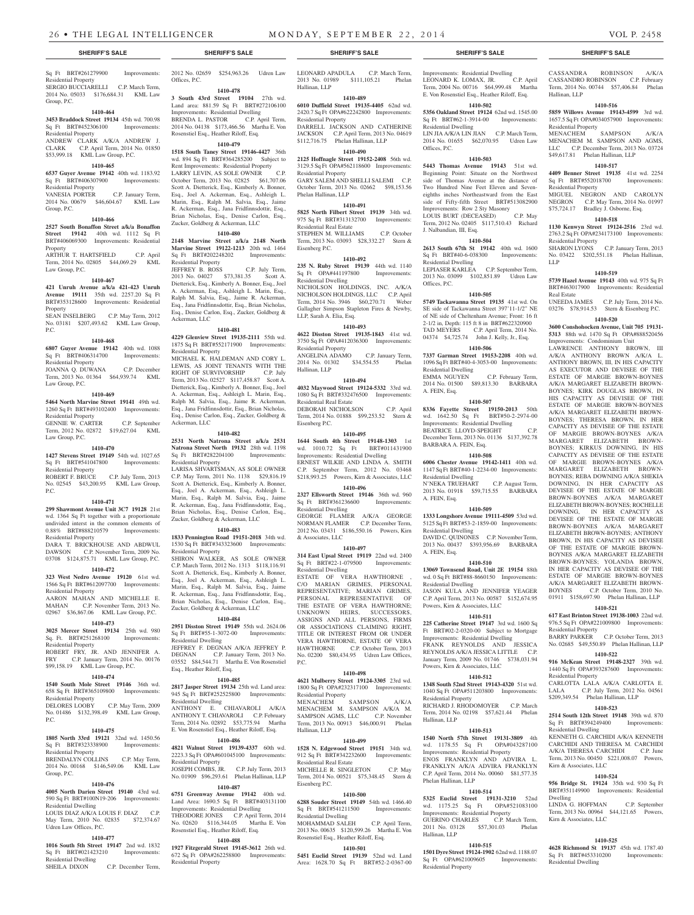## SHERIFF'S SALE

Sq Ft BRT#261279900 Improvements: Residential Property
SERGIO BUCCIARELLI C.P. March Term, 2014 No. 05033 $176,684.31 KML Law Group, P.C.

**1410-464**

**3453 Braddock Street 19134** 45th wd. 700.98 Sq Ft BRT#452306100 Improvements: Residential Property
ANDREW CLARK A/K/A ANDREW J. CLARK C.P. April Term, 2014 No. 01850 $53,999.18 KML Law Group, P.C.

**1410-465**

**6537 Guyer Avenue 19142** 40th wd. 1183.92 Sq Ft BRT#406307900 Improvements: Residential Property
VANESIA PORTER C.P. January Term, 2014 No. 00679 $46,604.67 KML Law Group, P.C.

**1410-466**

**2527 South Bonaffon Street a/k/a Bonaffon Street 19142** 40th wd. 1112 Sq Ft BRT#406069300 Improvements: Residential Property
ARTHUR T. HARTSFIELD C.P. April Term, 2014 No. 02805 $44,069.29 KML Law Group, P.C.

**1410-467**

**421 Unruh Avenue a/k/a 421-423 Unruh Avenue 19111** 35th wd. 2257.20 Sq Ft BRT#353128600 Improvements: Residential Property
SEAN INSELBERG C.P. May Term, 2012 No. 03181 $207,493.62 KML Law Group, P.C.

**1410-468**

**6807 Guyer Avenue 19142** 40th wd. 1088 Sq Ft BRT#406314700 Improvements: Residential Property
JOANNA Q. DUWANA C.P. December Term, 2013 No. 01364 $64,939.74 KML Law Group, P.C.

**1410-469**

**5464 North Marvine Street 19141** 49th wd. 1260 Sq Ft BRT#493102400 Improvements: Residential Property
GENNIE W. CARTER C.P. September Term, 2012 No. 02872 $19,627.04 KML Law Group, P.C.

**1410-470**

**1427 Stevens Street 19149** 54th wd. 1027.65 Sq Ft BRT#541047800 Improvements: Residential Property
ROBERT F. BRUCE C.P. July Term, 2013 No. 02545 $43,200.95 KML Law Group, P.C.

**1410-471**

**299 Shawmont Avenue Unit 3C7 19128** 21st wd. 1364 Sq Ft together with a proportionate undivided interest in the common elements of 0.88% BRT#888210579 Improvements: Residential Property
DARA T. BRICKHOUSE AND ABDWUL DAWSON C.P. November Term, 2009 No. 03708 $124,875.71 KML Law Group, P.C.

**1410-472**

**323 West Nedro Avenue 19120** 61st wd. 1566 Sq Ft BRT#612097700 Improvements: Residential Property
AARON MAHAN AND MICHELLE E. MAHAN C.P. November Term, 2013 No. 02967 $36,867.06 KML Law Group, P.C.

**1410-473**

**3025 Mercer Street 19134** 25th wd. 980 Sq. Ft. BRT#251268100 Improvements: Residential Property
ROBERT FRY, JR. AND JENNIFER A. FRY C.P. January Term, 2014 No. 00176 $99,158.19 KML Law Group, P.C.

**1410-474**

**1540 South Mole Street 19146** 36th wd. 658 Sq Ft BRT#365109800 Improvements: Residential Property
DELORES LOOBY C.P. May Term, 2009 No. 01486 $132,398.49 KML Law Group, P.C.

**1410-475**

**1805 North 33rd 19121** 32nd wd. 1450.56 Sq Ft BRT#323338900 Improvements: Residential Property
BRENDALYN COLLINS C.P. May Term, 2014 No. 00168 $146,549.06 KML Law Group, P.C.

**1410-476**

**4005 North Darien Street 19140** 43rd wd. 590 Sq Ft BRT#100N19-206 Improvements: Residential Dwelling
LOUIS DIAZ A/K/A LOUIS F. DIAZ C.P. May Term, 2010 No. 02835 $72,374.67 Udren Law Offices, P.C.

**1410-477**

**1016 South 5th Street 19147** 2nd wd. 1832 Sq Ft BRT#021423210 Improvements: Residential Dwelling
SHEILA DIXON C.P. December Term, 2012 No. 02659 $254,963.26 Udren Law Offices, P.C.

**1410-478**

**3 South 43rd Street 19104** 27th wd. Land area: 881.59 Sq Ft BRT#272106100 Improvements: Residential Dwelling
BRENDA L. PASTOR C.P. April Term, 2014 No. 04138 $173,466.56 Martha E. Von Rosenstiel Esq., Heather Riloff, Esq.

**1410-479**

**1518 South Taney Street 19146-4427** 36th wd. 894 Sq Ft BRT#364285200 Subject to Rent Improvements: Residential Property
LARRY LEVIN, AS SOLE OWNER C.P. October Term, 2013 No. 02825 $61,707.06 Scott A. Dietterick, Esq., Kimberly A. Bonner, Esq., Joel A. Ackerman, Esq., Ashleigh L. Marin, Esq., Ralph M. Salvia, Esq., Jaime R. Ackerman, Esq., Jana Fridfinnsdottir, Esq., Brian Nicholas, Esq., Denise Carlon, Esq., Zucker, Goldberg & Ackerman, LLC

**1410-480**

**2148 Marvine Street a/k/a 2148 North Marvine Street 19122-1213** 20th wd. 1464 Sq Ft BRT#202248202 Improvements: Residential Property
JEFFREY B. ROSS C.P. July Term, 2013 No. 04027 $73,381.35 Scott A. Dietterick, Esq., Kimberly A. Bonner, Esq., Joel A. Ackerman, Esq., Ashleigh L. Marin, Esq., Ralph M. Salvia, Esq., Jaime R. Ackerman, Esq., Jana Fridfinnsdottir, Esq., Brian Nicholas, Esq., Denise Carlon, Esq., Zucker, Goldberg & Ackerman, LLC

**1410-481**

**4229 Glenview Street 19135-2111** 55th wd. 1875 Sq Ft BRT#552171900 Improvements: Residential Property
MICHAEL K. HALDEMAN AND CORY L. LEWIS, AS JOINT TENANTS WITH THE RIGHT OF SURVIVORSHIP C.P. July Term, 2013 No. 02527 $117,458.87 Scott A. Dietterick, Esq., Kimberly A. Bonner, Esq., Joel A. Ackerman, Esq., Ashleigh L. Marin, Esq., Ralph M. Salvia, Esq., Jaime R. Ackerman, Esq., Jana Fridfinnsdottir, Esq., Brian Nicholas, Esq., Denise Carlon, Esq., Zucker, Goldberg & Ackerman, LLC

**1410-482**

**2531 North Natrona Street a/k/a 2531 Natrona Street North 19132** 28th wd. 1198 Sq Ft BRT#282204100 Improvements: Residential Property
LARISA SHVARTSMAN, AS SOLE OWNER C.P. May Term, 2011 No. 1138 $29,816.19 Scott A. Dietterick, Esq., Kimberly A. Bonner, Esq., Joel A. Ackerman, Esq., Ashleigh L. Marin, Esq., Ralph M. Salvia, Esq., Jaime R. Ackerman, Esq., Jana Fridfinnsdottir, Esq., Brian Nicholas, Esq., Denise Carlon, Esq., Zucker, Goldberg & Ackerman, LLC

**1410-483**

**1833 Pennington Road 19151-2018** 34th wd. 1530 Sq Ft BRT#343323600 Improvements: Residential Property
SHIRON WALKER, AS SOLE OWNER C.P. March Term, 2012 No. 1313 $118,116.91 Scott A. Dietterick, Esq., Kimberly A. Bonner, Esq., Joel A. Ackerman, Esq., Ashleigh L. Marin, Esq., Ralph M. Salvia, Esq., Jaime R. Ackerman, Esq., Jana Fridfinnsdottir, Esq., Brian Nicholas, Esq., Denise Carlon, Esq., Zucker, Goldberg & Ackerman, LLC

**1410-484**

**2951 Disston Street 19149** 55th wd. 2624.06 Sq Ft BRT#55-1-3072-00 Improvements: Residential Dwelling
JEFFREY F. DEGNAN A/K/A JEFFREY P. DEGNAN C.P. January Term, 2013 No. 03552 $84,544.71 Martha E. Von Rosenstiel Esq., Heather Riloff, Esq.

**1410-485**

**2817 Jasper Street 19134** 25th wd. Land area: 945 Sq Ft BRT#252525800 Improvements: Residential Dwelling
ANTHONY E. CHIAVAROLI A/K/A ANTHONY T. CHIAVAROLI C.P. February Term, 2014 No. 02892 $53,775.94 Martha E. Von Rosenstiel Esq., Heather Riloff, Esq.

**1410-486**

**4821 Walnut Street 19139-4337** 60th wd. 2223.3 Sq Ft OPA#601045100 Improvements: Residential Property
JOSEPH COMBS, JR. C.P. July Term, 2013 No. 01909 $96,293.61 Phelan Hallinan, LLP

**1410-487**

**6751 Greenway Avenue 19142** 40th wd. Land Area: 1690.5 Sq Ft BRT#403131100 Improvements: Residential Dwelling
THEODORE JONES C.P. April Term, 2014 No. 02620 $116,344.05 Martha E. Von Rosenstiel Esq., Heather Riloff, Esq.

**1410-488**

**1927 Fitzgerald Street 19145-3612** 26th wd. 672 Sq Ft OPA#262258800 Improvements: Residential Property
LEONARD APADULA C.P. March Term, 2013 No. 01989 $111,105.21 Phelan Hallinan, LLP

**1410-489**

**6010 Duffield Street 19135-4405** 62nd wd. 2420.7 Sq Ft OPA#622242800 Improvements: Residential Property
DARRELL JACKSON AND CATHERINE JACKSON C.P. April Term, 2013 No. 04619 $112,716.75 Phelan Hallinan, LLP

**1410-490**

**2125 Hoffnagle Street 19152-2408** 56th wd. 3129.5 Sq Ft OPA#562118600 Improvements: Residential Property
GARY SALEM AND SHELLI SALEMI C.P. October Term, 2013 No. 02662 $98,153.56 Phelan Hallinan, LLP

**1410-491**

**5825 North Filbert Street 19139** 34th wd. 975 Sq Ft BRT#313132700 Improvements: Residential Real Estate
STEPHEN M. WILLIAMS C.P. October Term, 2013 No. 03093 $28,332.27 Stern & Eisenberg P.C.

**1410-492**

**235 N. Ruby Street 19139** 44th wd. 1140 Sq Ft OPA#441197800 Improvements: Residential Dwelling
NICHOLSON HOLDINGS, INC. A/K/A NICHOLSON HOLDINGS, LLC C.P. April Term, 2014 No. 3946 $60,270.71 Weber Gallagher Simpson Stapleton Fires & Newby, LLP, Sarah A. Elia, Esq.

**1410-493**

**4622 Disston Street 19135-1843** 41st wd. 3750 Sq Ft OPA#412036300 Improvements: Residential Property
ANGELINA ADAMO C.P. January Term, 2014 No. 01302 $34,554.55 Phelan Hallinan, LLP

**1410-494**

**4032 Maywood Street 19124-5332** 33rd wd. 1080 Sq Ft BRT#332476500 Improvements: Residential Real Estate
DEBORAH NICHOLSON C.P. April Term, 2014 No. 01888 $99,253.52 Stern & Eisenberg P.C.

**1410-495**

**1644 South 4th Street 19148-1303** 1st wd. 1010.72 Sq Ft BRT#011431900 Improvements: Residential Dwelling
ERNEST WILKIE AND LINDA A. SMITH C.P. September Term, 2012 No. 03468 $218,993.25 Powers, Kirn & Associates, LLC

**1410-496**

**2327 Ellsworth Street 19146** 36th wd. 960 Sq Ft BRT#361236600 Improvements: Residential Dwelling
GEORGE FLAMER A/K/A GEORGE NORMAN FLAMER C.P. December Term, 2012 No. 03431 $186,550.16 Powers, Kirn & Associates, LLC

**1410-497**

**314 East Upsal Street 19119** 22nd wd. 2400 Sq Ft BRT#22-1-079500 Improvements: Residential Dwelling
ESTATE OF VERA HAWTHORNE , C/O MARIAN GRIMES, PERSONAL REPRESENTATIVE; MARIAN GRIMES, PERSONAL REPRESENTATIVE OF THE ESTATE OF VERA HAWTHORNE; UNKNOWN HEIRS, SUCCESSORS, ASSIGNS AND ALL PERSONS, FIRMS OR ASSOCIATIONS CLAIMING RIGHT, TITLE OR INTEREST FROM OR UNDER VERA HAWTHORNE, ESTATE OF VERA HAWTHORNE C.P. October Term, 2013 No. 02200 $80,434.95 Udren Law Offices, P.C.

**1410-498**

**4621 Mulberry Street 19124-3305** 23rd wd. 1800 Sq Ft OPA#232317100 Improvements: Residential Property
MENACHEM SAMPSON A/K/A MENACHEM M. SAMPSON A/K/A M. SAMPSON AGMS, LLC C.P. November Term, 2013 No. 00913 $46,000.91 Phelan Hallinan, LLP

**1410-499**

**1528 N. Edgewood Street 19151** 34th wd. 912 Sq Ft BRT#342232600 Improvements: Residential Real Estate
MICHELLE R. SINGLETON C.P. May Term, 2014 No. 00521 $75,348.45 Stern & Eisenberg P.C.

**1410-500**

**6288 Souder Street 19149** 54th wd. 1466.40 Sq Ft BRT#541211500 Improvements: Residential Dwelling
MOHAMMAD SALEH C.P. April Term, 2013 No. 00635 $120,599.26 Martha E. Von Rosenstiel Esq., Heather Riloff, Esq.

**1410-501**

**5451 Euclid Street 19139** 52nd wd. Land Area: 1628.70 Sq Ft BRT#52-2-0367-00 Improvements: Residential Dwelling
LEONARD K. LOMAX, JR. C.P. April Term, 2004 No. 00716 $64,999.48 Martha E. Von Rosenstiel Esq., Heather Riloff, Esq.

**1410-502**

**5356 Oakland Street 19124** 62nd wd. 1545.00 Sq Ft BRT#62-1-3914-00 Improvements: Residential Dwelling
LIN JIA A/K/A LIN JIAN C.P. March Term, 2014 No. 01655 $62,070.95 Udren Law Offices, P.C.

**1410-503**

**5443 Thomas Avenue 19143** 51st wd. Beginning Point: Situate on the Northwest side of Thomas Avenue at the distance of Two Hundred Nine Feet Eleven and Seven-eighths inches Northeastward from the East side of Fifty-fifth Street BRT#513082900 Improvements: Row 2 Sty Masonry
LOUIS BURT (DECEASED) C.P. May Term, 2012 No. 02405 $117,510.43 Richard J. Nalbandian, III, Esq.

**1410-504**

**2613 South 67th St 19142** 40th wd. 1600 Sq Ft BRT#40-6-038300 Improvements: Residential Dwelling
LEPIASER KARLEA C.P. September Term, 2013 No. 03099 $102,851.89 Udren Law Offices, P.C.

**1410-505**

**5749 Tackawanna Street 19135** 41st wd. On SE side of Tackawanna Street 397'11-1/2" NE of NE side of Cheltenham Avenue; Front: 16 ft 2-1/2 in, Depth: 115 ft 8 in BRT#622320900
TAD MEYERS C.P. April Term, 2014 No. 04374 $4,725.74 John J. Kelly, Jr., Esq.

**1410-506**

**7337 Garman Street 19153-2208** 40th wd. 1096 Sq Ft BRT#40-4-3053-00 Improvements: Residential Dwelling
EMMA NGUYEN C.P. February Term, 2014 No. 01500 $89,813.30 BARBARA A. FEIN, Esq.

**1410-507**

**8336 Fayette Street 19150-2013** 50th wd. 1642.50 Sq Ft BRT#50-2-2974-00 Improvements: Residential Dwelling
BEATRICE LLOYD-SPEIGHT C.P. December Term, 2013 No. 01136 $137,392.78 BARBARA A. FEIN, Esq.

**1410-508**

**6006 Chester Avenue 19142-1411** 40th wd. 1147 Sq Ft BRT#40-1-2234-00 Improvements: Residential Dwelling
N'NEKA TRUEHART C.P. August Term, 2013 No. 01918 $59,715.55 BARBARA A. FEIN, Esq.

**1410-509**

**1333 Longshore Avenue 19111-4509** 53rd wd. 5125 Sq Ft BRT#53-2-1859-00 Improvements: Residential Dwelling
DAVID C. QUINONES C.P. November Term, 2013 No. 00437 $393,956.69 BARBARA A. FEIN, Esq.

**1410-510**

**13069 Townsend Road, Unit 2E 19154** 88th wd. 0 Sq Ft BRT#88-8660150 Improvements: Residential Dwelling
JASON KULA AND JENNIFER YEAGER C.P. April Term, 2013 No. 00587 $152,674.95 Powers, Kirn & Associates, LLC

**1410-511**

**225 Catherine Street 19147** 3rd wd. 1600 Sq Ft BRT#02-2-0320-00 Subject to Mortgage Improvements: Residential Dwelling
FRANK REYNOLDS AND JESSICA REYNOLDS A/K/A JESSICA LITTLE C.P. January Term, 2009 No. 01746 $738,031.94 Powers, Kirn & Associates, LLC

**1410-512**

**1348 South 52nd Street 19143-4320** 51st wd. 1040 Sq Ft OPA#511203800 Improvements: Residential Property
RICHARD J. RHODOMOYER C.P. March Term, 2014 No. 02198 $57,621.44 Phelan Hallinan, LLP

**1410-513**

**1540 North 57th Street 19131-3809** 4th wd. 1178.55 Sq Ft OPA#043287100 Improvements: Residential Property
ENOS FRANKLYN AND ADVIRA L. FRANKLYN A/K/A ADVIRA FRANKLYN C.P. April Term, 2014 No. 00060 $81,577.35 Phelan Hallinan, LLP

**1410-514**

**5325 Euclid Street 19131-3210** 52nd wd. 1175.25 Sq Ft OPA#521083100 Improvements: Residential Property
GUERINO CHARLES C.P. March Term, 2011 No. 03128 $57,301.03 Phelan Hallinan, LLP

**1410-515**

**1501 Dyre Street 19124-1902** 62nd wd. 1188.07 Sq Ft OPA#621009605 Improvements: Residential Property
CASSANDRA ROBINSON A/K/A CASSANDRO ROBINSON C.P. February Term, 2014 No. 00744 $57,406.84 Phelan Hallinan, LLP

**1410-516**

**5859 Willows Avenue 19143-4599** 3rd wd. 1657.5 Sq Ft OPA#034057900 Improvements: Residential Property
MENACHEM SAMPSON A/K/A MENACHEM M. SAMPSON AND AGMS, LLC C.P. December Term, 2013 No. 03724 $49,617.81 Phelan Hallinan, LLP

**1410-517**

**4409 Benner Street 19135** 41st wd. 2254 Sq Ft BRT#552018700 Improvements: Residential Property
MIGUEL NEGRON AND CAROLYN NEGRON C.P. May Term, 2014 No. 01997 $75,724.17 Bradley J. Osborne, Esq.

**1410-518**

**1130 Kenwyn Street 19124-2516** 23rd wd. 2763.2 Sq Ft OPA#234173100 Improvements: Residential Property
SHARON LYONS C.P. January Term, 2013 No. 03422 $202,551.18 Phelan Hallinan, LLP

**1410-519**

**5739 Hazel Avenue 19143** 40th wd. 975 Sq Ft BRT#463017900 Improvements: Residential Real Estate
UNEEDA JAMES C.P. July Term, 2014 No. 03276 $78,914.53 Stern & Eisenberg P.C.

**1410-520**

**3600 Conshohocken Avenue, Unit 705 19131-5313** 88th wd. 1470 Sq Ft OPA#888520456 Improvements: Condominium Unit
LAWRENCE ANTHONY BROWN, III A/K/A ANTHONY BROWN A/K/A L. ANTHONY BROWN, III, IN HIS CAPACITY AS EXECUTOR AND DEVISEE OF THE ESTATE OF MARGIE BROWN-BOYNES A/K/A MARGARET ELIZABETH BROWN-BOYNES; KIRK DOUGLAS BROWN, IN HIS CAPACITY AS DEVISEE OF THE ESTATE OF MARGIE BROWN-BOYNES A/K/A MARGARET ELIZABETH BROWN-BOYNES; THERESA BROWN, IN HER CAPACITY AS DEVISEE OF THE ESTATE OF MARGIE BROWN-BOYNES A/K/A MARGARET ELIZABETH BROWN-BOYNES; KIRKUS DOWNING, IN HIS CAPACITY AS DEVISEE OF THE ESTATE OF MARGIE BROWN-BOYNES A/K/A MARGARET ELIZABETH BROWN-BOYNES; REBA DOWNING A/K/A SHEKIA DOWNING, IN HER CAPACITY AS DEVISEE OF THE ESTATE OF MARGIE BROWN-BOYNES A/K/A MARGARET ELIZABETH BROWN-BOYNES; ROCHELLE DOWNING, IN HER CAPACITY AS DEVISEE OF THE ESTATE OF MARGIE BROWN-BOYNES A/K/A MARGARET ELIZABETH BROWN-BOYNES; ANTHONY BROWN, IN HIS CAPACITY AS DEVISEE OF THE ESTATE OF MARGIE BROWN-BOYNES A/K/A MARGARET ELIZABETH BROWN-BOYNES; YOLANDA BROWN, IN HER CAPACITY AS DEVISEE OF THE ESTATE OF MARGIE BROWN-BOYNES A/K/A MARGARET ELIZABETH BROWN-BOYNES C.P. October Term, 2010 No. 01911 $158,697.90 Phelan Hallinan, LLP

**1410-521**

**617 East Brinton Street 19138-1003** 22nd wd. 976.5 Sq Ft OPA#221009800 Improvements: Residential Property
BARRY PARKER C.P. October Term, 2013 No. 02685 $49,550.89 Phelan Hallinan, LLP

**1410-522**

**916 McKean Street 19148-2327** 39th wd. 1440 Sq Ft OPA#393287600 Improvements: Residential Property
CARLOTTA LALA A/K/A CARLOTTA E. LALA C.P. July Term, 2012 No. 04561 $209,349.54 Phelan Hallinan, LLP

**1410-523**

**2514 South 12th Street 19148** 39th wd. 870 Sq Ft BRT#394249400 Improvements: Residential Dwelling
KENNETH G. CARCHIDI A/K/A KENNETH CARCHIDI AND THERESA M. CARCHIDI A/K/A THERESA CARCHIDI C.P. June Term, 2013 No. 00450 $221,008.07 Powers, Kirn & Associates, LLC

**1410-524**

**956 Bridge St. 19124** 35th wd. 930 Sq Ft BRT#351149900 Improvements: Residential Dwelling
LINDA G. HOFFMAN C.P. September Term, 2013 No. 00964 $44,121.65 Powers, Kirn & Associates, LLC

**1410-525**

**4628 Richmond St 19137** 45th wd. 1787.40 Sq Ft BRT#453310200 Improvements: Residential Dwelling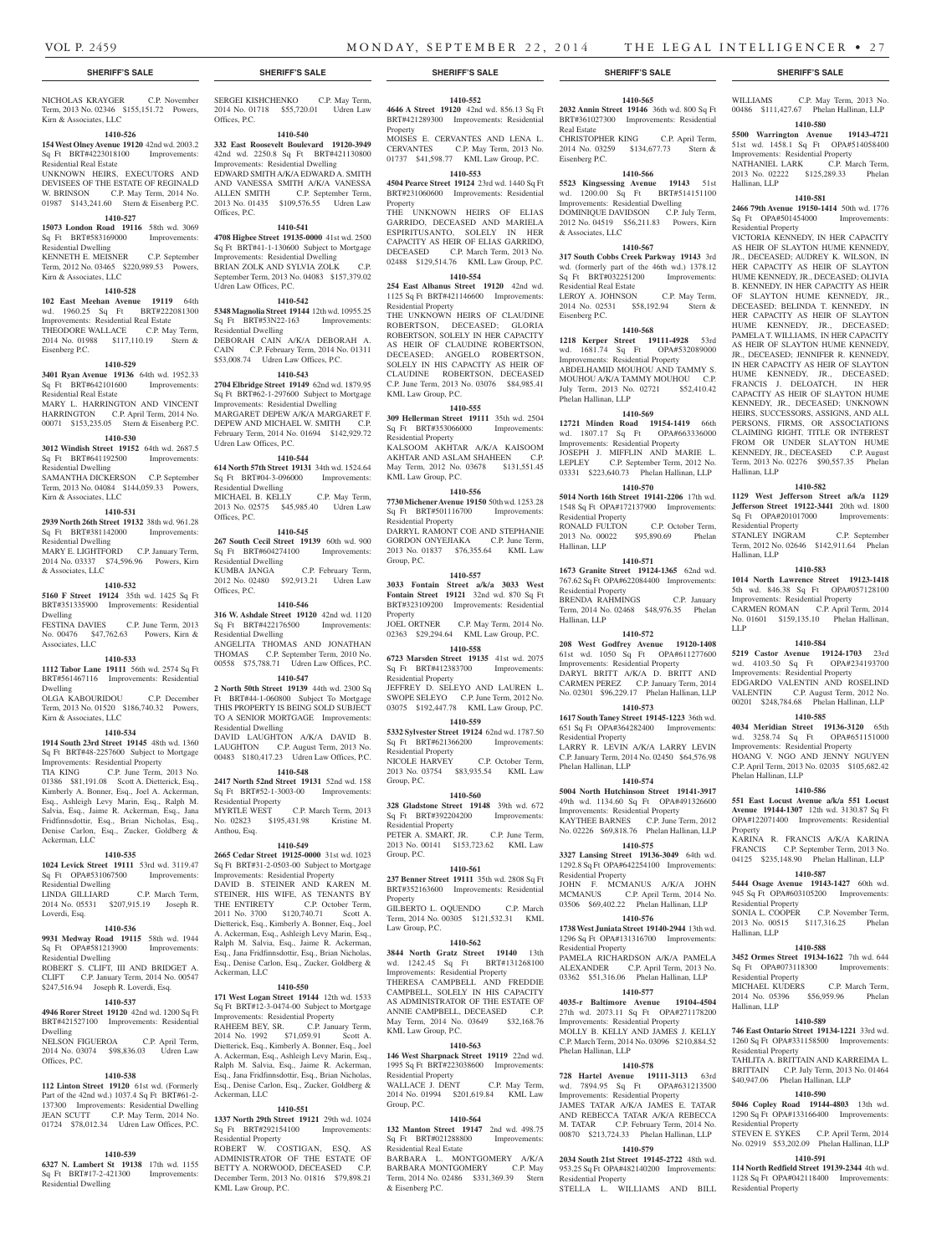NICHOLAS KRAYGER C.P. November Term, 2013 No. 02346 $155,151.72 Powers, Kirn & Associates, LLC

**1410-526**

**154 West Olney Avenue 19120** 42nd wd. 2003.2 Sq Ft BRT#4223018100 Improvements: Residential Real Estate

UNKNOWN HEIRS, EXECUTORS AND DEVISEES OF THE ESTATE OF REGINALD W. BRINSON C.P. May Term, 2014 No. 01987 $143,241.60 Stern & Eisenberg P.C.

**1410-527**

**15073 London Road 19116** 58th wd. 3069 Sq Ft BRT#583169000 Improvements: Residential Dwelling

KENNETH E. MEISNER C.P. September Term, 2012 No. 03465 $220,989.53 Powers, Kirn & Associates, LLC

**1410-528**

**102 East Meehan Avenue 19119** 64th wd. 1960.25 Sq Ft BRT#222081300 Improvements: Residential Real Estate

THEODORE WALLACE C.P. May Term, 2014 No. 01988 $117,110.19 Stern & Eisenberg P.C.

**1410-529**

**3401 Ryan Avenue 19136** 64th wd. 1952.33 Sq Ft BRT#642101600 Improvements: Residential Real Estate

MARY L. HARRINGTON AND VINCENT HARRINGTON C.P. April Term, 2014 No. 00071 $153,235.05 Stern & Eisenberg P.C.

**1410-530**

**3012 Windish Street 19152** 64th wd. 2687.5 Sq Ft BRT#641192500 Improvements: Residential Dwelling

SAMANTHA DICKERSON C.P. September Term, 2013 No. 04084 $144,059.33 Powers, Kirn & Associates, LLC

**1410-531**

**2939 North 26th Street 19132** 38th wd. 961.28 Sq Ft BRT#381142000 Improvements: Residential Dwelling

MARY E. LIGHTFORD C.P. January Term, 2014 No. 03337 $74,596.96 Powers, Kirn & Associates, LLC

**1410-532**

**5160 F Street 19124** 35th wd. 1425 Sq Ft BRT#351335900 Improvements: Residential Dwelling

FESTINA DAVIES C.P. June Term, 2013 No. 00476 $47,762.63 Powers, Kirn & Associates, LLC

**1410-533**

**1112 Tabor Lane 19111** 56th wd. 2574 Sq Ft BRT#561467116 Improvements: Residential Dwelling

OLGA KABOURIDOU C.P. December Term, 2013 No. 01520 $186,740.32 Powers, Kirn & Associates, LLC

**1410-534**

**1914 South 23rd Street 19145** 48th wd. 1360 Sq Ft BRT#48-2257600 Subject to Mortgage Improvements: Residential Property

TIA KING C.P. June Term, 2013 No. 01386 $81,191.08 Scott A. Dietterick, Esq., Kimberly A. Bonner, Esq., Joel A. Ackerman, Esq., Ashleigh Levy Marin, Esq., Ralph M. Salvia, Esq., Jaime R. Ackerman, Esq., Jana Fridfinnsdottir, Esq., Brian Nicholas, Esq., Denise Carlon, Esq., Zucker, Goldberg & Ackerman, LLC

**1410-535**

**1024 Levick Street 19111** 53rd wd. 3119.47 Sq Ft OPA#531067500 Improvements: Residential Dwelling

LINDA GILLIARD C.P. March Term, 2014 No. 05531 $207,915.19 Joseph R. Loverdi, Esq.

**1410-536**

**9931 Medway Road 19115** 58th wd. 1944 Sq Ft OPA#581213900 Improvements: Residential Dwelling

ROBERT S. CLIFT, III AND BRIDGET A. CLIFT C.P. January Term, 2014 No. 00547 $247,516.94 Joseph R. Loverdi, Esq.

**1410-537**

**4946 Rorer Street 19120** 42nd wd. 1200 Sq Ft BRT#421527100 Improvements: Residential Dwelling

NELSON FIGUEROA C.P. April Term, 2014 No. 03074 $98,836.03 Udren Law Offices, P.C.

**1410-538**

**112 Linton Street 19120** 61st wd. (Formerly Part of the 42nd wd.) 1037.4 Sq Ft BRT#61-2-137300 Improvements: Residential Dwelling

JEAN SCUTT C.P. May Term, 2014 No. 01724 $78,012.34 Udren Law Offices, P.C.

**1410-539**

**6327 N. Lambert St 19138** 17th wd. 1155 Sq Ft BRT#17-2-421300 Improvements: Residential Dwelling

SERGEI KISHCHENKO C.P. May Term, 2014 No. 01718 $55,720.01 Udren Law Offices, P.C.

**1410-540**

**332 East Roosevelt Boulevard 19120-3949** 42nd wd. 2250.8 Sq Ft BRT#421130800 Improvements: Residential Dwelling

EDWARD SMITH A/K/A EDWARD A. SMITH AND VANESSA SMITH A/K/A VANESSA ALLEN SMITH C.P. September Term, 2013 No. 01435 $109,576.55 Udren Law Offices, P.C.

**1410-541**

**4708 Higbee Street 19135-0000** 41st wd. 2500 Sq Ft BRT#41-1-130600 Subject to Mortgage Improvements: Residential Dwelling

BRIAN ZOLK AND SYLVIA ZOLK C.P. September Term, 2013 No. 04083 $157,379.02 Udren Law Offices, P.C.

**1410-542**

**5348 Magnolia Street 19144** 12th wd. 10955.25 Sq Ft BRT#53N22-163 Improvements: Residential Dwelling

DEBORAH CAIN A/K/A DEBORAH A. CAIN C.P. February Term, 2014 No. 01311 $53,008.74 Udren Law Offices, P.C.

**1410-543**

**2704 Elbridge Street 19149** 62nd wd. 1879.95 Sq Ft BRT#62-1-297600 Subject to Mortgage Improvements: Residential Dwelling

MARGARET DEPEW A/K/A MARGARET F. DEPEW AND MICHAEL W. SMITH C.P. February Term, 2014 No. 01694 $142,929.72 Udren Law Offices, P.C.

**1410-544**

**614 North 57th Street 19131** 34th wd. 1524.64 Sq Ft BRT#04-3-096000 Improvements: Residential Dwelling

MICHAEL B. KELLY C.P. May Term, 2013 No. 02575 $45,985.40 Udren Law Offices, P.C.

**1410-545**

**267 South Cecil Street 19139** 60th wd. 900 Sq Ft BRT#604274100 Improvements: Residential Dwelling

KUMBA JANGA C.P. February Term, 2012 No. 02480 $92,913.21 Udren Law Offices, P.C.

**1410-546**

**316 W. Ashdale Street 19120** 42nd wd. 1120 Sq Ft BRT#422176500 Improvements: Residential Dwelling

ANGELITA THOMAS AND JONATHAN THOMAS C.P. September Term, 2010 No. 00558 $75,788.71 Udren Law Offices, P.C.

**1410-547**

**2 North 50th Street 19139** 44th wd. 2300 Sq Ft BRT#44-1-060800 Subject To Mortgage THIS PROPERTY IS BEING SOLD SUBJECT TO A SENIOR MORTGAGE Improvements: Residential Dwelling

DAVID LAUGHTON A/K/A DAVID B. LAUGHTON C.P. August Term, 2013 No. 00483 $180,417.23 Udren Law Offices, P.C.

**1410-548**

**2417 North 52nd Street 19131** 52nd wd. 158 Sq Ft BRT#52-1-3003-00 Improvements: Residential Property

MYRTLE WEST C.P. March Term, 2013 No. 02823 $195,431.98 Kristine M. Anthou, Esq.

**1410-549**

**2665 Cedar Street 19125-0000** 31st wd. 1023 Sq Ft BRT#31-2-0503-00 Subject to Mortgage Improvements: Residential Property

DAVID B. STEINER AND KAREN M. STEINER, HIS WIFE, AS TENANTS BY THE ENTIRETY C.P. October Term, 2011 No. 3700 $120,740.71 Scott A. Dietterick, Esq., Kimberly A. Bonner, Esq., Joel A. Ackerman, Esq., Ashleigh Levy Marin, Esq., Ralph M. Salvia, Esq., Jaime R. Ackerman, Esq., Jana Fridfinnsdottir, Esq., Brian Nicholas, Esq., Denise Carlon, Esq., Zucker, Goldberg & Ackerman, LLC

**1410-550**

**171 West Logan Street 19144** 12th wd. 1533 Sq Ft BRT#12-3-0474-00 Subject to Mortgage Improvements: Residential Property

RAHEEM BEY, SR. C.P. January Term, 2014 No. 1992 $71,059.91 Scott A. Dietterick, Esq., Kimberly A. Bonner, Esq., Joel A. Ackerman, Esq., Ashleigh Levy Marin, Esq., Ralph M. Salvia, Esq., Jaime R. Ackerman, Esq., Jana Fridfinnsdottir, Esq., Brian Nicholas, Esq., Denise Carlon, Esq., Zucker, Goldberg & Ackerman, LLC

**1410-551**

**1337 North 29th Street 19121** 29th wd. 1024 Sq Ft BRT#292154100 Improvements: Residential Property

ROBERT W. COSTIGAN, ESQ, AS ADMINISTRATOR OF THE ESTATE OF BETTY A. NORWOOD, DECEASED C.P. December Term, 2013 No. 01816 $79,898.21 KML Law Group, P.C.

**1410-552**

**4646 A Street 19120** 42nd wd. 856.13 Sq Ft BRT#421289300 Improvements: Residential Property

MOISES E. CERVANTES AND LENA L. CERVANTES C.P. May Term, 2013 No. 01737 $41,598.77 KML Law Group, P.C.

**1410-553**

**4504 Pearce Street 19124** 23rd wd. 1440 Sq Ft BRT#231060600 Improvements: Residential Property

THE UNKNOWN HEIRS OF ELIAS GARRIDO, DECEASED AND MARIELA ESPIRITUSANTO, SOLELY IN HER CAPACITY AS HEIR OF ELIAS GARRIDO, DECEASED C.P. March Term, 2013 No. 02488 $129,514.76 KML Law Group, P.C.

**1410-554**

**254 East Albanus Street 19120** 42nd wd. 1125 Sq Ft BRT#421146600 Improvements: Residential Property

THE UNKNOWN HEIRS OF CLAUDINE ROBERTSON, DECEASED; GLORIA ROBERTSON, SOLELY IN HER CAPACITY AS HEIR OF CLAUDINE ROBERTSON, DECEASED; ANGELO ROBERTSON, SOLELY IN HIS CAPACITY AS HEIR OF CLAUDINE ROBERTSON, DECEASED C.P. June Term, 2013 No. 03076 $84,985.41 KML Law Group, P.C.

**1410-555**

**309 Hellerman Street 19111** 35th wd. 2504 Sq Ft BRT#353066000 Improvements: Residential Property

KALSOOM AKHTAR A/K/A KAISOOM AKHTAR AND ASLAM SHAHEEN C.P. May Term, 2012 No. 03678 $131,551.45 KML Law Group, P.C.

**1410-556**

**7730 Michener Avenue 19150** 50th wd. 1253.28 Sq Ft BRT#501116700 Improvements: Residential Property

DARRYL RAMONT COE AND STEPHANIE GORDON ONYEJIAKA C.P. June Term, 2013 No. 01837 $76,355.64 KML Law Group, P.C.

**1410-557**

**3033 Fontain Street a/k/a 3033 West Fontain Street 19121** 32nd wd. 870 Sq Ft BRT#323109200 Improvements: Residential Property

JOEL ORTNER C.P. May Term, 2014 No. 02363 $29,294.64 KML Law Group, P.C.

**1410-558**

**6723 Marsden Street 19135** 41st wd. 2075 Sq Ft BRT#412383700 Improvements: Residential Property

JEFFREY D. SELEYO AND LAUREN L. SWOPE SELEYO C.P. June Term, 2012 No. 03075 $192,447.78 KML Law Group, P.C.

**1410-559**

**5332 Sylvester Street 19124** 62nd wd. 1787.50 Sq Ft BRT#621366200 Improvements: Residential Property

NICOLE HARVEY C.P. October Term, 2013 No. 03754 $83,935.54 KML Law Group, P.C.

**1410-560**

**328 Gladstone Street 19148** 39th wd. 672 Sq Ft BRT#392204200 Improvements: Residential Property

PETER A. SMART, JR. C.P. June Term, 2013 No. 00141 $153,723.62 KML Law Group, P.C.

**1410-561**

**237 Benner Street 19111** 35th wd. 2808 Sq Ft BRT#352163600 Improvements: Residential Property

GILBERTO L. OQUENDO C.P. March Term, 2014 No. 00305 $121,532.31 KML Law Group, P.C.

**1410-562**

**3844 North Gratz Street 19140** 13th wd. 1242.45 Sq Ft BRT#131268100 Improvements: Residential Property

THERESA CAMPBELL AND FREDDIE CAMPBELL, SOLELY IN HIS CAPACITY AS ADMINISTRATOR OF THE ESTATE OF ANNIE CAMPBELL, DECEASED C.P. May Term, 2014 No. 03649 $32,168.76 KML Law Group, P.C.

**1410-563**

**146 West Sharpnack Street 19119** 22nd wd. 1995 Sq Ft BRT#223038600 Improvements: Residential Property

WALLACE J. DENT C.P. May Term, 2014 No. 01994 $201,619.84 KML Law Group, P.C.

**1410-564**

**132 Manton Street 19147** 2nd wd. 498.75 Sq Ft BRT#021288800 Improvements: Residential Real Estate

BARBARA L. MONTGOMERY A/K/A BARBARA MONTGOMERY C.P. May Term, 2014 No. 02486 $331,369.39 Stern & Eisenberg P.C.

**1410-565**

**2032 Annin Street 19146** 36th wd. 800 Sq Ft BRT#361027300 Improvements: Residential Real Estate

CHRISTOPHER KING C.P. April Term, 2014 No. 03259 $134,677.73 Stern & Eisenberg P.C.

**1410-566**

**5523 Kingsessing Avenue 19143** 51st wd. 1200.00 Sq Ft BRT#514151100 Improvements: Residential Dwelling

DOMINIQUE DAVIDSON C.P. July Term, 2012 No. 04519 $56,211.83 Powers, Kirn & Associates, LLC

**1410-567**

**317 South Cobbs Creek Parkway 19143** 3rd wd. (formerly part of the 46th wd.) 1378.12 Sq Ft BRT#032251200 Improvements: Residential Real Estate

LEROY A. JOHNSON C.P. May Term, 2014 No. 02531 $58,192.94 Stern & Eisenberg P.C.

**1410-568**

**1218 Kerper Street 19111-4928** 53rd wd. 1681.74 Sq Ft OPA#532089000 Improvements: Residential Property

ABDELHAMID MOUHOU AND TAMMY S. MOUHOU A/K/A TAMMY MOUHOU C.P. July Term, 2013 No. 02721 $52,410.42 Phelan Hallinan, LLP

**1410-569**

**12721 Minden Road 19154-1419** 66th wd. 1807.17 Sq Ft OPA#663336000 Improvements: Residential Property

JOSEPH J. MIFFLIN AND MARIE L. LEPLEY C.P. September Term, 2012 No. 03331 $223,640.73 Phelan Hallinan, LLP

**1410-570**

**5014 North 16th Street 19141-2206** 17th wd. 1548 Sq Ft OPA#172137900 Improvements: Residential Property

RONALD FULTON C.P. October Term, 2013 No. 00022 $95,890.69 Phelan Hallinan, LLP

**1410-571**

**1673 Granite Street 19124-1365** 62nd wd. 767.62 Sq Ft OPA#622084400 Improvements: Residential Property

BRENDA RAHMINGS C.P. January Term, 2014 No. 02468 $48,976.35 Phelan Hallinan, LLP

**1410-572**

**208 West Godfrey Avenue 19120-1408** 61st wd. 1050 Sq Ft OPA#611277600 Improvements: Residential Property

DARYL BRITT A/K/A D. BRITT AND CARMEN PEREZ C.P. January Term, 2014 No. 02301 $96,229.17 Phelan Hallinan, LLP

**1410-573**

**1617 South Taney Street 19145-1223** 36th wd. 651 Sq Ft OPA#364282400 Improvements: Residential Property

LARRY R. LEVIN A/K/A LARRY LEVIN C.P. January Term, 2014 No. 02450 $64,576.98 Phelan Hallinan, LLP

**1410-574**

**5004 North Hutchinson Street 19141-3917** 49th wd. 1134.60 Sq Ft OPA#491326600 Improvements: Residential Property

KAYTHEE BARNES C.P. June Term, 2012 No. 02226 $69,818.76 Phelan Hallinan, LLP

**1410-575**

**3327 Lansing Street 19136-3049** 64th wd. 1292.8 Sq Ft OPA#642254100 Improvements: Residential Property

JOHN F. MCMANUS A/K/A JOHN MCMANUS C.P. April Term, 2014 No. 03506 $69,402.22 Phelan Hallinan, LLP

**1410-576**

**1738 West Juniata Street 19140-2944** 13th wd. 1296 Sq Ft OPA#131316700 Improvements: Residential Property

PAMELA RICHARDSON A/K/A PAMELA ALEXANDER C.P. April Term, 2013 No. 03362 $51,316.06 Phelan Hallinan, LLP

**1410-577**

**4035-r Baltimore Avenue 19104-4504** 27th wd. 2073.11 Sq Ft OPA#271178200 Improvements: Residential Property

MOLLY B. KELLY AND JAMES J. KELLY C.P. March Term, 2014 No. 03096 $210,884.52 Phelan Hallinan, LLP

**1410-578**

**728 Hartel Avenue 19111-3113** 63rd wd. 7894.95 Sq Ft OPA#631213500 Improvements: Residential Property

JAMES TATAR A/K/A JAMES E. TATAR AND REBECCA TATAR A/K/A REBECCA M. TATAR C.P. February Term, 2014 No. 00870 $213,724.33 Phelan Hallinan, LLP

**1410-579**

**2034 South 21st Street 19145-2722** 48th wd. 953.25 Sq Ft OPA#482140200 Improvements: Residential Property

STELLA L. WILLIAMS AND BILL WILLIAMS C.P. May Term, 2013 No. 00486 $111,427.67 Phelan Hallinan, LLP

**1410-580**

**5500 Warrington Avenue 19143-4721** 51st wd. 1458.1 Sq Ft OPA#514058400 Improvements: Residential Property

NATHANIEL LARK C.P. March Term, 2013 No. 02222 $125,289.33 Phelan Hallinan, LLP

**1410-581**

**2466 79th Avenue 19150-1414** 50th wd. 1776 Sq Ft OPA#501454000 Improvements: Residential Property

VICTORIA KENNEDY, IN HER CAPACITY AS HEIR OF SLAYTON HUME KENNEDY, JR., DECEASED; AUDREY K. WILSON, IN HER CAPACITY AS HEIR OF SLAYTON HUME KENNEDY, JR., DECEASED; OLIVIA B. KENNEDY, IN HER CAPACITY AS HEIR OF SLAYTON HUME KENNEDY, JR., DECEASED; BELINDA T. KENNEDY, IN HER CAPACITY AS HEIR OF SLAYTON HUME KENNEDY, JR., DECEASED; PAMELA T. WILLIAMS, IN HER CAPACITY AS HEIR OF SLAYTON HUME KENNEDY, JR., DECEASED; JENNIFER R. KENNEDY, IN HER CAPACITY AS HEIR OF SLAYTON HUME KENNEDY, JR., DECEASED; FRANCIS J. DELOATCH, IN HER CAPACITY AS HEIR OF SLAYTON HUME KENNEDY, JR., DECEASED; UNKNOWN HEIRS, SUCCESSORS, ASSIGNS, AND ALL PERSONS, FIRMS, OR ASSOCIATIONS CLAIMING RIGHT, TITLE OR INTEREST FROM OR UNDER SLAYTON HUME KENNEDY, JR., DECEASED C.P. August Term, 2013 No. 02276 $90,557.35 Phelan Hallinan, LLP

**1410-582**

**1129 West Jefferson Street a/k/a 1129 Jefferson Street 19122-3441** 20th wd. 1800 Sq Ft OPA#201017000 Improvements: Residential Property

STANLEY INGRAM C.P. September Term, 2012 No. 02646 $142,911.64 Phelan Hallinan, LLP

**1410-583**

**1014 North Lawrence Street 19123-1418** 5th wd. 846.38 Sq Ft OPA#057128100 Improvements: Residential Property

CARMEN ROMAN C.P. April Term, 2014 No. 01601 $159,135.10 Phelan Hallinan, LLP

**1410-584**

**5219 Castor Avenue 19124-1703** 23rd wd. 4103.50 Sq Ft OPA#234193700 Improvements: Residential Property

EDGARDO VALENTIN AND ROSELIND VALENTIN C.P. August Term, 2012 No. 00201 $248,784.68 Phelan Hallinan, LLP

**1410-585**

**4034 Meridian Street 19136-3120** 65th wd. 3258.74 Sq Ft OPA#651151000 Improvements: Residential Property

HOANG V. NGO AND JENNY NGUYEN C.P. April Term, 2013 No. 02035 $105,682.42 Phelan Hallinan, LLP

**1410-586**

**551 East Locust Avenue a/k/a 551 Locust Avenue 19144-1307** 12th wd. 3130.87 Sq Ft OPA#122071400 Improvements: Residential Property

KARINA R. FRANCIS A/K/A KARINA FRANCIS C.P. September Term, 2013 No. 04125 $235,148.90 Phelan Hallinan, LLP

**1410-587**

**5444 Osage Avenue 19143-1427** 60th wd. 945 Sq Ft OPA#603105200 Improvements: Residential Property

SONIA L. COOPER C.P. November Term, 2013 No. 00515 $117,316.25 Phelan Hallinan, LLP

**1410-588**

**3452 Ormes Street 19134-1622** 7th wd. 644 Sq Ft OPA#073118300 Improvements: Residential Property

MICHAEL KUDERS C.P. March Term, 2014 No. 05396 $56,959.96 Phelan Hallinan, LLP

**1410-589**

**746 East Ontario Street 19134-1221** 33rd wd. 1260 Sq Ft OPA#331158500 Improvements: Residential Property

TAHLITA A. BRITTAIN AND KARREIMA L. BRITTAIN C.P. July Term, 2013 No. 01464 $40,947.06 Phelan Hallinan, LLP

**1410-590**

**5046 Copley Road 19144-4803** 13th wd. 1290 Sq Ft OPA#133166400 Improvements: Residential Property

STEVEN E. SYKES C.P. April Term, 2014 No. 02919 $53,202.09 Phelan Hallinan, LLP

**1410-591**

**114 North Redfield Street 19139-2344** 4th wd. 1128 Sq Ft OPA#042118400 Improvements: Residential Property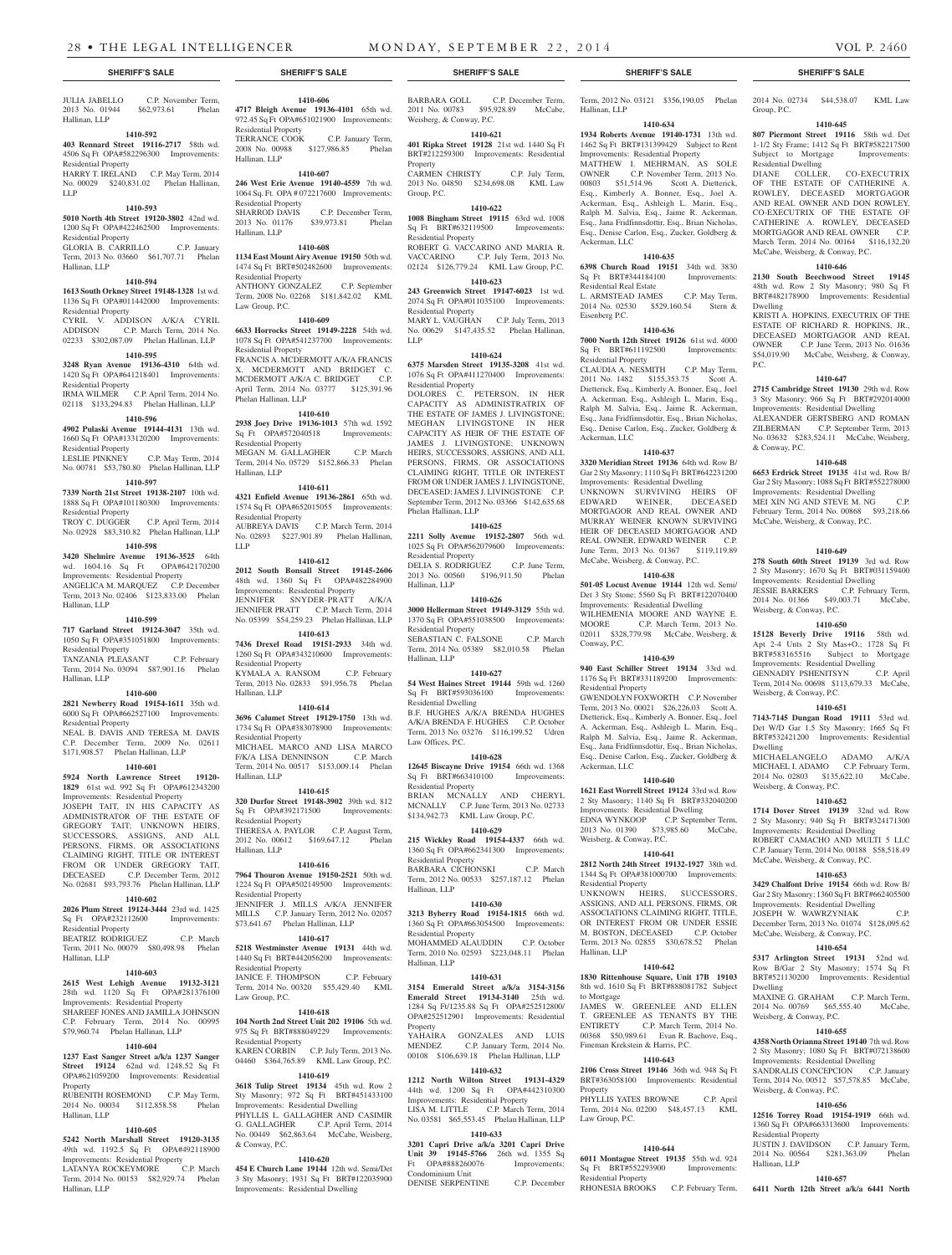JULIA JABELLO C.P. November Term, 2013 No. 01944 $62,973.61 Phelan Hallinan, LLP

**1410-592**

**403 Rennard Street 19116-2717** 58th wd. 4506 Sq Ft OPA#582296300 Improvements: Residential Property

HARRY T. IRELAND C.P. May Term, 2014 No. 00029 $240,831.02 Phelan Hallinan, LLP

**1410-593**

**5010 North 4th Street 19120-3802** 42nd wd. 1200 Sq Ft OPA#422462500 Improvements: Residential Property

GLORIA B. CARRILLO C.P. January Term, 2013 No. 03660 $61,707.71 Phelan Hallinan, LLP

**1410-594**

**1613 South Orkney Street 19148-1328** 1st wd. 1136 Sq Ft OPA#011442000 Improvements: Residential Property

CYRIL V. ADDISON A/K/A CYRIL ADDISON C.P. March Term, 2014 No. 02233 $302,087.09 Phelan Hallinan, LLP

**1410-595**

**3248 Ryan Avenue 19136-4310** 64th wd. 1420 Sq Ft OPA#641218401 Improvements: Residential Property

IRMA WILMER C.P. April Term, 2014 No. 02118 $133,294.83 Phelan Hallinan, LLP

**1410-596**

**4902 Pulaski Avenue 19144-4131** 13th wd. 1660 Sq Ft OPA#133120200 Improvements: Residential Property

LESLIE PINKNEY C.P. May Term, 2014 No. 00781 $53,780.80 Phelan Hallinan, LLP

**1410-597**

**7339 North 21st Street 19138-2107** 10th wd. 1888 Sq Ft OPA#101180300 Improvements: Residential Property

TROY C. DUGGER C.P. April Term, 2014 No. 02928 $83,310.82 Phelan Hallinan, LLP

**1410-598**

**3420 Shelmire Avenue 19136-3525** 64th wd. 1604.16 Sq Ft OPA#642170200 Improvements: Residential Property

ANGELICA M. MARQUEZ C.P. December Term, 2013 No. 02406 $123,833.00 Phelan Hallinan, LLP

**1410-599**

**717 Garland Street 19124-3047** 35th wd. 1050 Sq Ft OPA#351051800 Improvements: Residential Property

TANZANIA PLEASANT C.P. February Term, 2014 No. 03094 $87,901.16 Phelan Hallinan, LLP

**1410-600**

**2821 Newberry Road 19154-1611** 35th wd. 6000 Sq Ft OPA#662527100 Improvements: Residential Property

NEAL B. DAVIS AND TERESA M. DAVIS C.P. December Term, 2009 No. 02611 $171,908.57 Phelan Hallinan, LLP

**1410-601**

**5924 North Lawrence Street 19120-1829** 61st wd. 992 Sq Ft OPA#612343200 Improvements: Residential Property

JOSEPH TAIT, IN HIS CAPACITY AS ADMINISTRATOR OF THE ESTATE OF GREGORY TAIT; UNKNOWN HEIRS, SUCCESSORS, ASSIGNS, AND ALL PERSONS, FIRMS, OR ASSOCIATIONS CLAIMING RIGHT, TITLE OR INTEREST FROM OR UNDER GREGORY TAIT, DECEASED C.P. December Term, 2012 No. 02681 $93,793.76 Phelan Hallinan, LLP

**1410-602**

**2026 Plum Street 19124-3444** 23rd wd. 1425 Sq Ft OPA#232112600 Improvements: Residential Property

BEATRIZ RODRIGUEZ C.P. March Term, 2011 No. 00079 $80,498.98 Phelan Hallinan, LLP

**1410-603**

**2615 West Lehigh Avenue 19132-3121** 28th wd. 1120 Sq Ft OPA#281376100 Improvements: Residential Property

SHAREEF JONES AND JAMILLA JOHNSON C.P. February Term, 2014 No. 00995 $79,960.74 Phelan Hallinan, LLP

**1410-604**

**1237 East Sanger Street a/k/a 1237 Sanger Street 19124** 62nd wd. 1248.52 Sq Ft OPA#621059200 Improvements: Residential Property

RUBENITH ROSEMOND C.P. May Term, 2014 No. 00034 $112,858.58 Phelan Hallinan, LLP

**1410-605**

**5242 North Marshall Street 19120-3135** 49th wd. 1192.5 Sq Ft OPA#492118900 Improvements: Residential Property

LATANYA ROCKEYMORE C.P. March Term, 2014 No. 00153 $82,929.74 Phelan Hallinan, LLP

**1410-606**

**4717 Bleigh Avenue 19136-4101** 65th wd. 972.45 Sq Ft OPA#651021900 Improvements: Residential Property

TERRANCE COOK C.P. January Term, 2008 No. 00988 $127,986.85 Phelan Hallinan, LLP

**1410-607**

**246 West Erie Avenue 19140-4559** 7th wd. 1064 Sq. Ft. OPA # 072217600 Improvements: Residential Property

SHARROD DAVIS C.P. December Term, 2013 No. 01176 $39,973.81 Phelan Hallinan, LLP

**1410-608**

**1134 East Mount Airy Avenue 19150** 50th wd. 1474 Sq Ft BRT#502482600 Improvements: Residential Property

ANTHONY GONZALEZ C.P. September Term, 2008 No. 02268 $181,842.02 KML Law Group, P.C.

**1410-609**

**6633 Horrocks Street 19149-2228** 54th wd. 1078 Sq Ft OPA#541237700 Improvements: Residential Property

FRANCIS A. MCDERMOTT A/K/A FRANCIS X. MCDERMOTT AND BRIDGET C. MCDERMOTT A/K/A C. BRIDGET C.P. April Term, 2014 No. 03777 $125,391.96 Phelan Hallinan, LLP

**1410-610**

**2938 Joey Drive 19136-1013** 57th wd. 1592 Sq Ft OPA#572040518 Improvements: Residential Property

MEGAN M. GALLAGHER C.P. March Term, 2014 No. 05729 $152,866.33 Phelan Hallinan, LLP

**1410-611**

**4321 Enfield Avenue 19136-2861** 65th wd. 1574 Sq Ft OPA#652015055 Improvements: Residential Property

AUBREYA DAVIS C.P. March Term, 2014 No. 02893 $227,901.89 Phelan Hallinan, LLP

**1410-612**

**2012 South Bonsall Street 19145-2606** 48th wd. 1360 Sq Ft OPA#482284900 Improvements: Residential Property

JENNIFER SNYDER-PRATT A/K/A JENNIFER PRATT C.P. March Term, 2014 No. 05399 $54,259.23 Phelan Hallinan, LLP

**1410-613**

**7436 Drexel Road 19151-2933** 34th wd. 1260 Sq Ft OPA#343210600 Improvements: Residential Property

KYMALA A. RANSOM C.P. February Term, 2013 No. 02833 $91,956.78 Phelan Hallinan, LLP

**1410-614**

**3696 Calumet Street 19129-1750** 13th wd. 1734 Sq Ft OPA#383078900 Improvements: Residential Property

MICHAEL MARCO AND LISA MARCO F/K/A LISA DENNINSON C.P. March Term, 2014 No. 00517 $153,009.14 Phelan Hallinan, LLP

**1410-615**

**320 Durfor Street 19148-3902** 39th wd. 812 Sq Ft OPA#392171500 Improvements: Residential Property

THERESA A. PAYLOR C.P. August Term, 2012 No. 00612 $169,647.12 Phelan Hallinan, LLP

**1410-616**

**7964 Thouron Avenue 19150-2521** 50th wd. 1224 Sq Ft OPA#502149500 Improvements: Residential Property

JENNIFER J. MILLS A/K/A JENNIFER MILLS C.P. January Term, 2012 No. 02057 $73,641.67 Phelan Hallinan, LLP

**1410-617**

**5218 Westminster Avenue 19131** 44th wd. 1440 Sq Ft BRT#442056200 Improvements: Residential Property

JANICE F. THOMPSON C.P. February Term, 2014 No. 00320 $55,429.40 KML Law Group, P.C.

**1410-618**

**104 North 2nd Street Unit 202 19106** 5th wd. 975 Sq Ft BRT#888049229 Improvements: Residential Property

KAREN CORBIN C.P. July Term, 2013 No. 04460 $364,765.89 KML Law Group, P.C.

**1410-619**

**3618 Tulip Street 19134** 45th wd. Row 2 Sty Masonry; 972 Sq Ft BRT#451433100 Improvements: Residential Dwelling

PHYLLIS L. GALLAGHER AND CASIMIR G. GALLAGHER C.P. April Term, 2014 No. 00449 $62,863.64 McCabe, Weisberg, & Conway, P.C.

**1410-620**

**454 E Church Lane 19144** 12th wd. Semi/Det 3 Sty Masonry; 1931 Sq Ft BRT#122035900 Improvements: Residential Dwelling

BARBARA GOLL C.P. December Term, 2011 No. 00783 $95,928.89 McCabe, Weisberg, & Conway, P.C.

**1410-621**

**401 Ripka Street 19128** 21st wd. 1440 Sq Ft BRT#212259300 Improvements: Residential Property

CARMEN CHRISTY C.P. July Term, 2013 No. 04850 $234,698.08 KML Law Group, P.C.

**1410-622**

**1008 Bingham Street 19115** 63rd wd. 1008 Sq Ft BRT#632119500 Improvements: Residential Property

ROBERT G. VACCARINO AND MARIA R. VACCARINO C.P. July Term, 2013 No. 02124 $126,779.24 KML Law Group, P.C.

**1410-623**

**243 Greenwich Street 19147-6023** 1st wd. 2074 Sq Ft OPA#011035100 Improvements: Residential Property

MARY L. VAUGHAN C.P. July Term, 2013 No. 00629 $147,435.52 Phelan Hallinan, LLP

**1410-624**

**6375 Marsden Street 19135-3208** 41st wd. 1076 Sq Ft OPA#411270400 Improvements: Residential Property

DOLORES C. PETERSON, IN HER CAPACITY AS ADMINISTRATRIX OF THE ESTATE OF JAMES J. LIVINGSTONE; MEGHAN LIVINGSTONE IN HER CAPACITY AS HEIR OF THE ESTATE OF JAMES J. LIVINGSTONE; UNKNOWN HEIRS, SUCCESSORS, ASSIGNS, AND ALL PERSONS, FIRMS, OR ASSOCIATIONS CLAIMING RIGHT, TITLE OR INTEREST FROM OR UNDER JAMES J. LIVINGSTONE, DECEASED; JAMES J. LIVINGSTONE C.P. September Term, 2012 No. 03366 $142,635.68 Phelan Hallinan, LLP

**1410-625**

**2211 Solly Avenue 19152-2807** 56th wd. 1025 Sq Ft OPA#562079600 Improvements: Residential Property

DELIA S. RODRIGUEZ C.P. June Term, 2013 No. 00560 $196,911.50 Phelan Hallinan, LLP

**1410-626**

**3000 Hellerman Street 19149-3129** 55th wd. 1370 Sq Ft OPA#551038500 Improvements: Residential Property

SEBASTIAN C. FALSONE C.P. March Term, 2014 No. 05389 $82,010.58 Phelan Hallinan, LLP

**1410-627**

**54 West Haines Street 19144** 59th wd. 1260 Sq Ft BRT#593036100 Improvements: Residential Dwelling

B.F. HUGHES A/K/A BRENDA HUGHES A/K/A BRENDA F. HUGHES C.P. October Term, 2013 No. 03276 $116,199.52 Udren Law Offices, P.C.

**1410-628**

**12645 Biscayne Drive 19154** 66th wd. 1368 Sq Ft BRT#663410100 Improvements: Residential Property

BRIAN MCNALLY AND CHERYL MCNALLY C.P. June Term, 2013 No. 02733 $134,942.73 KML Law Group, P.C.

**1410-629**

**215 Wickley Road 19154-4337** 66th wd. 1360 Sq Ft OPA#662341300 Improvements: Residential Property

BARBARA CICHONSKI C.P. March Term, 2012 No. 00533 $257,187.12 Phelan Hallinan, LLP

**1410-630**

**3213 Byberry Road 19154-1815** 66th wd. 1360 Sq Ft OPA#663054500 Improvements: Residential Property

MOHAMMED ALAUDDIN C.P. October Term, 2010 No. 02593 $223,048.11 Phelan Hallinan, LLP

**1410-631**

**3154 Emerald Street a/k/a 3154-3156 Emerald Street 19134-3140** 25th wd. 1284 Sq Ft/1235.88 Sq Ft OPA#252512800/ OPA#252512901 Improvements: Residential Property

YAHAIRA GONZALES AND LUIS MENDEZ C.P. January Term, 2014 No. 00108 $106,639.18 Phelan Hallinan, LLP

**1410-632**

**1212 North Wilton Street 19131-4329** 44th wd. 1200 Sq Ft OPA#442310300 Improvements: Residential Property

LISA M. LITTLE C.P. March Term, 2014 No. 03581 $65,553.45 Phelan Hallinan, LLP

**1410-633**

**3201 Capri Drive a/k/a 3201 Capri Drive Unit 39 19145-5766** 26th wd. 1355 Sq Ft OPA#888260076 Improvements: Condominium Unit

DENISE SERPENTINE C.P. December Term, 2012 No. 03121 $356,190.05 Phelan Hallinan, LLP

**1410-634**

**1934 Roberts Avenue 19140-1731** 13th wd. 1462 Sq Ft BRT#131399429 Subject to Rent Improvements: Residential Property

MATTHEW I. MEHRMAN, AS SOLE OWNER C.P. November Term, 2013 No. 00803 $51,514.96 Scott A. Dietterick, Esq., Kimberly A. Bonner, Esq., Joel A. Ackerman, Esq., Ashleigh L. Marin, Esq., Ralph M. Salvia, Esq., Jaime R. Ackerman, Esq., Jana Fridfinnsdottir, Esq., Brian Nicholas, Esq., Denise Carlon, Esq., Zucker, Goldberg & Ackerman, LLC

**1410-635**

**6398 Church Road 19151** 34th wd. 3830 Sq Ft BRT#344184100 Improvements: Residential Real Estate

L. ARMSTEAD JAMES C.P. May Term, 2014 No. 02530 $529,160.54 Stern & Eisenberg P.C.

**1410-636**

**7000 North 12th Street 19126** 61st wd. 4000 Sq Ft BRT#611192500 Improvements: Residential Property

CLAUDIA A. NESMITH C.P. May Term, 2011 No. 1482 $155,353.75 Scott A. Dietterick, Esq., Kimberly A. Bonner, Esq., Joel A. Ackerman, Esq., Ashleigh L. Marin, Esq., Ralph M. Salvia, Esq., Jaime R. Ackerman, Esq., Jana Fridfinnsdottir, Esq., Brian Nicholas, Esq., Denise Carlon, Esq., Zucker, Goldberg & Ackerman, LLC

**1410-637**

**3320 Meridian Street 19136** 64th wd. Row B/ Gar 2 Sty Masonry; 1110 Sq Ft BRT#642231200 Improvements: Residential Dwelling

UNKNOWN SURVIVING HEIRS OF EDWARD WEINER, DECEASED MORTGAGOR AND REAL OWNER AND MURRAY WEINER KNOWN SURVIVING HEIR OF DECEASED MORTGAGOR AND REAL OWNER, EDWARD WEINER C.P. June Term, 2013 No. 01367 $119,119.89 McCabe, Weisberg, & Conway, P.C.

**1410-638**

**501-05 Locust Avenue 19144** 12th wd. Semi/ Det 3 Sty Stone; 5560 Sq Ft BRT#122070400 Improvements: Residential Dwelling

WILHEMENIA MOORE AND WAYNE E. MOORE C.P. March Term, 2013 No. 02011 $328,779.98 McCabe, Weisberg, & Conway, P.C.

**1410-639**

**940 East Schiller Street 19134** 33rd wd. 1176 Sq Ft BRT#331189200 Improvements: Residential Property

GWENDOLYN FOXWORTH C.P. November Term, 2013 No. 00021 $26,226.03 Scott A. Dietterick, Esq., Kimberly A. Bonner, Esq., Joel A. Ackerman, Esq., Ashleigh L. Marin, Esq., Ralph M. Salvia, Esq., Jaime R. Ackerman, Esq., Jana Fridfinnsdottir, Esq., Brian Nicholas, Esq., Denise Carlon, Esq., Zucker, Goldberg & Ackerman, LLC

**1410-640**

**1621 East Worrell Street 19124** 33rd wd. Row 2 Sty Masonry; 1140 Sq Ft BRT#332040200 Improvements: Residential Dwelling

EDNA WYNKOOP C.P. September Term, 2013 No. 01390 $73,985.60 McCabe, Weisberg, & Conway, P.C.

**1410-641**

**2812 North 24th Street 19132-1927** 38th wd. 1344 Sq Ft OPA#381000700 Improvements: Residential Property

UNKNOWN HEIRS, SUCCESSORS, ASSIGNS, AND ALL PERSONS, FIRMS, OR ASSOCIATIONS CLAIMING RIGHT, TITLE, OR INTEREST FROM OR UNDER ESSIE M. BOSTON, DECEASED C.P. October Term, 2013 No. 02855 $30,678.52 Phelan Hallinan, LLP

**1410-642**

**1830 Rittenhouse Square, Unit 17B 19103** 8th wd. 1610 Sq Ft BRT#888081782 Subject to Mortgage

JAMES W. GREENLEE AND ELLEN T. GREENLEE AS TENANTS BY THE ENTIRETY C.P. March Term, 2014 No. 00368 $50,989.61 Evan R. Bachove, Esq., Fineman Krekstein & Harris, P.C.

**1410-643**

**2106 Cross Street 19146** 36th wd. 948 Sq Ft BRT#363058100 Improvements: Residential Property

PHYLLIS YATES BROWNE C.P. April Term, 2014 No. 02200 $48,457.13 KML Law Group, P.C.

**1410-644**

**6011 Montague Street 19135** 55th wd. 924 Sq Ft BRT#552293900 Improvements: Residential Property

RHONESIA BROOKS C.P. February Term, 2014 No. 02734 $44,538.07 KML Law Group, P.C.

**1410-645**

**807 Piermont Street 19116** 58th wd. Det 1-1/2 Sty Frame; 1412 Sq Ft BRT#582217500 Subject to Mortgage Improvements: Residential Dwelling

DIANE COLLER, CO-EXECUTRIX OF THE ESTATE OF CATHERINE A. ROWLEY, DECEASED MORTGAGOR AND REAL OWNER AND DON ROWLEY, CO-EXECUTRIX OF THE ESTATE OF CATHERINE A. ROWLEY, DECEASED MORTGAGOR AND REAL OWNER C.P. March Term, 2014 No. 00164 $116,132.20 McCabe, Weisberg, & Conway, P.C.

**1410-646**

**2130 South Beechwood Street 19145** 48th wd. Row 2 Sty Masonry; 980 Sq Ft BRT#482178900 Improvements: Residential Dwelling

KRISTI A. HOPKINS, EXECUTRIX OF THE ESTATE OF RICHARD R. HOPKINS, JR., DECEASED MORTGAGOR AND REAL OWNER C.P. June Term, 2013 No. 01636 $54,019.90 McCabe, Weisberg, & Conway, P.C.

**1410-647**

**2715 Cambridge Street 19130** 29th wd. Row 3 Sty Masonry; 966 Sq Ft BRT#292014000 Improvements: Residential Dwelling

ALEXANDER GERTSBERG AND ROMAN ZILBERMAN C.P. September Term, 2013 No. 03632 $283,524.11 McCabe, Weisberg, & Conway, P.C.

**1410-648**

**6653 Erdrick Street 19135** 41st wd. Row B/ Gar 2 Sty Masonry; 1088 Sq Ft BRT#552278000 Improvements: Residential Dwelling

MEI XIN NG AND STEVE M. NG C.P. February Term, 2014 No. 00868 $93,218.66 McCabe, Weisberg, & Conway, P.C.

**1410-649**

**278 South 60th Street 19139** 3rd wd. Row 2 Sty Masonry; 1670 Sq Ft BRT#031159400 Improvements: Residential Dwelling

JESSIE BARKERS C.P. February Term, 2014 No. 01366 $49,003.71 McCabe, Weisberg, & Conway, P.C.

**1410-650**

**15128 Beverly Drive 19116** 58th wd. Apt 2-4 Unts 2 Sty Mas+O.; 1728 Sq Ft BRT#583165516 Subject to Mortgage Improvements: Residential Dwelling

GENNADIY PSHENITSYN C.P. April Term, 2014 No. 00698 $113,679.33 McCabe, Weisberg, & Conway, P.C.

**1410-651**

**7143-7145 Dungan Road 19111** 53rd wd. Det W/D Gar 1.5 Sty Masonry; 1665 Sq Ft BRT#532421200 Improvements: Residential Dwelling

MICHAELANGELO ADAMO A/K/A MICHAEL I. ADAMO C.P. February Term, 2014 No. 02803 $135,622.10 McCabe, Weisberg, & Conway, P.C.

**1410-652**

**1714 Dover Street 19139** 32nd wd. Row 2 Sty Masonry; 940 Sq Ft BRT#324171300 Improvements: Residential Dwelling

ROBERT CAMACHO AND MULTI 5 LLC C.P. January Term, 2014 No. 00188 $58,518.49 McCabe, Weisberg, & Conway, P.C.

**1410-653**

**3429 Chalfont Drive 19154** 66th wd. Row B/ Gar 2 Sty Masonry; 1360 Sq Ft BRT#662405500 Improvements: Residential Dwelling

JOSEPH W. WAWRZYNIAK C.P. December Term, 2013 No. 01074 $128,095.62 McCabe, Weisberg, & Conway, P.C.

**1410-654**

**5317 Arlington Street 19131** 52nd wd. Row B/Gar 2 Sty Masonry; 1574 Sq Ft BRT#521130200 Improvements: Residential Dwelling

MAXINE G. GRAHAM C.P. March Term, 2014 No. 00769 $65,555.40 McCabe, Weisberg, & Conway, P.C.

**1410-655**

**4358 North Orianna Street 19140** 7th wd. Row 2 Sty Masonry; 1080 Sq Ft BRT#072138600 Improvements: Residential Dwelling

SANDRALIS CONCEPCION C.P. January Term, 2014 No. 00512 $57,578.85 McCabe, Weisberg, & Conway, P.C.

**1410-656**

**12516 Torrey Road 19154-1919** 66th wd. 1360 Sq Ft OPA#663313600 Improvements: Residential Property

JUSTIN J. DAVIDSON C.P. January Term, 2014 No. 00564 $281,363.09 Phelan Hallinan, LLP

**1410-657**

**6411 North 12th Street a/k/a 6441 North**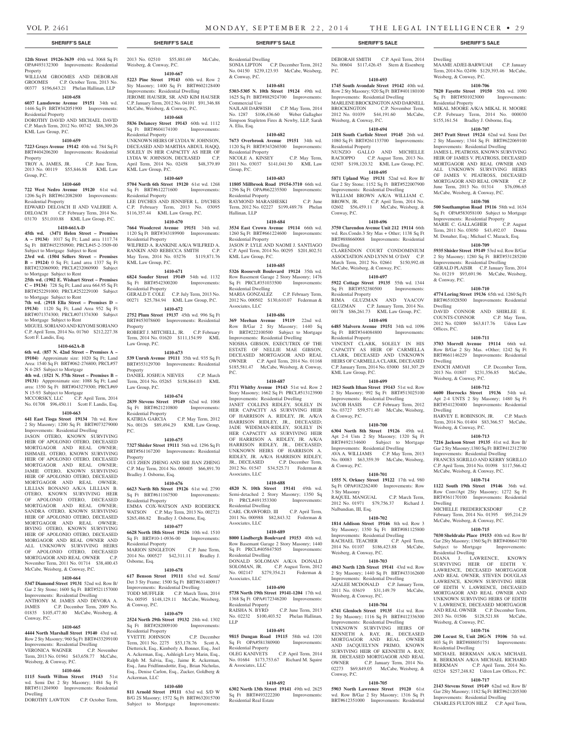**12th Street 19126-3639** 49th wd. 3068 Sq Ft OPA#493132300 Improvements: Residential Property
WILLIAM GROOMES AND DEBORAH GROOMES C.P. October Term, 2013 No. 00377 $196,643.21 Phelan Hallinan, LLP

**1410-658**

**6037 Lansdowne Avenue 19151** 34th wd. 1446 Sq Ft BRT#342051900 Improvements: Residential Property
DOROTHY DAVID AND MICHAEL DAVID C.P. March Term, 2012 No. 00742 $86,309.26 KML Law Group, P.C.

**1410-659**

**7223 Grays Avenue 19142** 40th wd. 784 Sq Ft BRT#404206200 Improvements: Residential Property
TROY A. JAMES, JR. C.P. June Term, 2013 No. 00119 $55,846.88 KML Law Group, P.C.

**1410-660**

**722 West Nedro Avenue 19120** 61st wd. 1206 Sq Ft BRT#612082800 Improvements: Residential Property
EDWARD DELOACH II AND VALERIE A. DELOACH C.P. February Term, 2014 No. 03170 $51,010.88 KML Law Group, P.C.

**1410-661A-D**

**45th wd. (3471 Helen Street – Premises A – 19134)** 107 Sq Ft; Land area 1117.74 Sq Ft BRT#452350900; PRCL#45-2-3509-00 Subject to Mortgage Subject to Rent
**23rd wd. (1504 Sellers Street – Premises B – 19124)** 0 Sq Ft; Land area 1337 Sq Ft BRT#232060900; PRCL#232060900 Subject to Mortgage Subject to Rent
**25th wd. (1902 E. Wishart Street – Premises C – 19134)** 728 Sq Ft; Land area 664.95 Sq Ft BRT#252291000; PRCL#252229100 Subject to Mortgage Subject to Rent
**7th wd. (2918 Ella Street – Premises D – 19134)** 1120 Sq Ft; Land Area 952 Sq Ft BRT#071374300; PRCL#071374300 Subject to Mortgage Subject to Rent
MIGUEL SORIANO AND KIYOMI SORIANO C.P. April Term, 2014 No. 01760 $212,227.38 Scott F. Landis, Esq.

**1410-662A-B**

**6th wd. (857 N. 42nd Street – Premises A – 19104)** Approximate size: 1020 Sq Ft; Land Area: 1540 Sq Ft BRT#062-276800; PRCL#57 N 4-285 Subject to Mortgage
**4th wd. (1521 N. 57th Street – Premises B – 19131)** Appproximate size: 1088 Sq Ft; Land area: 1350 Sq Ft BRT#043279300; PRCL#69 N 15-93 Subject to Mortgage
MCCORSKY, LLC C.P. April Term, 2014 No. 01708 $96,450.11 Scott F. Landis, Esq.

**1410-663**

**641 East Tioga Street 19134** 7th wd. Row 2 Sty Masonry; 1200 Sq Ft BRT#073279000 Improvements: Residential Dwelling
JASON OTERO, KNOWN SURVIVING HEIR OF APOLONIO OTERO, DECEASED MORTGAGOR AND REAL OWNER; ISHMAEL OTERO, KNOWN SURVIVING HEIR OF APOLONIO OTERO, DECEASED MORTGAGOR AND REAL OWNER; JAMIE OTERO, KNOWN SURVIVING HEIR OF APOLONIO OTERO, DECEASED MORTGAGOR AND REAL OWNER; LILLIAN BONANO A/K/A LILLIAN B. OTERO, KNOWN SURVIVING HEIR OF APOLONIO OTERO, DECEASED MORTGAGOR AND REAL OWNER; SANDRA OTERO, KNOWN SURVIVING HEIR OF APOLONIO OTERO, DECEASED MORTGAGOR AND REAL OWNER; IRVING OTERO, KNOWN SURVIVING HEIR OF APOLONIO OTERO, DECEASED MORGAGOR AND REAL OWNER AND ALL UNKNOWN SURVIVING HEIRS OF APOLONIO OTERO, DECEASED MORTGAGOR AND REAL OWNER C.P. November Term, 2011 No. 01714 $38,400.43 McCabe, Weisberg, & Conway, P.C.

**1410-664**

**5347 Diamond Street 19131** 52nd wd. Row B/Gar 2 Sty Stone; 1600 Sq Ft BRT#521157000 Improvements: Residential Dwelling
ANTHONY M. JAMES AND DEVORA A. JAMES C.P. December Term, 2009 No. 01835 $105,477.80 McCabe, Weisberg, & Conway, P.C.

**1410-665**

**4444 North Marshall Street 19140** 43rd wd. Row 2 Sty Masonry; 960 Sq Ft BRT#433299100 Improvements: Residential Dwelling
VERONICA WAGNER C.P. November Term, 2013 No. 01961 $43,658.77 McCabe, Weisberg, & Conway, P.C.

**1410-666**

**1115 South Wilton Street 19143** 51st wd. Semi Det 2 Sty Masonry; 1484 Sq Ft BRT#511204900 Improvements: Residential Dwelling
DOROTHY LAWTON C.P. October Term, 2013 No. 02510 $55,881.69 McCabe, Weisberg, & Conway, P.C.

**1410-667**

**5223 Pine Street 19143** 60th wd. Row 2 Sty Masonry; 1400 Sq Ft BRT#602128400 Improvements: Residential Dwelling
JEROME HAUSER, SR. AND KIM HAUSER C.P. January Term, 2012 No. 04101 $91,346.88 McCabe, Weisberg, & Conway, P.C.

**1410-668**

**5836 Delancey Street 19143** 60th wd. 1112 Sq Ft BRT#604174100 Improvements: Residential Property
UNKNOWN HEIRS OF LYDIA W. JOHNSON, DECEASED AND MARTHA ABDUL HAQQ, SOLELY IN HER CAPACITY AS HEIR OF LYDIA W. JOHNSON, DECEASED C.P. April Term, 2014 No. 02458 $48,379.89 KML Law Group, P.C.

**1410-669**

**5704 North 6th Street 19120** 61st wd. 1268 Sq Ft BRT#612271600 Improvements: Residential Property
LEE DYCHES AND JENNIFER L. DYCHES C.P. February Term, 2013 No. 03095 $116,357.44 KML Law Group, P.C.

**1410-670**

**7664 Woodcrest Avenue 19151** 34th wd. 1120 Sq Ft BRT#343189900 Improvements: Residential Property
WILFRED A. RANKINE A/K/A WILFRED A. RANKIN AND REBECCA SMITH C.P. May Term, 2014 No. 03276 $119,871.76 KML Law Group, P.C.

**1410-671**

**6824 Souder Street 19149** 54th wd. 1132 Sq Ft BRT#542300200 Improvements: Residential Property
GERALD T. COLE C.P. July Term, 2013 No. 00271 $25,784.94 KML Law Group, P.C.

**1410-672**

**2752 Plum Street 19137** 45th wd. 996 Sq Ft BRT#453078600 Improvements: Residential Property
ROBERT J. MITCHELL, JR. C.P. February Term, 2014 No. 01620 $111,154.99 KML Law Group, P.C.

**1410-673**

**539 Unruh Avenue 19111** 35th wd. 935 Sq Ft BRT#353129700 Improvements: Residential Property
DANIEL JOSHUA NIEVES C.P. March Term, 2014 No. 05265 $158,864.03 KML Law Group, P.C.

**1410-674**

**2839 Stevens Street 19149** 62nd wd. 1068 Sq Ft BRT#621210800 Improvements: Residential Property
KATIRIA GARCIA C.P. May Term, 2012 No. 00126 $89,494.29 KML Law Group, P.C.

**1410-675**

**7327 Shisler Street 19111** 56th wd. 1296 Sq Ft BRT#561167200 Improvements: Residential Property
GUI ZHEN ZHENG AND SHI JIAN ZHENG C.P. May Term, 2014 No. 000405 $66,891.70 Bradley J. Osborne, Esq.

**1410-676**

**6623 North 8th Street 19126** 61st wd. 2790 Sq Ft BRT#611167500 Improvements: Residential Property
EMMA COX-WATSON AND RODERICK WATSON C.P. May Term, 2013 No. 002721 $265,486.82 Bradley J. Osborne, Esq.

**1410-677**

**6628 North 18th Street 19126** 10th wd. 1510 Sq Ft BRT#10-1-0936-00 Improvements: Residential Property
MARION SINGLETON C.P. June Term, 2014 No. 000527 $42,311.11 Bradley J. Osborne, Esq.

**1410-678**

**617 Benson Street 19111** 63rd wd. Semi/Det 3 Sty Frame; 1500 Sq Ft BRT#631400917 Improvements: Residential Dwelling
TODD MUFFLER C.P. March Term, 2014 No. 00595 $148,129.11 McCabe, Weisberg, & Conway, P.C.

**1410-679**

**2524 North 29th Street 19132** 28th wd. 1302 Sq Ft BRT#282009100 Improvements: Residential Property
YVETTE JOHNSON C.P. December Term, 2011 No. 2275 $53,178.76 Scott A. Dietterick, Esq., Kimberly A. Bonner, Esq., Joel A. Ackerman, Esq., Ashleigh Levy Marin, Esq., Ralph M. Salvia, Esq., Jaime R. Ackerman, Esq., Jana Fridfinnsdottir, Esq., Brian Nicholas, Esq., Denise Carlon, Esq., Zucker, Goldberg & Ackerman, LLC

**1410-680**

**811 Arnold Street 19111** 63rd wd. S/D W B/G 2S Masonry; 1572 Sq Ft BRT#632015700 Subject to Mortgage Improvements: Residential Dwelling
SONIA LIPTON C.P. December Term, 2012 No. 04150 $239,123.93 McCabe, Weisberg, & Conway, P.C.

**1410-681**

**5303-5305 N. 10th Street 19124** 49th wd. 1625 Sq Ft BRT#882924700 Improvements: Commercial Use
NAJLAH DARWISH C.P. May Term, 2014 No. 1287 $106,436.60 Weber Gallagher Simpson Stapleton Fires & Newby, LLP, Sarah A. Elia, Esq.

**1410-682**

**7673 Overbrook Avenue 19151** 34th wd. 1120 Sq Ft BRT#343260300 Improvements: Residential Property
NICOLE A. KINSEY C.P. May Term, 2011 No. 03037 $141,041.50 KML Law Group, P.C.

**1410-683**

**11805 Millbrook Road 19154-3710** 66th wd. 1296 Sq Ft OPA#662235500 Improvements: Residential Property
RAYMOND MARASHESKI C.P. June Term, 2012 No. 02227 $199,489.78 Phelan Hallinan, LLP

**1410-684**

**3534 East Crown Avenue 19114** 66th wd. 1260 Sq Ft BRT#661224600 Improvements: Residential Property
JASON P. LYLE AND NAOMI J. SANTIAGO C.P. April Term, 2014 No. 00295 $201,802.51 KML Law Group, P.C.

**1410-685**

**5326 Roosevelt Boulevard 19124** 35th wd. Row Basement Garage 2 Story Masonry; 1476 Sq Ft PRCL#351033500 Improvements: Residential Dwelling
MARIA GONZALEZ C.P. February Term, 2012 No. 000502 $130,610.07 Federman & Associates, LLC

**1410-686**

**369 Meehan Avenue 19119** 22nd wd. Row B/Gar 2 Sty Masonry; 1440 Sq Ft BRT#222100500 Subject to Mortgage Improvements: Residential Dwelling
NIOSHA GIBSON, EXECUTRIX OF THE ESTATE OF NELLIE MAE GIBSON, DECEASED MORTGAGOR AND REAL OWNER C.P. April Term, 2014 No. 01168 $185,581.47 McCabe, Weisberg, & Conway, P.C.

**1410-687**

**5711 Whitby Avenue 19143** 51st wd. Row 2 Story Masonry; 1662 Sq Ft PRCL#513123900 Improvements: Residential Dwelling
JANET COLLINS RIDLEY, SOLELY IN HER CAPACITY AS SURVIVING HEIR OF HARRISON A. RIDLEY, JR. A/K/A HARRISON RIDLEY, JR., DECEASED; JADE WIDEMAN-RIDLEY, SOLELY IN HER CAPACITY AS SURVIVING HEIR OF HARRISON A. RIDLEY, JR. A/K/A HARRISON RIDLEY, JR., DECEASED; UNKNOWN HEIRS OF HARRISON A. RIDLEY, JR. A/K/A HARRISON RIDLEY, JR., DECEASED C.P. December Term, 2012 No. 01547 $34,525.71 Federman & Associates, LLC

**1410-688**

**4820 N. 10th Street 19141** 49th wd. Semi-detached 2 Story Masonry; 1350 Sq Ft PRCL#491353300 Improvements: Residential Dwelling
CARL CRAWFORD, III C.P. April Term, 2011 No. 000988 $82,843.32 Federman & Associates, LLC

**1410-689**

**8000 Lindbergh Boulevard 19153** 40th wd. Row Basemant Garage 2 Story Masonry; 1440 Sq Ft PRCL#405847505 Improvements: Residential Dwelling
DONALD SOLOMAN A/K/A DONALD SOLOMAN, JR. C.P. August Term, 2012 No. 002147 $279,354.21 Federman & Associates, LLC

**1410-690**

**5738 North 19th Street 19141-1204** 17th wd. 1368 Sq Ft OPA#172346200 Improvements: Residential Property
RAISHA N. BYRD C.P. June Term, 2013 No. 02232 $100,403.52 Phelan Hallinan, LLP

**1410-691**

**9815 Dungan Road 19115** 58th wd. 1201 Sq Ft OPA#581380900 Improvements: Residential Property
OLEG KANIVETS C.P. April Term, 2014 No. 01684 $173,753.67 Richard M. Squire & Associates, LLC

**1410-692**

**6302 North 13th Street 19141** 49th wd. 2625 Sq Ft BRT#493222200 Improvements: Residential Real Estate
DEBORAH SMITH C.P. April Term, 2014 No. 00604 $117,426.45 Stern & Eisenberg P.C.

**1410-693**

**1745 South Avondale Street 19142** 40th wd. Row 2 Sty Masonry; 920 Sq Ft BRT#401180100 Improvements: Residential Dwelling
MARLENE BROCKINGTON AND DARNELL BROCKINGTON C.P. November Term, 2012 No. 01039 $44,191.60 McCabe, Weisberg, & Conway, P.C.

**1410-694**

**2418 South Carlisle Street 19145** 26th wd. 1080 Sq Ft BRT#261133700 Improvements: Residential Property
NUNZIO GALLO AND MICHELLE RACIOPPO C.P. August Term, 2013 No. 02307 $198,120.32 KML Law Group, P.C.

**1410-695**

**5871 Upland Way 19131** 52nd wd. Row B/Gar 2 Sty Stone; 1152 Sq Ft BRT#522007900 Improvements: Residential Dwelling
WILLIAM BROWN A/K/A WILLIAM C. BROWN, JR. C.P. April Term, 2014 No. 02602 $56,459.11 McCabe, Weisberg, & Conway, P.C.

**1410-696**

**3750 Clarendon Avenue Unit 212 19114** 66th wd. Res.Condo.3 Sty Mas + Other; 1138 Sq Ft BRT#888660068 Improvements: Residential Dwelling
CLARENDON COURT CONDOMINIUM ASSOCIATION AND LYNN M. O'DAY C.P. March Term, 2012 No. 02661 $150,992.48 McCabe, Weisberg, & Conway, P.C.

**1410-697**

**5922 Cottage Street 19135** 55th wd. 1344 Sq Ft BRT#552380500 Improvements: Residential Property
RIMA GLUZMAN AND YAACOV GLUZMAN C.P. January Term, 2014 No. 00178 $86,261.73 KML Law Group, P.C.

**1410-698**

**6485 Malvern Avenue 19151** 34th wd. 1096 Sq Ft BRT#344084800 Improvements: Residential Property
VINCENT CLARK, SOLELY IN HIS CAPACITY AS HEIR OF CARMELLA CLARK, DECEASED AND UNKNOWN HEIRS OF CARMELLA CLARK, DECEASED C.P. January Term, 2014 No. 03000 $81,307.29 KML Law Group, P.C.

**1410-699**

**1023 South Ithan Street 19143** 51st wd. Row 2 Sty Masonry; 992 Sq Ft BRT#513025100 Improvements: Residential Dwelling
JACOB HASIS C.P. February Term, 2012 No. 03727 $59,571.40 McCabe, Weisberg, & Conway, P.C.

**1410-700**

**6304 North 8th Street 19126** 49th wd. Apt 2-4 Unts 2 Sty Masonry; 1320 Sq Ft BRT#492134600 Subject to Mortgage Improvements: Residential Dwelling
AVA A. WILLIAMS C.P. May Term, 2013 No. 00083 $63,359.39 McCabe, Weisberg, & Conway, P.C.

**1410-701**

**1555 N. Orkney Street 19122** 17th wd. 980 Sq Ft OPA#182262400 Improvements: Row 3 Sty Masonry
RAQUEL MANGUAL C.P. March Term, 2012 No. 01971 $79,756.37 Richard J. Nalbandian, III, Esq.

**1410-702**

**1814 Addison Street 19146** 8th wd. Row 3 Sty Masonry; 1350 Sq Ft BRT#081125800 Improvements: Residential Dwelling
RACHAEL TEACHER C.P. April Term, 2014 No. 01107 $186,423.88 McCabe, Weisberg, & Conway, P.C.

**1410-703**

**4043 North 12th Street 19141** 43rd wd. Row 2 Sty Masonry; 1440 Sq Ft BRT#433162600 Improvements: Residential Dwelling
AZALEE MCDONALD C.P. January Term, 2011 No. 03619 $31,149.79 McCabe, Weisberg, & Conway, P.C.

**1410-704**

**6741 Glenloch Street 19135** 41st wd. Row 2 Sty Masonry; 1116 Sq Ft BRT#412336300 Improvements: Residential Dwelling
UNKNOWN SURVIVING HEIRS OF KENNETH A. RAY, JR., DECEASED MORTGAGOR AND REAL OWNER AND JACQUELYNN PRIMO, KNOWN SURVIVING HEIR OF KENNETH A. RAY, JR. DECEASED MORTGAGOR AND REAL OWNER C.P. January Term, 2014 No. 02273 $69,849.05 McCabe, Weisberg, & Conway, P.C.

**1410-705**

**5903 North Lawrence Street 19120** 61st wd. Row B/Gar 2 Sty Masonry; 1316 Sq Ft BRT#612351000 Improvements: Residential Dwelling
MAAME ADJEI-BARWUAH C.P. January Term, 2014 No. 02496 $129,393.46 McCabe, Weisberg, & Conway, P.C.

**1410-706**

**7820 Fayette Street 19150** 50th wd. 1090 Sq Ft BRT#501023000 Improvements: Residential Property
MIKAL MOORE A/K/A MIKAL H. MOORE C.P. February Term, 2014 No. 000030 $155,161.54 Bradley J. Osborne, Esq.

**1410-707**

**2017 Pratt Street 19124** 62nd wd. Semi Det 2 Sty Masonry; 1344 Sq Ft BRT#622069100 Improvements: Residential Dwelling
JAMES L. PEATROSS, KNOWN SURVIVING HEIR OF JAMES V. PEATROSS, DECEASED MORTGAGOR AND REAL OWNER AND ALL UNKNOWN SURVIVING HEIRS OF JAMES V. PEATROSS, DECEASED MORTGAGOR AND REAL OWNER C.P. June Term, 2013 No. 01314 $76,096.65 McCabe, Weisberg, & Conway, P.C.

**1410-708**

**500 Southampton Road 19116** 58th wd. 1634 Sq Ft OPA#583058100 Subject to Mortgage Improvements: Residential Property
MARIE C. GALLAGHER C.P. August Term, 2011 No. 03050 $43,492.07 Donna M. Donaher, Esq.; Michael C. Mazack, Esq.

**1410-709**

**5935 Shisler Street 19149** 53rd wd. Row B/Gar 2 Sty Masonry; 1280 Sq Ft BRT#531285200 Improvements: Residential Dwelling
GERALD PLAISIR C.P. January Term, 2014 No. 01219 $93,691.96 McCabe, Weisberg, & Conway, P.C.

**1410-710**

**4774 Loring Street 19136** 65th wd. 1260 Sq Ft BRT#651028500 Improvements: Residential Dwelling
DAVID CONNOR AND SHIRLEE E. COUNTS-CONNOR C.P. May Term, 2012 No. 02009 $63,817.76 Udren Law Offices, P.C.

**1410-711**

**3703 Morrell Avenue 19114** 66th wd. Row B/Gar 2 Sty Mas. +Other; 1242 Sq Ft BRT#661146229 Improvements: Residential Dwelling
ENOCH AMOAH C.P. December Term, 2013 No. 01807 $231,356.85 McCabe, Weisberg, & Conway, P.C.

**1410-712**

**6600 Horrocks Street 19136** 54th wd. Apt 2-4 UNTS 2 Sty Masonry; 1480 Sq Ft BRT#541230400 Improvements: Residential Dwelling
HARVEY E. ROBINSON, JR. C.P. March Term, 2014 No. 01404 $83,366.57 McCabe, Weisberg, & Conway, P.C.

**1410-713**

**7216 Jackson Street 19135** 41st wd. Row B/Gar 2 Sty Masonry;1380 Sq Ft BRT#412312700 Improvements: Residential Dwelling
FRANCES SGRILLO AND KERRY SGRILLO C.P. April Term, 2014 No. 01098 $117,566.42 McCabe, Weisberg, & Conway, P.C.

**1410-714**

**1122 South 19th Street 19146** 36th wd. Row Conv/Apt 2Sty Masonry; 1272 Sq Ft BRT#361170100 Improvements: Residential Dwelling
MICHELLE FREDERICKSDORF C.P. February Term, 2014 No. 01395 $95,214.29 McCabe, Weisberg, & Conway, P.C.

**1410-715**

**7030 Sheldrake Place 19153** 40th wd. Row B/Gar 2Sty Masonry; 1360 Sq Ft BRT#406641700 Subject to Mortgage Improvements: Residential Dwelling
DIANA J. LAWRENCE, KNOWN SURVIVING HEIR OF EDITH V. LAWRENCE, DECEASED MORTGAGOR AND REAL OWNER, STEVEN DOUGLAS LAWRENCE, KNOWN SURVIVING HEIR OF EDITH V. LAWRENCE, DECEASED MORTGAGOR AND REAL OWNER AND UNKNOWN SURVIVING HEIRS OF EDITH V. LAWRENCE, DECEASED MORTGAGOR AND REAL OWNER C.P. December Term, 2013 No. 01506 $128,521.88 McCabe, Weisberg, & Conway, P.C.

**1410-716**

**200 Locust St, Unit 20G-N 19106** 5th wd. 803 Sq Ft BRT#888051751 Improvements: Residential Dwelling
MICHAEL BERKMAN A/K/A MICHAEL R. BERKMAN A/K/A MICHAEL RICHARD BERKMAN C.P. April Term, 2014 No. 02324 $257,248.82 Udren Law Offices, P.C.

**1410-717**

**2143 Stevens Street 19149** 62nd wd. Row B/Gar 2Sty Masonry; 1182 Sq Ft BRT#621205300 Improvements: Residential Dwelling
CHARLES FULTON HILZ C.P. April Term,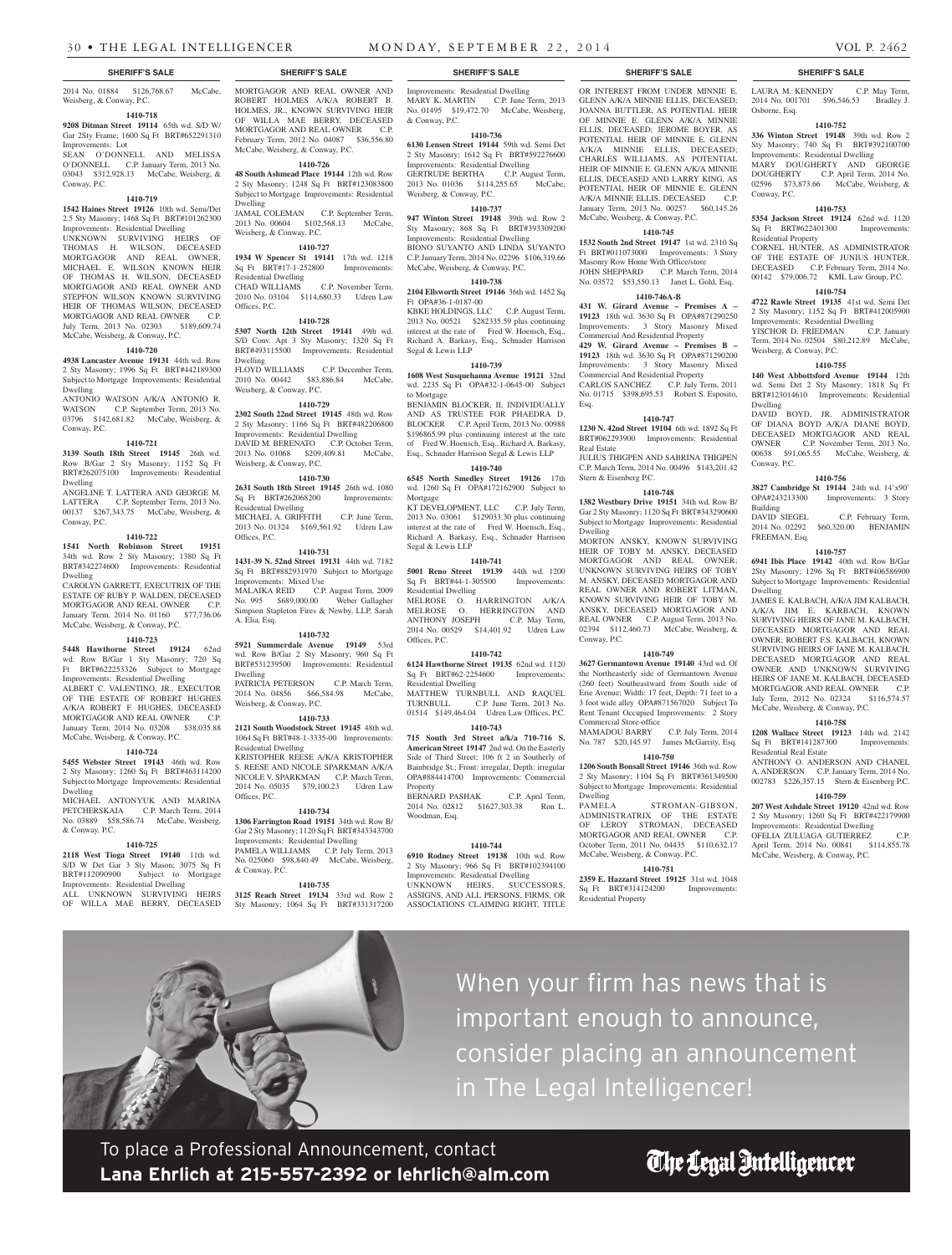## SHERIFF'S SALE

2014 No. 01884 $126,768.67 McCabe, Weisberg, & Conway, P.C.

**1410-718**

**9208 Ditman Street 19114** 65th wd. S/D W/ Gar 2Sty Frame; 1600 Sq Ft BRT#652291310 Improvements: Lot

SEAN O'DONNELL AND MELISSA O'DONNELL C.P. January Term, 2013 No. 03043 $312,928.13 McCabe, Weisberg, & Conway, P.C.

**1410-719**

**1542 Haines Street 19126** 10th wd. Semi/Det 2.5 Sty Masonry; 1468 Sq Ft BRT#101262300 Improvements: Residential Dwelling

UNKNOWN SURVIVING HEIRS OF THOMAS H. WILSON, DECEASED MORTGAGOR AND REAL OWNER, MICHAEL E. WILSON KNOWN HEIR OF THOMAS H. WILSON, DECEASED MORTGAGOR AND REAL OWNER AND STEPFON WILSON KNOWN SURVIVING HEIR OF THOMAS WILSON, DECEASED MORTGAGOR AND REAL OWNER C.P. July Term, 2013 No. 02303 $189,609.74 McCabe, Weisberg, & Conway, P.C.

**1410-720**

**4938 Lancaster Avenue 19131** 44th wd. Row 2 Sty Masonry; 1996 Sq Ft BRT#442189300 Subject to Mortgage Improvements: Residential Dwelling

ANTONIO WATSON A/K/A ANTONIO R. WATSON C.P. September Term, 2013 No. 03796 $142,681.82 McCabe, Weisberg, & Conway, P.C.

**1410-721**

**3139 South 18th Street 19145** 26th wd. Row B/Gar 2 Sty Masonry; 1152 Sq Ft BRT#262075100 Improvements: Residential Dwelling

ANGELINE T. LATTERA AND GEORGE M. LATTERA C.P. September Term, 2013 No. 00137 $267,343.75 McCabe, Weisberg, & Conway, P.C.

**1410-722**

**1541 North Robinson Street 19151** 34th wd. Row 2 Sty Masonry; 1380 Sq Ft BRT#342274600 Improvements: Residential Dwelling

CAROLYN GARRETT, EXECUTRIX OF THE ESTATE OF RUBY P. WALDEN, DECEASED MORTGAGOR AND REAL OWNER C.P. January Term, 2014 No. 01160 $77,736.06 McCabe, Weisberg, & Conway, P.C.

**1410-723**

**5448 Hawthorne Street 19124** 62nd wd. Row B/Gar 1 Sty Masonry; 720 Sq Ft BRT#622253326 Subject to Mortgage Improvements: Residential Dwelling

ALBERT C. VALENTINO, JR., EXECUTOR OF THE ESTATE OF ROBERT HUGHES A/K/A ROBERT F. HUGHES, DECEASED MORTGAGOR AND REAL OWNER C.P. January Term, 2014 No. 03208 $38,035.88 McCabe, Weisberg, & Conway, P.C.

**1410-724**

**5455 Webster Street 19143** 46th wd. Row 2 Sty Masonry; 1260 Sq Ft BRT#463114200 Subject to Mortgage Improvements: Residential Dwelling

MICHAEL ANTONYUK AND MARINA PETCHERSKAIA C.P. March Term, 2014 No. 03889 $58,586.74 McCabe, Weisberg, & Conway, P.C.

**1410-725**

**2118 West Tioga Street 19140** 11th wd. S/D W Det Gar 3 Sty Masonry; 3075 Sq Ft BRT#112090900 Subject to Mortgage Improvements: Residential Dwelling

ALL UNKNOWN SURVIVING HEIRS OF WILLA MAE BERRY, DECEASED MORTGAGOR AND REAL OWNER AND ROBERT HOLMES A/K/A ROBERT B. HOLMES, JR., KNOWN SURVIVING HEIR OF WILLA MAE BERRY, DECEASED MORTGAGOR AND REAL OWNER C.P. February Term, 2012 No. 04087 $36,556.80 McCabe, Weisberg, & Conway, P.C.

**1410-726**

**48 South Ashmead Place 19144** 12th wd. Row 2 Sty Masonry; 1248 Sq Ft BRT#123083800 Subject to Mortgage Improvements: Residential Dwelling

JAMAL COLEMAN C.P. September Term, 2013 No. 00604 $102,568.13 McCabe, Weisberg, & Conway, P.C.

**1410-727**

**1934 W Spencer St 19141** 17th wd. 1218 Sq Ft BRT#17-1-252800 Improvements: Residential Dwelling

CHAD WILLIAMS C.P. November Term, 2010 No. 03104 $114,680.33 Udren Law Offices, P.C.

**1410-728**

**5307 North 12th Street 19141** 49th wd. S/D Conv. Apt 3 Sty Masonry; 1320 Sq Ft BRT#493115500 Improvements: Residential Dwelling

FLOYD WILLIAMS C.P. December Term, 2010 No. 00442 $83,886.84 McCabe, Weisberg, & Conway, P.C.

**1410-729**

**2302 South 22nd Street 19145** 48th wd. Row 2 Sty Masonry; 1166 Sq Ft BRT#482206800 Improvements: Residential Dwelling

DAVID M. BERENATO C.P. October Term, 2013 No. 01068 $209,409.81 McCabe, Weisberg, & Conway, P.C.

**1410-730**

**2631 South 18th Street 19145** 26th wd. 1080 Sq Ft BRT#262068200 Improvements: Residential Dwelling

MICHAEL A. GRIFFITH C.P. June Term, 2013 No. 01324 $169,561.92 Udren Law Offices, P.C.

**1410-731**

**1431-39 N. 52nd Street 19131** 44th wd. 7182 Sq Ft BRT#882931970 Subject to Mortgage Improvements: Mixed Use

MALAIKA REID C.P. August Term, 2009 No. 995 $689,000.00 Weber Gallagher Simpson Stapleton Fires & Newby, LLP, Sarah A. Elia, Esq.

**1410-732**

**5921 Summerdale Avenue 19149** 53rd wd. Row B/Gar 2 Sty Masonry; 960 Sq Ft BRT#531239500 Improvements: Residential Dwelling

PATRICIA PETERSON C.P. March Term, 2014 No. 04856 $66,584.98 McCabe, Weisberg, & Conway, P.C.

**1410-733**

**2121 South Woodstock Street 19145** 48th wd. 1064 Sq Ft BRT#48-1-3335-00 Improvements: Residential Dwelling

KRISTOPHER REESE A/K/A KRISTOPHER S. REESE AND NICOLE SPARKMAN A/K/A NICOLE V. SPARKMAN C.P. March Term, 2014 No. 05035 $79,100.23 Udren Law Offices, P.C.

**1410-734**

**1306 Farrington Road 19151** 34th wd. Row B/ Gar 2 Sty Masonry; 1120 Sq Ft BRT#343343700 Improvements: Residential Dwelling

PAMELA WILLIAMS C.P. July Term, 2013 No. 025060 $98,840.49 McCabe, Weisberg, & Conway, P.C.

**1410-735**

**3125 Reach Street 19134** 33rd wd. Row 2 Sty Masonry; 1064 Sq Ft BRT#331317200 Improvements: Residential Dwelling

MARY K. MARTIN C.P. June Term, 2013 No. 01495 $19,472.70 McCabe, Weisberg, & Conway, P.C.

**1410-736**

**6130 Lensen Street 19144** 59th wd. Semi Det 2 Sty Masonry; 1612 Sq Ft BRT#592276600 Improvements: Residential Dwelling

GERTRUDE BERTHA C.P. August Term, 2013 No. 01036 $114,255.65 McCabe, Weisberg, & Conway, P.C.

**1410-737**

**947 Winton Street 19148** 39th wd. Row 2 Sty Masonry; 868 Sq Ft BRT#393309200 Improvements: Residential Dwelling

BIONO SUYANTO AND LINDA SUYANTO C.P. January Term, 2014 No. 02296 $106,319.66 McCabe, Weisberg, & Conway, P.C.

**1410-738**

**2104 Ellsworth Street 19146** 36th wd. 1452 Sq Ft OPA#36-1-0187-00

KBKE HOLDINGS, LLC C.P. August Term, 2013 No. 00521 $282335.59 plus continuing interest at the rate of Fred W. Hoensch, Esq., Richard A. Barkasy, Esq., Schnader Harrison Segal & Lewis LLP

**1410-739**

**1608 West Susquehanna Avenue 19121** 32nd wd. 2235 Sq Ft OPA#32-1-0645-00 Subject to Mortgage

BENJAMIN BLOCKER, II, INDIVIDUALLY AND AS TRUSTEE FOR PHAEDRA D. BLOCKER C.P. April Term, 2013 No. 00988 $196865.99 plus continuing interest at the rate of Fred W. Hoensch, Esq., Richard A. Barkasy, Esq., Schnader Harrison Segal & Lewis LLP

**1410-740**

**6545 North Smedley Street 19126** 17th wd. 1260 Sq Ft OPA#172162900 Subject to Mortgage

KT DEVELOPMENT, LLC C.P. July Term, 2013 No. 03061 $129033.30 plus continuing interest at the rate of Fred W. Hoensch, Esq., Richard A. Barkasy, Esq., Schnader Harrison Segal & Lewis LLP

**1410-741**

**5001 Reno Street 19139** 44th wd. 1200 Sq Ft BRT#44-1-305500 Improvements: Residential Dwelling

MELROSE O. HARRINGTON A/K/A MELROSE O. HERRINGTON AND ANTHONY JOSEPH C.P. May Term, 2014 No. 00529 $14,401.92 Udren Law Offices, P.C.

**1410-742**

**6124 Hawthorne Street 19135** 62nd wd. 1120 Sq Ft BRT#62-2254600 Improvements: Residential Dwelling

MATTHEW TURNBULL AND RAQUEL TURNBULL C.P. June Term, 2013 No. 01514 $149,464.04 Udren Law Offices, P.C.

**1410-743**

**715 South 3rd Street a/k/a 710-716 S. American Street 19147** 2nd wd. On the Easterly Side of Third Street; 106 ft 2 in Southerly of Bainbridge St.; Front: irregular, Depth: irregular OPA#884414700 Improvements: Commercial Property

BERNARD PASHAK C.P. April Term, 2014 No. 02812 $1627,303.38 Ron L. Woodman, Esq.

**1410-744**

**6910 Rodney Street 19138** 10th wd. Row 2 Sty Masonry; 966 Sq Ft BRT#102394100 Improvements: Residential Dwelling

UNKNOWN HEIRS, SUCCESSORS, ASSIGNS, AND ALL PERSONS, FIRMS, OR ASSOCIATIONS CLAIMING RIGHT, TITLE OR INTEREST FROM UNDER MINNIE E. GLENN A/K/A MINNIE ELLIS, DECEASED; JOANNA BUTTLER, AS POTENTIAL HEIR OF MINNIE E. GLENN A/K/A MINNIE ELLIS, DECEASED; JEROME BOYER, AS POTENTIAL HEIR OF MINNIE E. GLENN A/K/A MINNIE ELLIS, DECEASED; CHARLES WILLIAMS, AS POTENTIAL HEIR OF MINNIE E. GLENN A/K/A MINNIE ELLIS, DECEASED AND LARRY KING, AS POTENTIAL HEIR OF MINNIE E. GLENN A/K/A MINNIE ELLIS, DECEASED C.P. January Term, 2013 No. 00257 $60,145.26 McCabe, Weisberg, & Conway, P.C.

**1410-745**

**1532 South 2nd Street 19147** 1st wd. 2310 Sq Ft BRT#011073000 Improvements: 3 Story Masonry Row Home With Office/store

JOHN SHEPPARD C.P. March Term, 2014 No. 03572 $53,550.13 Janet L. Gold, Esq.

**1410-746A-B**

**431 W. Girard Avenue – Premises A – 19123** 18th wd. 3630 Sq Ft OPA#871290250 Improvements: 3 Story Masonry Mixed Commercial And Residential Property

**429 W. Girard Avenue – Premises B – 19123** 18th wd. 3630 Sq Ft OPA#871290200 Improvements: 3 Story Masonry Mixed Commercial And Residential Property

CARLOS SANCHEZ C.P. July Term, 2011 No. 01715 $398,695.53 Robert S. Esposito, Esq.

**1410-747**

**1230 N. 42nd Street 19104** 6th wd. 1892 Sq Ft BRT#062293900 Improvements: Residential Real Estate

JULIUS THIGPEN AND SABRINA THIGPEN C.P. March Term, 2014 No. 00496 $143,201.42 Stern & Eisenberg P.C.

**1410-748**

**1382 Westbury Drive 19151** 34th wd. Row B/ Gar 2 Sty Masonry; 1120 Sq Ft BRT#343290600 Subject to Mortgage Improvements: Residential Dwelling

MORTON ANSKY, KNOWN SURVIVING HEIR OF TOBY M. ANSKY, DECEASED MORTGAGOR AND REAL OWNER; UNKNOWN SURVIVING HEIRS OF TOBY M. ANSKY, DECEASED MORTGAGOR AND REAL OWNER AND ROBERT LITMAN, KNOWN SURVIVING HEIR OF TOBY M. ANSKY, DECEASED MORTGAGOR AND REAL OWNER C.P. August Term, 2013 No. 02394 $112,460.73 McCabe, Weisberg, & Conway, P.C.

**1410-749**

**3627 Germantown Avenue 19140** 43rd wd. Of the Northeasterly side of Germantown Avenue (260 feet) Southeastward from South side of Erie Avenue; Width: 17 feet, Depth: 71 feet to a 3 foot wide alley OPA#871567020 Subject To Rent Tenant Occupied Improvements: 2 Story Commercial Store-office

MAMADOU BARRY C.P. July Term, 2014 No. 787 $20,145.97 James McGarrity, Esq.

**1410-750**

**1206 South Bonsall Street 19146** 36th wd. Row 2 Sty Masonry; 1104 Sq Ft BRT#361349500 Subject to Mortgage Improvements: Residential Dwelling

PAMELA STROMAN-GIBSON, ADMINISTRATRIX OF THE ESTATE OF LEROY STROMAN, DECEASED MORTGAGOR AND REAL OWNER C.P. October Term, 2011 No. 04435 $110,632.17 McCabe, Weisberg, & Conway, P.C.

**1410-751**

**2359 E. Hazzard Street 19125** 31st wd. 1048 Sq Ft BRT#314124200 Improvements: Residential Property

LAURA M. KENNEDY C.P. May Term, 2014 No. 001701 $96,546.53 Bradley J. Osborne, Esq.

**1410-752**

**336 Winton Street 19148** 39th wd. Row 2 Sty Masonry; 740 Sq Ft BRT#392100700 Improvements: Residential Dwelling

MARY DOUGHERTY AND GEORGE DOUGHERTY C.P. April Term, 2014 No. 02596 $73,873.66 McCabe, Weisberg, & Conway, P.C.

**1410-753**

**5354 Jackson Street 19124** 62nd wd. 1120 Sq Ft BRT#622401300 Improvements: Residential Property

CORNEL HUNTER, AS ADMINISTRATOR OF THE ESTATE OF JUNIUS HUNTER, DECEASED C.P. February Term, 2014 No. 00142 $79,006.72 KML Law Group, P.C.

**1410-754**

**4722 Rawle Street 19135** 41st wd. Semi Det 2 Sty Masonry; 1152 Sq Ft BRT#412005900 Improvements: Residential Dwelling

YISCHOR D. FRIEDMAN C.P. January Term, 2014 No. 02504 $80,212.89 McCabe, Weisberg, & Conway, P.C.

**1410-755**

**140 West Abbottsford Avenue 19144** 12th wd. Semi Det 2 Sty Masonry; 1818 Sq Ft BRT#123014610 Improvements: Residential Dwelling

DAVID BOYD, JR. ADMINISTRATOR OF DIANA BOYD A/K/A DIANE BOYD, DECEASED MORTGAGOR AND REAL OWNER C.P. November Term, 2013 No. 00638 $91,065.55 McCabe, Weisberg, & Conway, P.C.

**1410-756**

**3827 Cambridge St 19144** 24th wd. 14'x90' OPA#243213300 Improvements: 3 Story Building

DAVID SIEGEL C.P. February Term, 2014 No. 02292 $60,320.00 BENJAMIN FREEMAN, Esq.

**1410-757**

**6941 Ibis Place 19142** 40th wd. Row B/Gar 2Sty Masonry; 1296 Sq Ft BRT#406586900 Subject to Mortgage Improvements: Residential Dwelling

JAMES E. KALBACH, A/K/A JIM KALBACH, A/K/A JIM E. KARBACH, KNOWN SURVIVING HEIRS OF JANE M. KALBACH, DECEASED MORTGAGOR AND REAL OWNER; ROBERT F.S. KALBACH, KNOWN SURVIVING HEIRS OF JANE M. KALBACH, DECEASED MORTGAGOR AND REAL OWNER AND UNKNOWN SURVIVING HEIRS OF JANE M. KALBACH, DECEASED MORTGAGOR AND REAL OWNER C.P. July Term, 2012 No. 02324 $116,574.57 McCabe, Weisberg, & Conway, P.C.

**1410-758**

**1208 Wallace Street 19123** 14th wd. 2142 Sq Ft BRT#141287300 Improvements: Residential Real Estate

ANTHONY O. ANDERSON AND CHANEL A. ANDERSON C.P. January Term, 2014 No. 002783 $226,357.15 Stern & Eisenberg P.C.

**1410-759**

**207 West Ashdale Street 19120** 42nd wd. Row 2 Sty Masonry; 1260 Sq Ft BRT#422179900 Improvements: Residential Dwelling

OFELIA ZULUAGA GUTIERREZ C.P. April Term, 2014 No. 00841 $114,855.78 McCabe, Weisberg, & Conway, P.C.

---

When your firm has news that is important enough to announce, consider placing an announcement in The Legal Intelligencer!

To place a Professional Announcement, contact **Lana Ehrlich at 215-557-2392 or lehrlich@alm.com**

The Legal Intelligencer